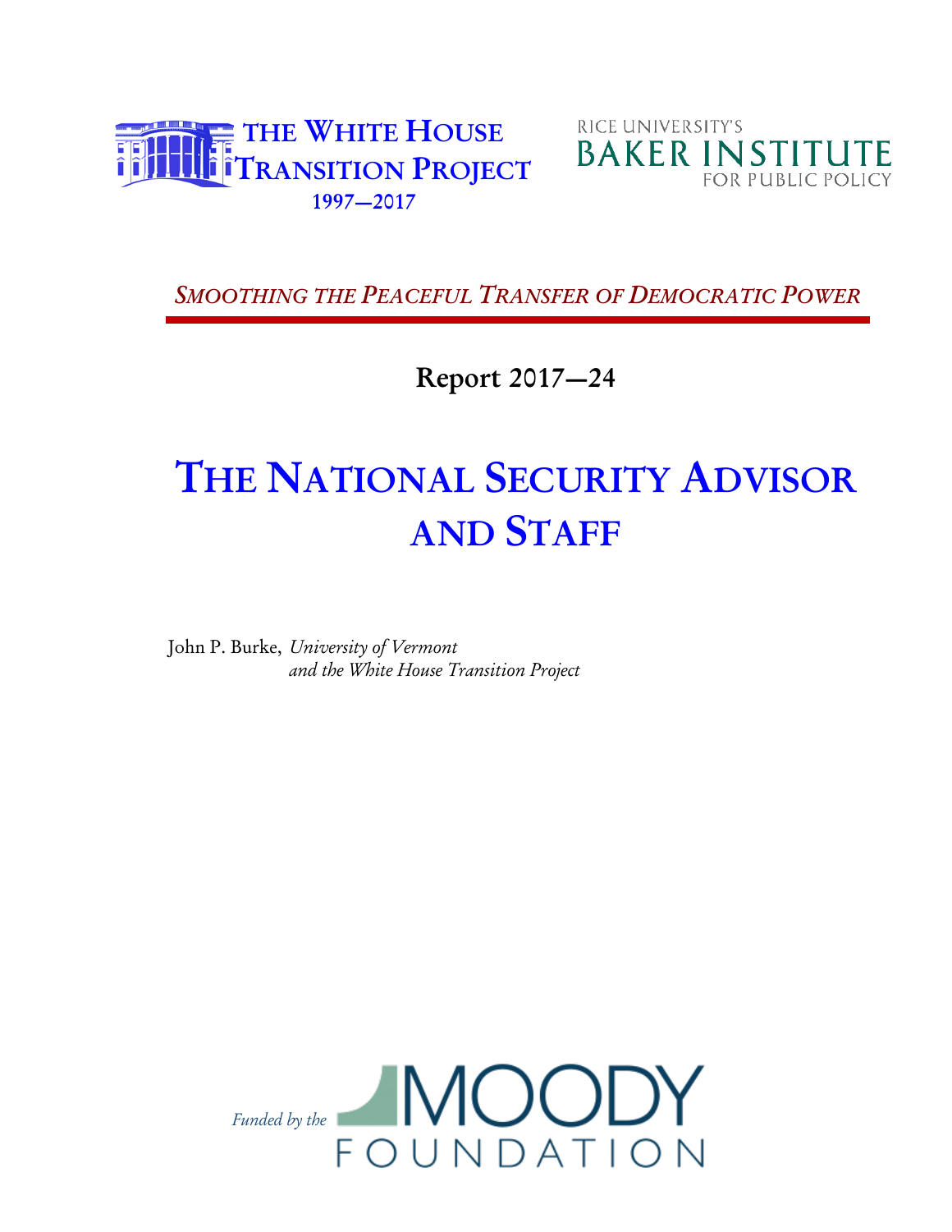THE WHITE HOUSE TRANSITION PROJECT
1997—2017

RICE UNIVERSITY'S BAKER INSTITUTE FOR PUBLIC POLICY

*SMOOTHING THE PEACEFUL TRANSFER OF DEMOCRATIC POWER*

**Report 2017—24**

# THE NATIONAL SECURITY ADVISOR AND STAFF

John P. Burke, *University of Vermont and the White House Transition Project*

*Funded by the* MOODY FOUNDATION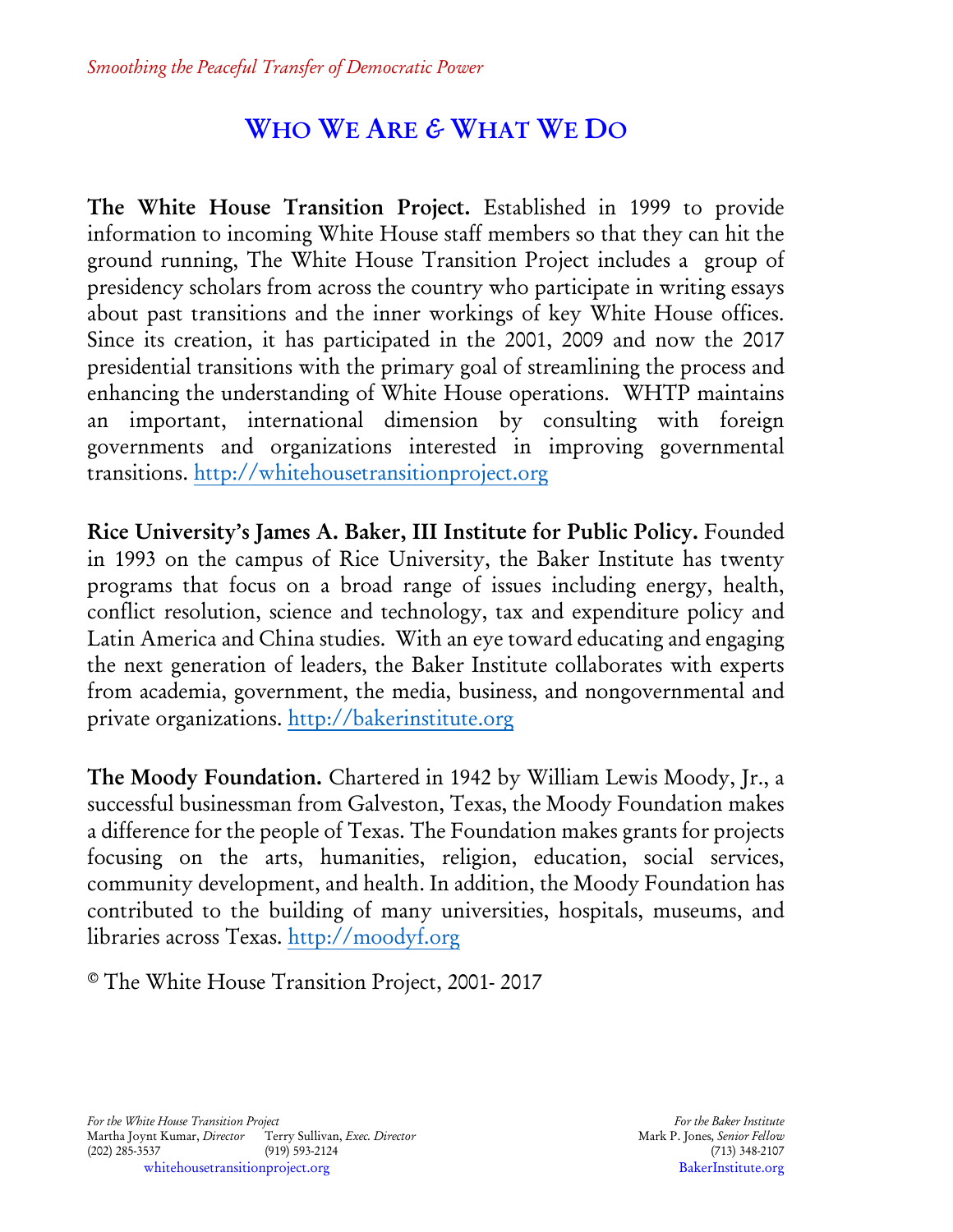*Smoothing the Peaceful Transfer of Democratic Power*

# WHO WE ARE & WHAT WE DO

**The White House Transition Project.** Established in 1999 to provide information to incoming White House staff members so that they can hit the ground running, The White House Transition Project includes a group of presidency scholars from across the country who participate in writing essays about past transitions and the inner workings of key White House offices. Since its creation, it has participated in the 2001, 2009 and now the 2017 presidential transitions with the primary goal of streamlining the process and enhancing the understanding of White House operations. WHTP maintains an important, international dimension by consulting with foreign governments and organizations interested in improving governmental transitions. http://whitehousetransitionproject.org

**Rice University's James A. Baker, III Institute for Public Policy.** Founded in 1993 on the campus of Rice University, the Baker Institute has twenty programs that focus on a broad range of issues including energy, health, conflict resolution, science and technology, tax and expenditure policy and Latin America and China studies. With an eye toward educating and engaging the next generation of leaders, the Baker Institute collaborates with experts from academia, government, the media, business, and nongovernmental and private organizations. http://bakerinstitute.org

**The Moody Foundation.** Chartered in 1942 by William Lewis Moody, Jr., a successful businessman from Galveston, Texas, the Moody Foundation makes a difference for the people of Texas. The Foundation makes grants for projects focusing on the arts, humanities, religion, education, social services, community development, and health. In addition, the Moody Foundation has contributed to the building of many universities, hospitals, museums, and libraries across Texas. http://moodyf.org

© The White House Transition Project, 2001- 2017

*For the White House Transition Project*
Martha Joynt Kumar, *Director* (202) 285-3537
Terry Sullivan, *Exec. Director* (919) 593-2124
whitehousetransitionproject.org

*For the Baker Institute*
Mark P. Jones, *Senior Fellow* (713) 348-2107
BakerInstitute.org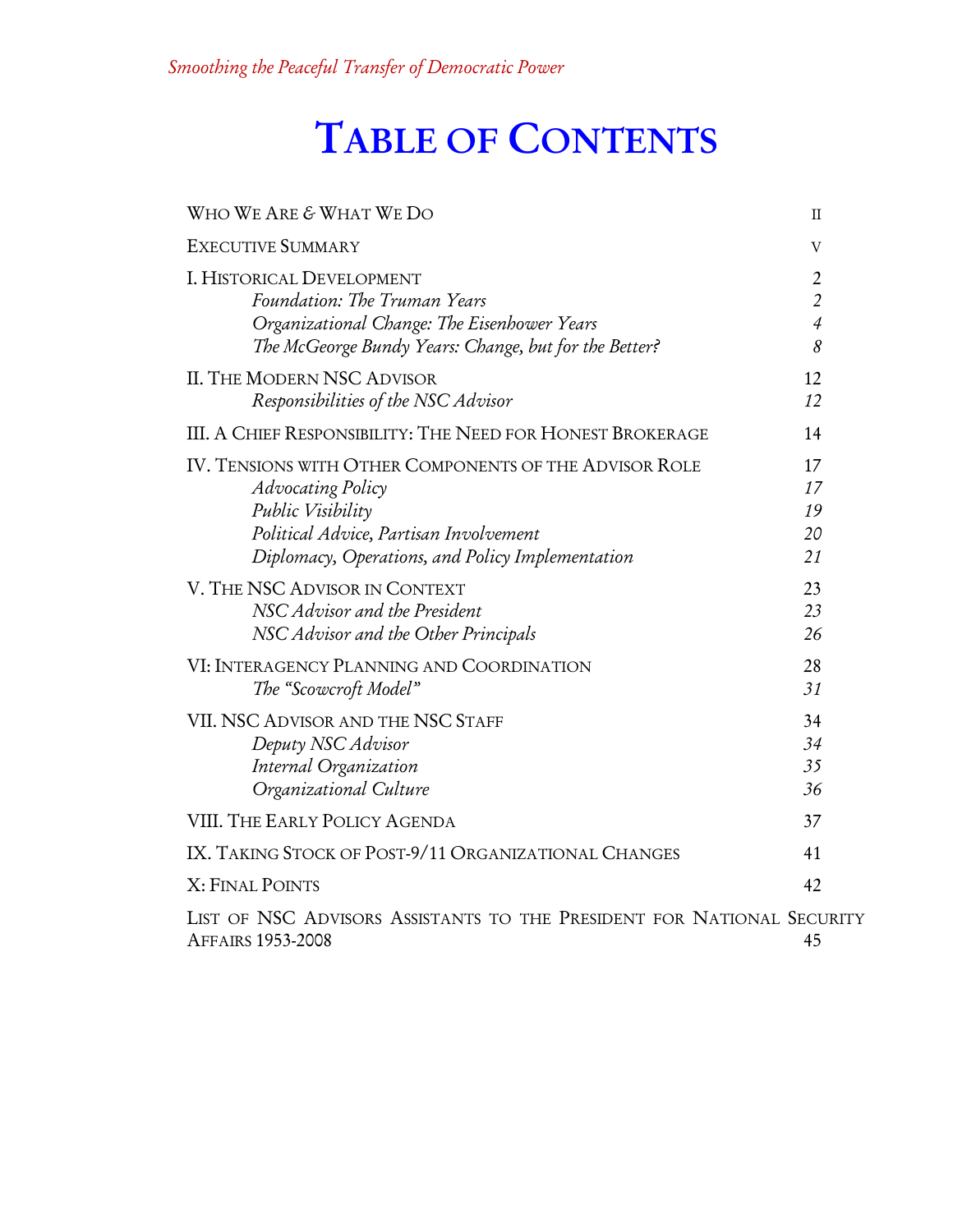# Table of Contents

| | |
|---|---|
| Who We Are & What We Do | ii |
| Executive Summary | v |
| I. Historical Development | 2 |
| *Foundation: The Truman Years* | *2* |
| *Organizational Change: The Eisenhower Years* | *4* |
| *The McGeorge Bundy Years: Change, but for the Better?* | *8* |
| II. The Modern NSC Advisor | 12 |
| *Responsibilities of the NSC Advisor* | *12* |
| III. A Chief Responsibility: The Need for Honest Brokerage | 14 |
| IV. Tensions with Other Components of the Advisor Role | 17 |
| *Advocating Policy* | *17* |
| *Public Visibility* | *19* |
| *Political Advice, Partisan Involvement* | *20* |
| *Diplomacy, Operations, and Policy Implementation* | *21* |
| V. The NSC Advisor in Context | 23 |
| *NSC Advisor and the President* | *23* |
| *NSC Advisor and the Other Principals* | *26* |
| VI: Interagency Planning and Coordination | 28 |
| *The "Scowcroft Model"* | *31* |
| VII. NSC Advisor and the NSC Staff | 34 |
| *Deputy NSC Advisor* | *34* |
| *Internal Organization* | *35* |
| *Organizational Culture* | *36* |
| VIII. The Early Policy Agenda | 37 |
| IX. Taking Stock of Post-9/11 Organizational Changes | 41 |
| X: Final Points | 42 |
| List of NSC Advisors Assistants to the President for National Security Affairs 1953-2008 | 45 |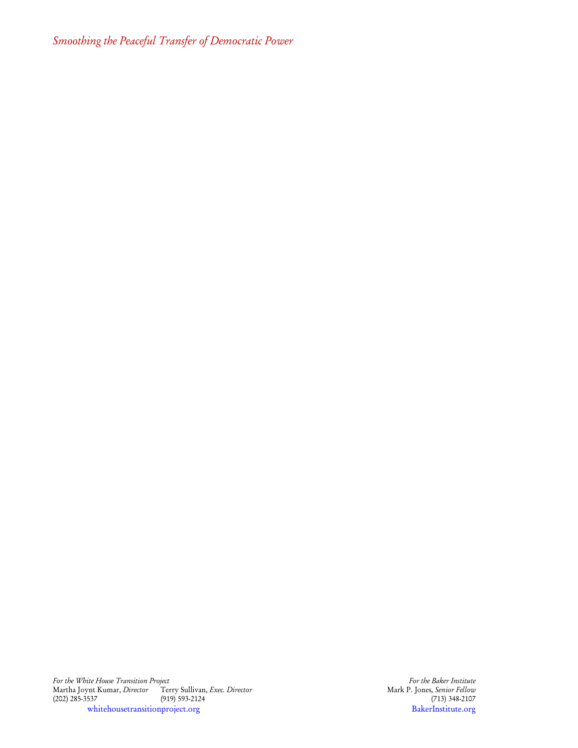*Smoothing the Peaceful Transfer of Democratic Power*

*For the White House Transition Project*
Martha Joynt Kumar, *Director* Terry Sullivan, *Exec. Director*
(202) 285-3537 (919) 593-2124
whitehousetransitionproject.org

*For the Baker Institute*
Mark P. Jones, *Senior Fellow*
(713) 348-2107
BakerInstitute.org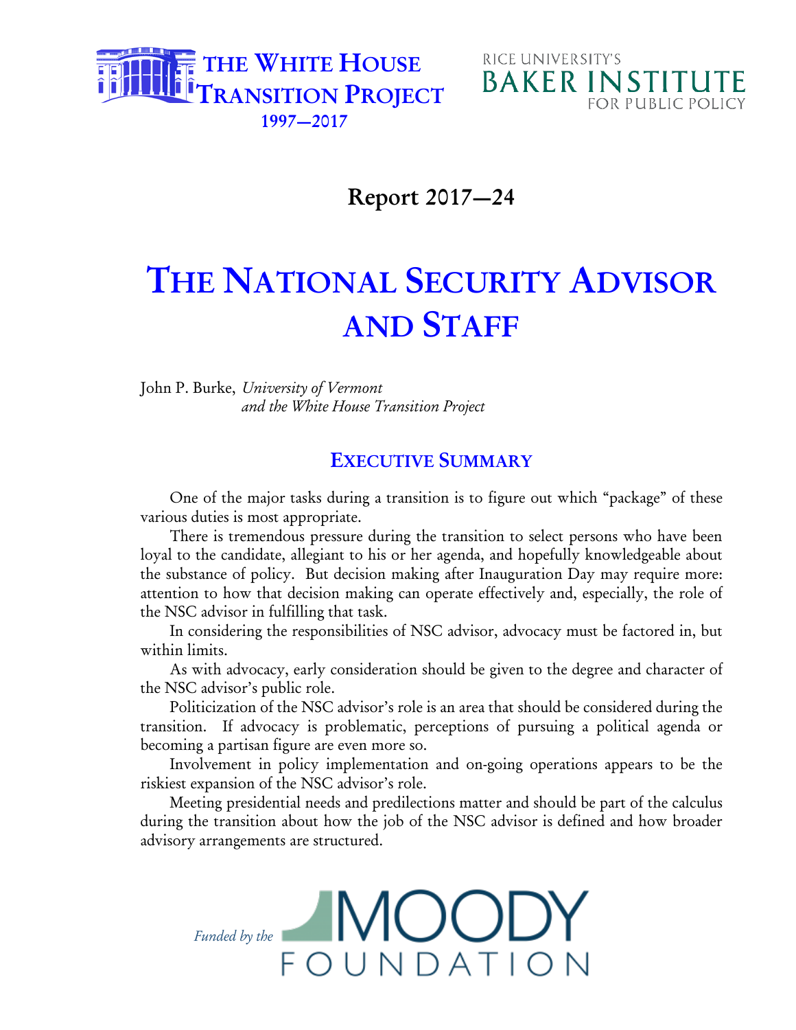Report 2017—24

# The National Security Advisor and Staff

John P. Burke, *University of Vermont and the White House Transition Project*

## Executive Summary

One of the major tasks during a transition is to figure out which "package" of these various duties is most appropriate.

There is tremendous pressure during the transition to select persons who have been loyal to the candidate, allegiant to his or her agenda, and hopefully knowledgeable about the substance of policy. But decision making after Inauguration Day may require more: attention to how that decision making can operate effectively and, especially, the role of the NSC advisor in fulfilling that task.

In considering the responsibilities of NSC advisor, advocacy must be factored in, but within limits.

As with advocacy, early consideration should be given to the degree and character of the NSC advisor's public role.

Politicization of the NSC advisor's role is an area that should be considered during the transition. If advocacy is problematic, perceptions of pursuing a political agenda or becoming a partisan figure are even more so.

Involvement in policy implementation and on-going operations appears to be the riskiest expansion of the NSC advisor's role.

Meeting presidential needs and predilections matter and should be part of the calculus during the transition about how the job of the NSC advisor is defined and how broader advisory arrangements are structured.

*Funded by the* Moody Foundation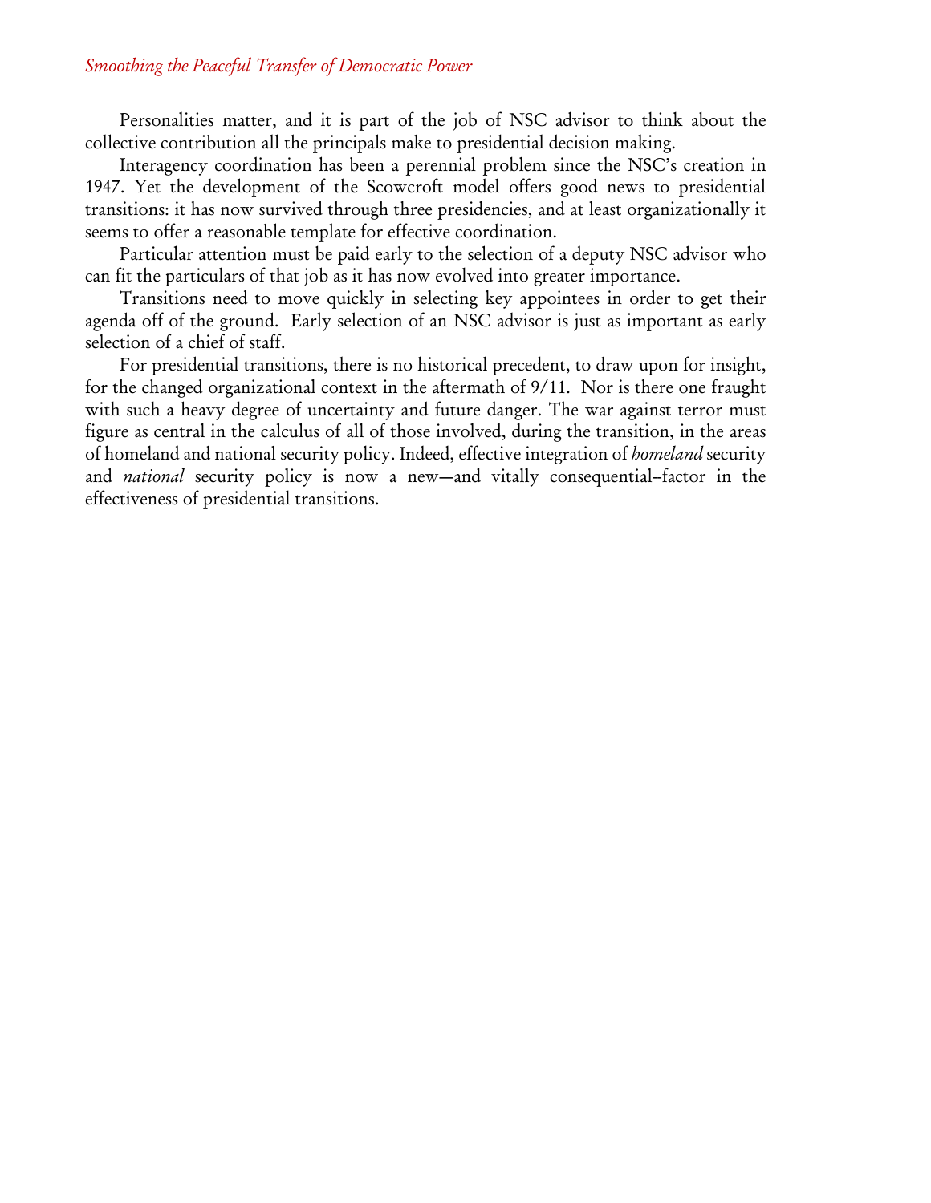Personalities matter, and it is part of the job of NSC advisor to think about the collective contribution all the principals make to presidential decision making.

Interagency coordination has been a perennial problem since the NSC's creation in 1947. Yet the development of the Scowcroft model offers good news to presidential transitions: it has now survived through three presidencies, and at least organizationally it seems to offer a reasonable template for effective coordination.

Particular attention must be paid early to the selection of a deputy NSC advisor who can fit the particulars of that job as it has now evolved into greater importance.

Transitions need to move quickly in selecting key appointees in order to get their agenda off of the ground. Early selection of an NSC advisor is just as important as early selection of a chief of staff.

For presidential transitions, there is no historical precedent, to draw upon for insight, for the changed organizational context in the aftermath of 9/11. Nor is there one fraught with such a heavy degree of uncertainty and future danger. The war against terror must figure as central in the calculus of all of those involved, during the transition, in the areas of homeland and national security policy. Indeed, effective integration of *homeland* security and *national* security policy is now a new—and vitally consequential--factor in the effectiveness of presidential transitions.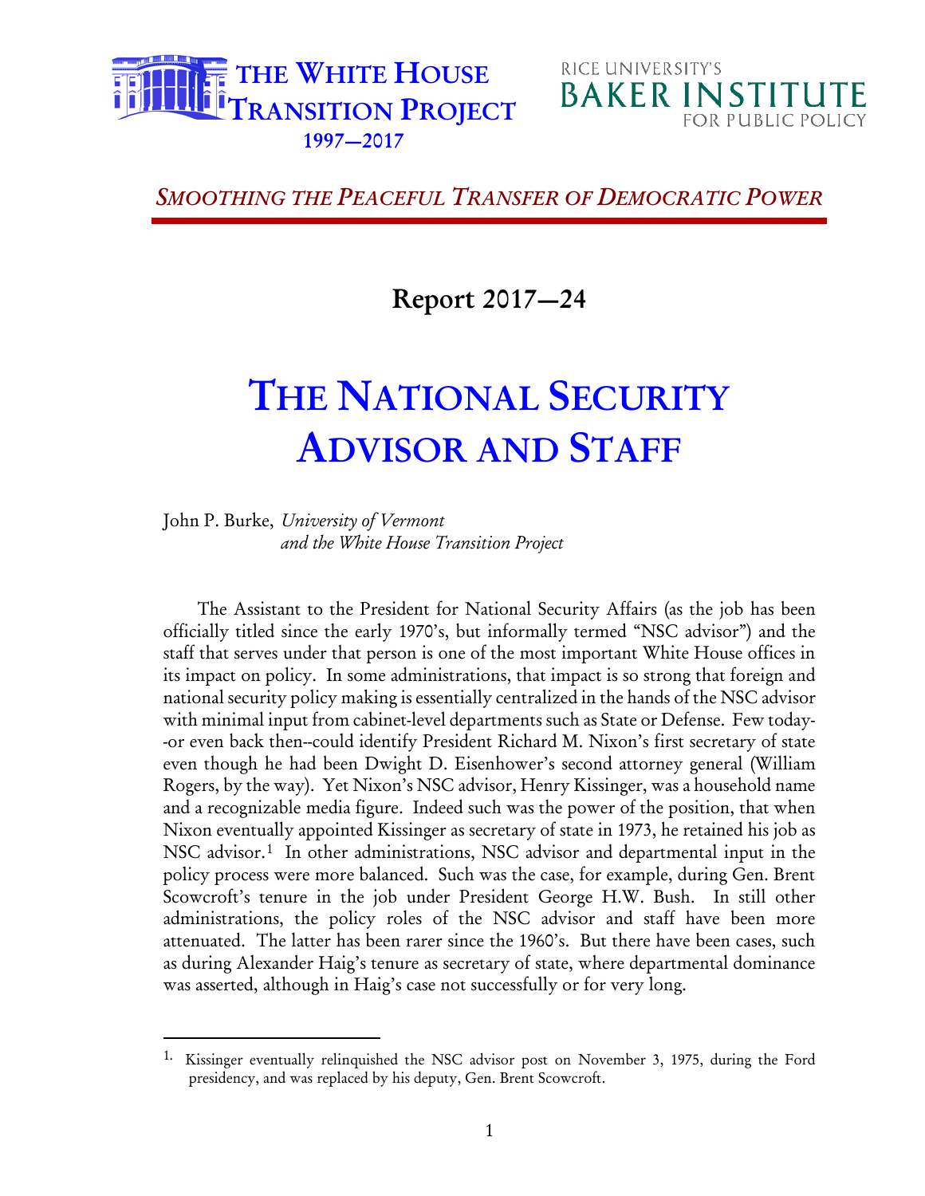# The White House Transition Project 1997—2017

Rice University's Baker Institute for Public Policy

*Smoothing the Peaceful Transfer of Democratic Power*

## Report 2017—24

# The National Security Advisor and Staff

John P. Burke, *University of Vermont and the White House Transition Project*

The Assistant to the President for National Security Affairs (as the job has been officially titled since the early 1970's, but informally termed "NSC advisor") and the staff that serves under that person is one of the most important White House offices in its impact on policy. In some administrations, that impact is so strong that foreign and national security policy making is essentially centralized in the hands of the NSC advisor with minimal input from cabinet-level departments such as State or Defense. Few today--or even back then--could identify President Richard M. Nixon's first secretary of state even though he had been Dwight D. Eisenhower's second attorney general (William Rogers, by the way). Yet Nixon's NSC advisor, Henry Kissinger, was a household name and a recognizable media figure. Indeed such was the power of the position, that when Nixon eventually appointed Kissinger as secretary of state in 1973, he retained his job as NSC advisor.[1] In other administrations, NSC advisor and departmental input in the policy process were more balanced. Such was the case, for example, during Gen. Brent Scowcroft's tenure in the job under President George H.W. Bush. In still other administrations, the policy roles of the NSC advisor and staff have been more attenuated. The latter has been rarer since the 1960's. But there have been cases, such as during Alexander Haig's tenure as secretary of state, where departmental dominance was asserted, although in Haig's case not successfully or for very long.

[1] Kissinger eventually relinquished the NSC advisor post on November 3, 1975, during the Ford presidency, and was replaced by his deputy, Gen. Brent Scowcroft.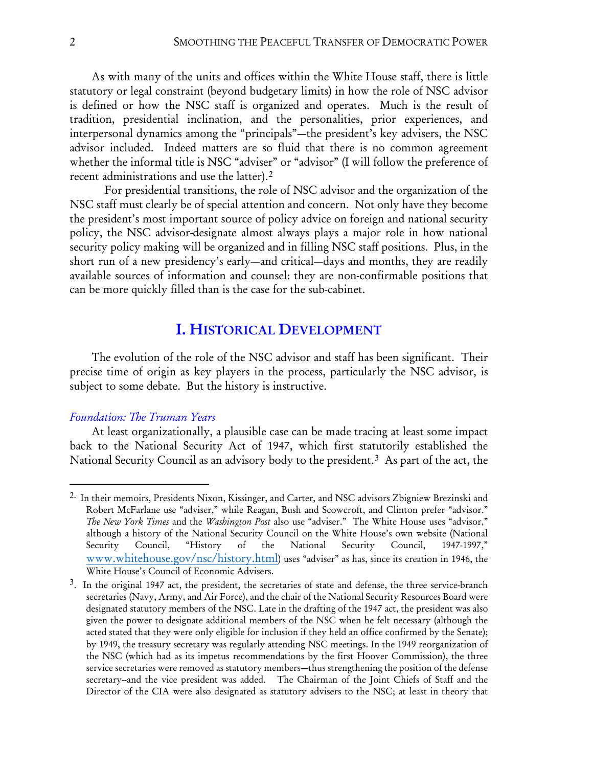As with many of the units and offices within the White House staff, there is little statutory or legal constraint (beyond budgetary limits) in how the role of NSC advisor is defined or how the NSC staff is organized and operates. Much is the result of tradition, presidential inclination, and the personalities, prior experiences, and interpersonal dynamics among the "principals"—the president's key advisers, the NSC advisor included. Indeed matters are so fluid that there is no common agreement whether the informal title is NSC "adviser" or "advisor" (I will follow the preference of recent administrations and use the latter).[2]

For presidential transitions, the role of NSC advisor and the organization of the NSC staff must clearly be of special attention and concern. Not only have they become the president's most important source of policy advice on foreign and national security policy, the NSC advisor-designate almost always plays a major role in how national security policy making will be organized and in filling NSC staff positions. Plus, in the short run of a new presidency's early—and critical—days and months, they are readily available sources of information and counsel: they are non-confirmable positions that can be more quickly filled than is the case for the sub-cabinet.

# I. Historical Development

The evolution of the role of the NSC advisor and staff has been significant. Their precise time of origin as key players in the process, particularly the NSC advisor, is subject to some debate. But the history is instructive.

### *Foundation: The Truman Years*

At least organizationally, a plausible case can be made tracing at least some impact back to the National Security Act of 1947, which first statutorily established the National Security Council as an advisory body to the president.[3] As part of the act, the

---

[2] In their memoirs, Presidents Nixon, Kissinger, and Carter, and NSC advisors Zbigniew Brezinski and Robert McFarlane use "adviser," while Reagan, Bush and Scowcroft, and Clinton prefer "advisor." *The New York Times* and the *Washington Post* also use "adviser." The White House uses "advisor," although a history of the National Security Council on the White House's own website (National Security Council, "History of the National Security Council, 1947-1997," www.whitehouse.gov/nsc/history.html) uses "adviser" as has, since its creation in 1946, the White House's Council of Economic Advisers.

[3] In the original 1947 act, the president, the secretaries of state and defense, the three service-branch secretaries (Navy, Army, and Air Force), and the chair of the National Security Resources Board were designated statutory members of the NSC. Late in the drafting of the 1947 act, the president was also given the power to designate additional members of the NSC when he felt necessary (although the acted stated that they were only eligible for inclusion if they held an office confirmed by the Senate); by 1949, the treasury secretary was regularly attending NSC meetings. In the 1949 reorganization of the NSC (which had as its impetus recommendations by the first Hoover Commission), the three service secretaries were removed as statutory members—thus strengthening the position of the defense secretary--and the vice president was added. The Chairman of the Joint Chiefs of Staff and the Director of the CIA were also designated as statutory advisers to the NSC; at least in theory that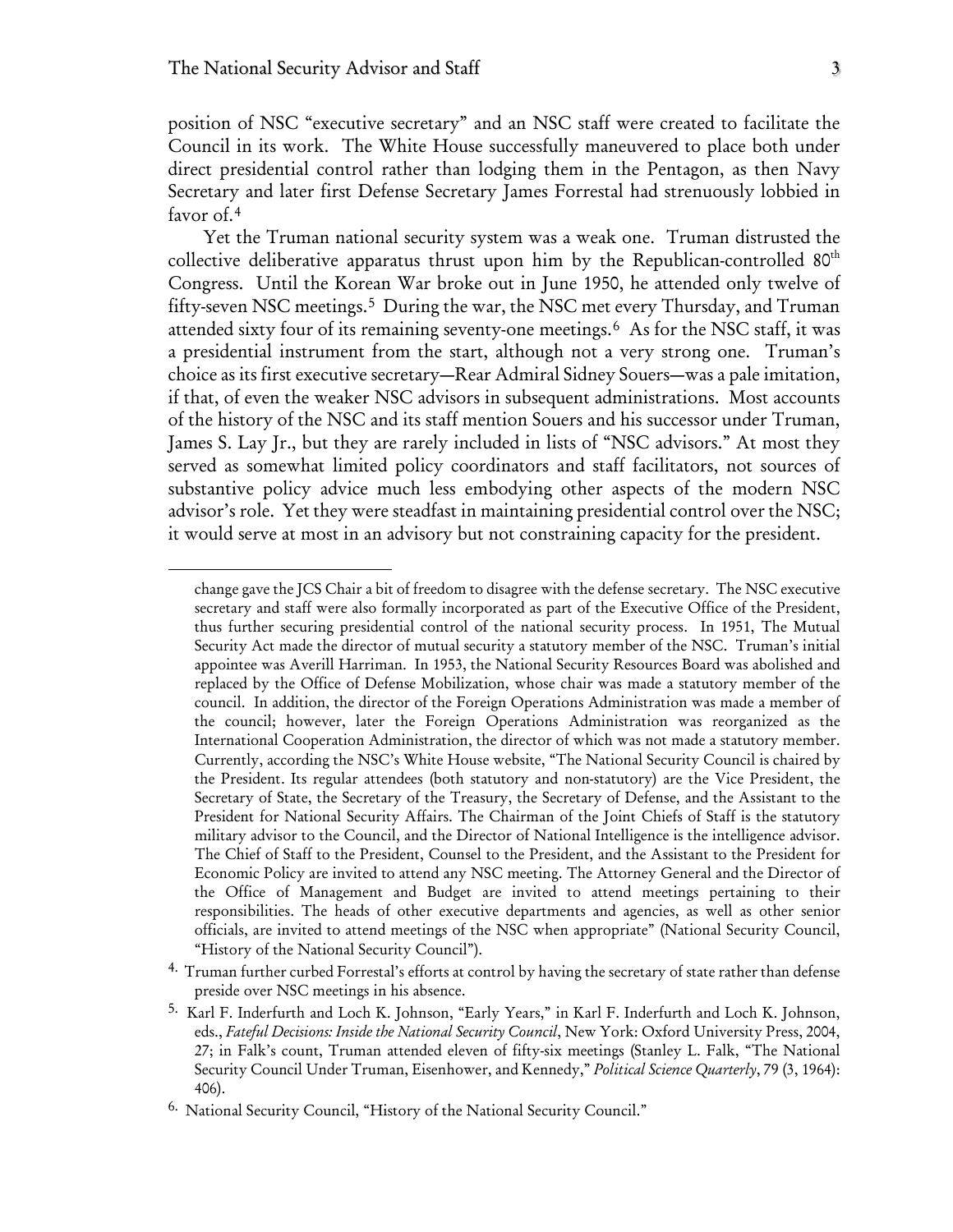position of NSC "executive secretary" and an NSC staff were created to facilitate the Council in its work. The White House successfully maneuvered to place both under direct presidential control rather than lodging them in the Pentagon, as then Navy Secretary and later first Defense Secretary James Forrestal had strenuously lobbied in favor of.[4]

Yet the Truman national security system was a weak one. Truman distrusted the collective deliberative apparatus thrust upon him by the Republican-controlled 80th Congress. Until the Korean War broke out in June 1950, he attended only twelve of fifty-seven NSC meetings.[5] During the war, the NSC met every Thursday, and Truman attended sixty four of its remaining seventy-one meetings.[6] As for the NSC staff, it was a presidential instrument from the start, although not a very strong one. Truman's choice as its first executive secretary—Rear Admiral Sidney Souers—was a pale imitation, if that, of even the weaker NSC advisors in subsequent administrations. Most accounts of the history of the NSC and its staff mention Souers and his successor under Truman, James S. Lay Jr., but they are rarely included in lists of "NSC advisors." At most they served as somewhat limited policy coordinators and staff facilitators, not sources of substantive policy advice much less embodying other aspects of the modern NSC advisor's role. Yet they were steadfast in maintaining presidential control over the NSC; it would serve at most in an advisory but not constraining capacity for the president.

---

change gave the JCS Chair a bit of freedom to disagree with the defense secretary. The NSC executive secretary and staff were also formally incorporated as part of the Executive Office of the President, thus further securing presidential control of the national security process. In 1951, The Mutual Security Act made the director of mutual security a statutory member of the NSC. Truman's initial appointee was Averill Harriman. In 1953, the National Security Resources Board was abolished and replaced by the Office of Defense Mobilization, whose chair was made a statutory member of the council. In addition, the director of the Foreign Operations Administration was made a member of the council; however, later the Foreign Operations Administration was reorganized as the International Cooperation Administration, the director of which was not made a statutory member. Currently, according the NSC's White House website, "The National Security Council is chaired by the President. Its regular attendees (both statutory and non-statutory) are the Vice President, the Secretary of State, the Secretary of the Treasury, the Secretary of Defense, and the Assistant to the President for National Security Affairs. The Chairman of the Joint Chiefs of Staff is the statutory military advisor to the Council, and the Director of National Intelligence is the intelligence advisor. The Chief of Staff to the President, Counsel to the President, and the Assistant to the President for Economic Policy are invited to attend any NSC meeting. The Attorney General and the Director of the Office of Management and Budget are invited to attend meetings pertaining to their responsibilities. The heads of other executive departments and agencies, as well as other senior officials, are invited to attend meetings of the NSC when appropriate" (National Security Council, "History of the National Security Council").

4. Truman further curbed Forrestal's efforts at control by having the secretary of state rather than defense preside over NSC meetings in his absence.

5. Karl F. Inderfurth and Loch K. Johnson, "Early Years," in Karl F. Inderfurth and Loch K. Johnson, eds., *Fateful Decisions: Inside the National Security Council*, New York: Oxford University Press, 2004, 27; in Falk's count, Truman attended eleven of fifty-six meetings (Stanley L. Falk, "The National Security Council Under Truman, Eisenhower, and Kennedy," *Political Science Quarterly*, 79 (3, 1964): 406).

6. National Security Council, "History of the National Security Council."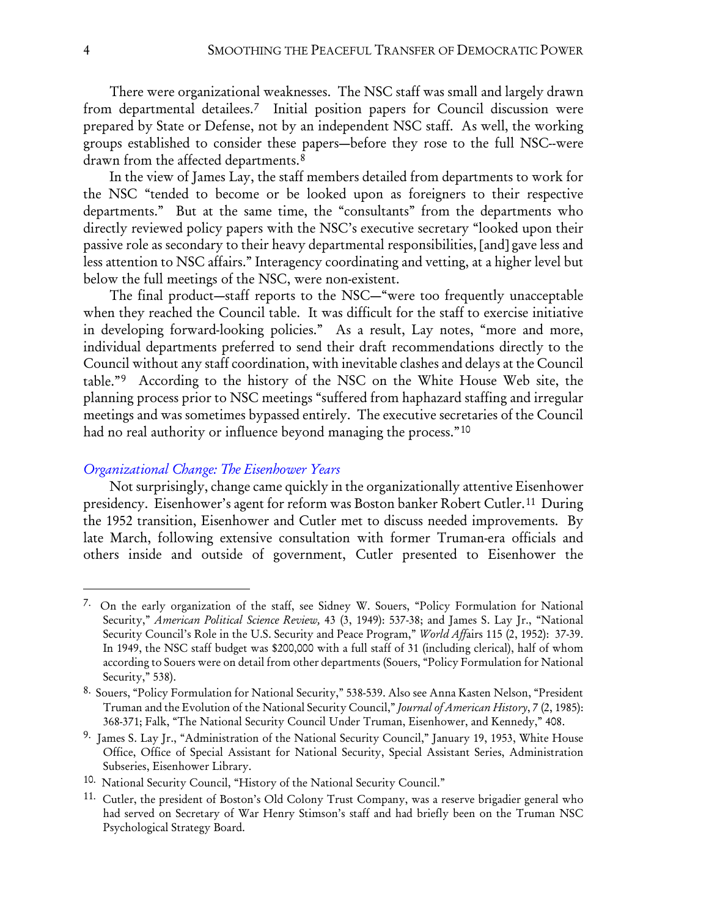There were organizational weaknesses. The NSC staff was small and largely drawn from departmental detailees.[7] Initial position papers for Council discussion were prepared by State or Defense, not by an independent NSC staff. As well, the working groups established to consider these papers—before they rose to the full NSC--were drawn from the affected departments.[8]

In the view of James Lay, the staff members detailed from departments to work for the NSC "tended to become or be looked upon as foreigners to their respective departments." But at the same time, the "consultants" from the departments who directly reviewed policy papers with the NSC's executive secretary "looked upon their passive role as secondary to their heavy departmental responsibilities, [and] gave less and less attention to NSC affairs." Interagency coordinating and vetting, at a higher level but below the full meetings of the NSC, were non-existent.

The final product—staff reports to the NSC—"were too frequently unacceptable when they reached the Council table. It was difficult for the staff to exercise initiative in developing forward-looking policies." As a result, Lay notes, "more and more, individual departments preferred to send their draft recommendations directly to the Council without any staff coordination, with inevitable clashes and delays at the Council table."[9] According to the history of the NSC on the White House Web site, the planning process prior to NSC meetings "suffered from haphazard staffing and irregular meetings and was sometimes bypassed entirely. The executive secretaries of the Council had no real authority or influence beyond managing the process."[10]

### *Organizational Change: The Eisenhower Years*

Not surprisingly, change came quickly in the organizationally attentive Eisenhower presidency. Eisenhower's agent for reform was Boston banker Robert Cutler.[11] During the 1952 transition, Eisenhower and Cutler met to discuss needed improvements. By late March, following extensive consultation with former Truman-era officials and others inside and outside of government, Cutler presented to Eisenhower the

---

7. On the early organization of the staff, see Sidney W. Souers, "Policy Formulation for National Security," *American Political Science Review,* 43 (3, 1949): 537-38; and James S. Lay Jr., "National Security Council's Role in the U.S. Security and Peace Program," *World Affairs* 115 (2, 1952): 37-39. In 1949, the NSC staff budget was $200,000 with a full staff of 31 (including clerical), half of whom according to Souers were on detail from other departments (Souers, "Policy Formulation for National Security," 538).

8. Souers, "Policy Formulation for National Security," 538-539. Also see Anna Kasten Nelson, "President Truman and the Evolution of the National Security Council," *Journal of American History*, 7 (2, 1985): 368-371; Falk, "The National Security Council Under Truman, Eisenhower, and Kennedy," 408.

9. James S. Lay Jr., "Administration of the National Security Council," January 19, 1953, White House Office, Office of Special Assistant for National Security, Special Assistant Series, Administration Subseries, Eisenhower Library.

10. National Security Council, "History of the National Security Council."

11. Cutler, the president of Boston's Old Colony Trust Company, was a reserve brigadier general who had served on Secretary of War Henry Stimson's staff and had briefly been on the Truman NSC Psychological Strategy Board.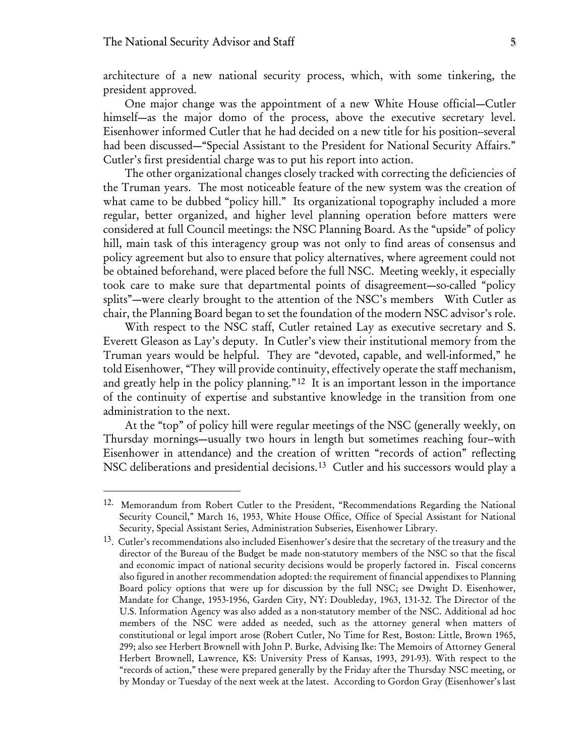architecture of a new national security process, which, with some tinkering, the president approved.

One major change was the appointment of a new White House official—Cutler himself—as the major domo of the process, above the executive secretary level. Eisenhower informed Cutler that he had decided on a new title for his position--several had been discussed—"Special Assistant to the President for National Security Affairs." Cutler's first presidential charge was to put his report into action.

The other organizational changes closely tracked with correcting the deficiencies of the Truman years. The most noticeable feature of the new system was the creation of what came to be dubbed "policy hill." Its organizational topography included a more regular, better organized, and higher level planning operation before matters were considered at full Council meetings: the NSC Planning Board. As the "upside" of policy hill, main task of this interagency group was not only to find areas of consensus and policy agreement but also to ensure that policy alternatives, where agreement could not be obtained beforehand, were placed before the full NSC. Meeting weekly, it especially took care to make sure that departmental points of disagreement—so-called "policy splits"—were clearly brought to the attention of the NSC's members With Cutler as chair, the Planning Board began to set the foundation of the modern NSC advisor's role.

With respect to the NSC staff, Cutler retained Lay as executive secretary and S. Everett Gleason as Lay's deputy. In Cutler's view their institutional memory from the Truman years would be helpful. They are "devoted, capable, and well-informed," he told Eisenhower, "They will provide continuity, effectively operate the staff mechanism, and greatly help in the policy planning."[12] It is an important lesson in the importance of the continuity of expertise and substantive knowledge in the transition from one administration to the next.

At the "top" of policy hill were regular meetings of the NSC (generally weekly, on Thursday mornings—usually two hours in length but sometimes reaching four--with Eisenhower in attendance) and the creation of written "records of action" reflecting NSC deliberations and presidential decisions.[13] Cutler and his successors would play a

---

12. Memorandum from Robert Cutler to the President, "Recommendations Regarding the National Security Council," March 16, 1953, White House Office, Office of Special Assistant for National Security, Special Assistant Series, Administration Subseries, Eisenhower Library.

13. Cutler's recommendations also included Eisenhower's desire that the secretary of the treasury and the director of the Bureau of the Budget be made non-statutory members of the NSC so that the fiscal and economic impact of national security decisions would be properly factored in. Fiscal concerns also figured in another recommendation adopted: the requirement of financial appendixes to Planning Board policy options that were up for discussion by the full NSC; see Dwight D. Eisenhower, Mandate for Change, 1953-1956, Garden City, NY: Doubleday, 1963, 131-32. The Director of the U.S. Information Agency was also added as a non-statutory member of the NSC. Additional ad hoc members of the NSC were added as needed, such as the attorney general when matters of constitutional or legal import arose (Robert Cutler, No Time for Rest, Boston: Little, Brown 1965, 299; also see Herbert Brownell with John P. Burke, Advising Ike: The Memoirs of Attorney General Herbert Brownell, Lawrence, KS: University Press of Kansas, 1993, 291-93). With respect to the "records of action," these were prepared generally by the Friday after the Thursday NSC meeting, or by Monday or Tuesday of the next week at the latest. According to Gordon Gray (Eisenhower's last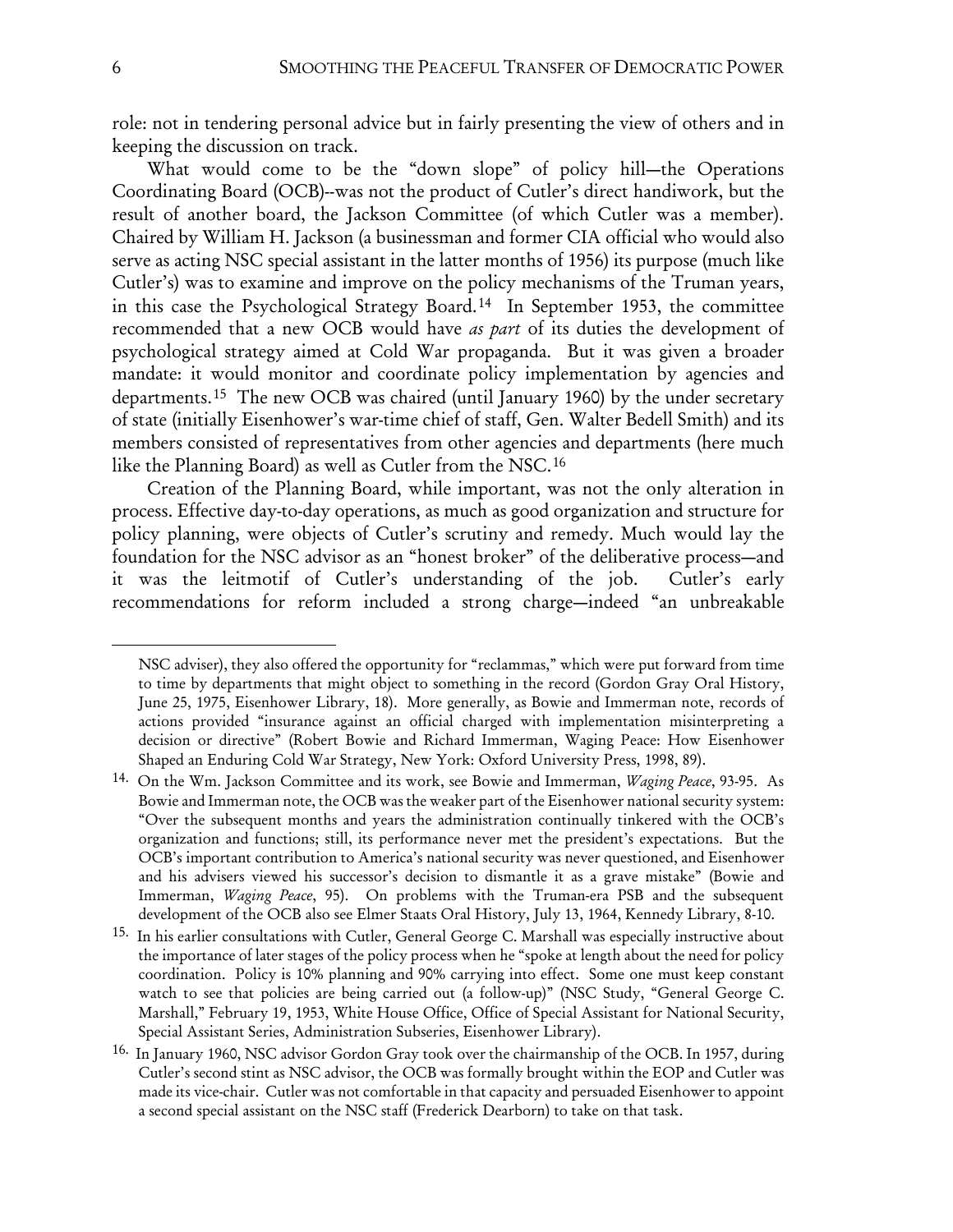role: not in tendering personal advice but in fairly presenting the view of others and in keeping the discussion on track.

What would come to be the "down slope" of policy hill—the Operations Coordinating Board (OCB)--was not the product of Cutler's direct handiwork, but the result of another board, the Jackson Committee (of which Cutler was a member). Chaired by William H. Jackson (a businessman and former CIA official who would also serve as acting NSC special assistant in the latter months of 1956) its purpose (much like Cutler's) was to examine and improve on the policy mechanisms of the Truman years, in this case the Psychological Strategy Board.[14] In September 1953, the committee recommended that a new OCB would have *as part* of its duties the development of psychological strategy aimed at Cold War propaganda. But it was given a broader mandate: it would monitor and coordinate policy implementation by agencies and departments.[15] The new OCB was chaired (until January 1960) by the under secretary of state (initially Eisenhower's war-time chief of staff, Gen. Walter Bedell Smith) and its members consisted of representatives from other agencies and departments (here much like the Planning Board) as well as Cutler from the NSC.[16]

Creation of the Planning Board, while important, was not the only alteration in process. Effective day-to-day operations, as much as good organization and structure for policy planning, were objects of Cutler's scrutiny and remedy. Much would lay the foundation for the NSC advisor as an "honest broker" of the deliberative process—and it was the leitmotif of Cutler's understanding of the job. Cutler's early recommendations for reform included a strong charge—indeed "an unbreakable

---

NSC adviser), they also offered the opportunity for "reclammas," which were put forward from time to time by departments that might object to something in the record (Gordon Gray Oral History, June 25, 1975, Eisenhower Library, 18). More generally, as Bowie and Immerman note, records of actions provided "insurance against an official charged with implementation misinterpreting a decision or directive" (Robert Bowie and Richard Immerman, Waging Peace: How Eisenhower Shaped an Enduring Cold War Strategy, New York: Oxford University Press, 1998, 89).

14. On the Wm. Jackson Committee and its work, see Bowie and Immerman, *Waging Peace*, 93-95. As Bowie and Immerman note, the OCB was the weaker part of the Eisenhower national security system: "Over the subsequent months and years the administration continually tinkered with the OCB's organization and functions; still, its performance never met the president's expectations. But the OCB's important contribution to America's national security was never questioned, and Eisenhower and his advisers viewed his successor's decision to dismantle it as a grave mistake" (Bowie and Immerman, *Waging Peace*, 95). On problems with the Truman-era PSB and the subsequent development of the OCB also see Elmer Staats Oral History, July 13, 1964, Kennedy Library, 8-10.

15. In his earlier consultations with Cutler, General George C. Marshall was especially instructive about the importance of later stages of the policy process when he "spoke at length about the need for policy coordination. Policy is 10% planning and 90% carrying into effect. Some one must keep constant watch to see that policies are being carried out (a follow-up)" (NSC Study, "General George C. Marshall," February 19, 1953, White House Office, Office of Special Assistant for National Security, Special Assistant Series, Administration Subseries, Eisenhower Library).

16. In January 1960, NSC advisor Gordon Gray took over the chairmanship of the OCB. In 1957, during Cutler's second stint as NSC advisor, the OCB was formally brought within the EOP and Cutler was made its vice-chair. Cutler was not comfortable in that capacity and persuaded Eisenhower to appoint a second special assistant on the NSC staff (Frederick Dearborn) to take on that task.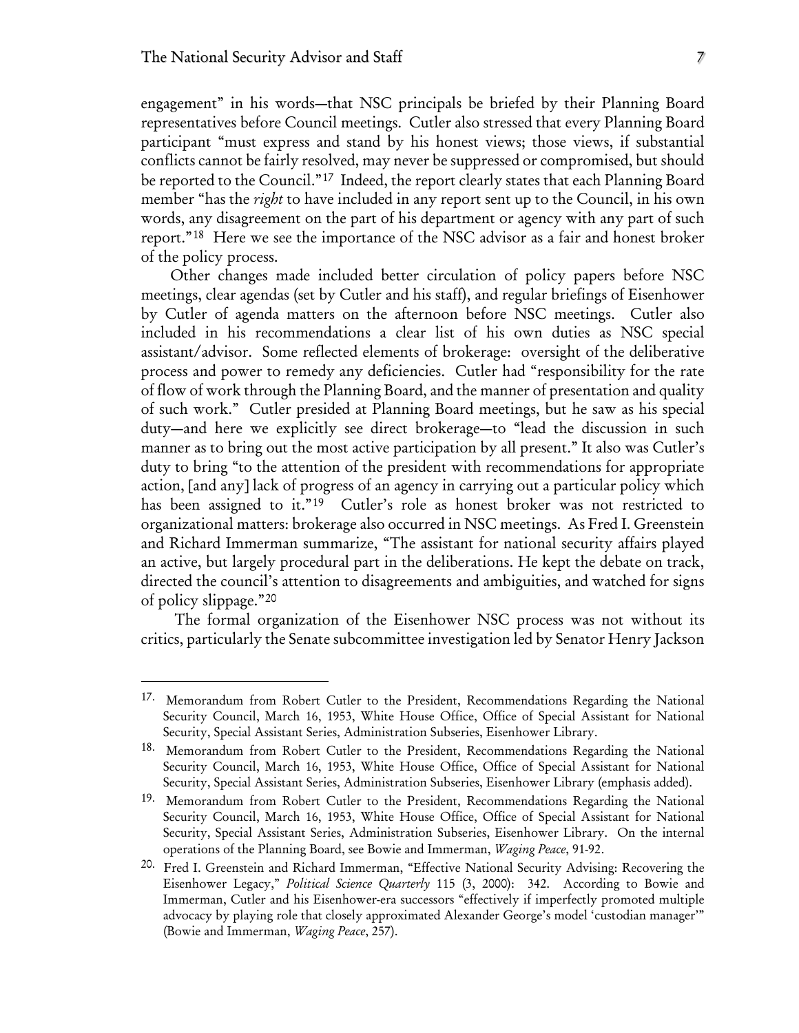engagement" in his words—that NSC principals be briefed by their Planning Board representatives before Council meetings. Cutler also stressed that every Planning Board participant "must express and stand by his honest views; those views, if substantial conflicts cannot be fairly resolved, may never be suppressed or compromised, but should be reported to the Council."[17] Indeed, the report clearly states that each Planning Board member "has the *right* to have included in any report sent up to the Council, in his own words, any disagreement on the part of his department or agency with any part of such report."[18] Here we see the importance of the NSC advisor as a fair and honest broker of the policy process.

Other changes made included better circulation of policy papers before NSC meetings, clear agendas (set by Cutler and his staff), and regular briefings of Eisenhower by Cutler of agenda matters on the afternoon before NSC meetings. Cutler also included in his recommendations a clear list of his own duties as NSC special assistant/advisor. Some reflected elements of brokerage: oversight of the deliberative process and power to remedy any deficiencies. Cutler had "responsibility for the rate of flow of work through the Planning Board, and the manner of presentation and quality of such work." Cutler presided at Planning Board meetings, but he saw as his special duty—and here we explicitly see direct brokerage—to "lead the discussion in such manner as to bring out the most active participation by all present." It also was Cutler's duty to bring "to the attention of the president with recommendations for appropriate action, [and any] lack of progress of an agency in carrying out a particular policy which has been assigned to it."[19] Cutler's role as honest broker was not restricted to organizational matters: brokerage also occurred in NSC meetings. As Fred I. Greenstein and Richard Immerman summarize, "The assistant for national security affairs played an active, but largely procedural part in the deliberations. He kept the debate on track, directed the council's attention to disagreements and ambiguities, and watched for signs of policy slippage."[20]

The formal organization of the Eisenhower NSC process was not without its critics, particularly the Senate subcommittee investigation led by Senator Henry Jackson

---

17. Memorandum from Robert Cutler to the President, Recommendations Regarding the National Security Council, March 16, 1953, White House Office, Office of Special Assistant for National Security, Special Assistant Series, Administration Subseries, Eisenhower Library.

18. Memorandum from Robert Cutler to the President, Recommendations Regarding the National Security Council, March 16, 1953, White House Office, Office of Special Assistant for National Security, Special Assistant Series, Administration Subseries, Eisenhower Library (emphasis added).

19. Memorandum from Robert Cutler to the President, Recommendations Regarding the National Security Council, March 16, 1953, White House Office, Office of Special Assistant for National Security, Special Assistant Series, Administration Subseries, Eisenhower Library. On the internal operations of the Planning Board, see Bowie and Immerman, *Waging Peace*, 91-92.

20. Fred I. Greenstein and Richard Immerman, "Effective National Security Advising: Recovering the Eisenhower Legacy," *Political Science Quarterly* 115 (3, 2000): 342. According to Bowie and Immerman, Cutler and his Eisenhower-era successors "effectively if imperfectly promoted multiple advocacy by playing role that closely approximated Alexander George's model 'custodian manager'" (Bowie and Immerman, *Waging Peace*, 257).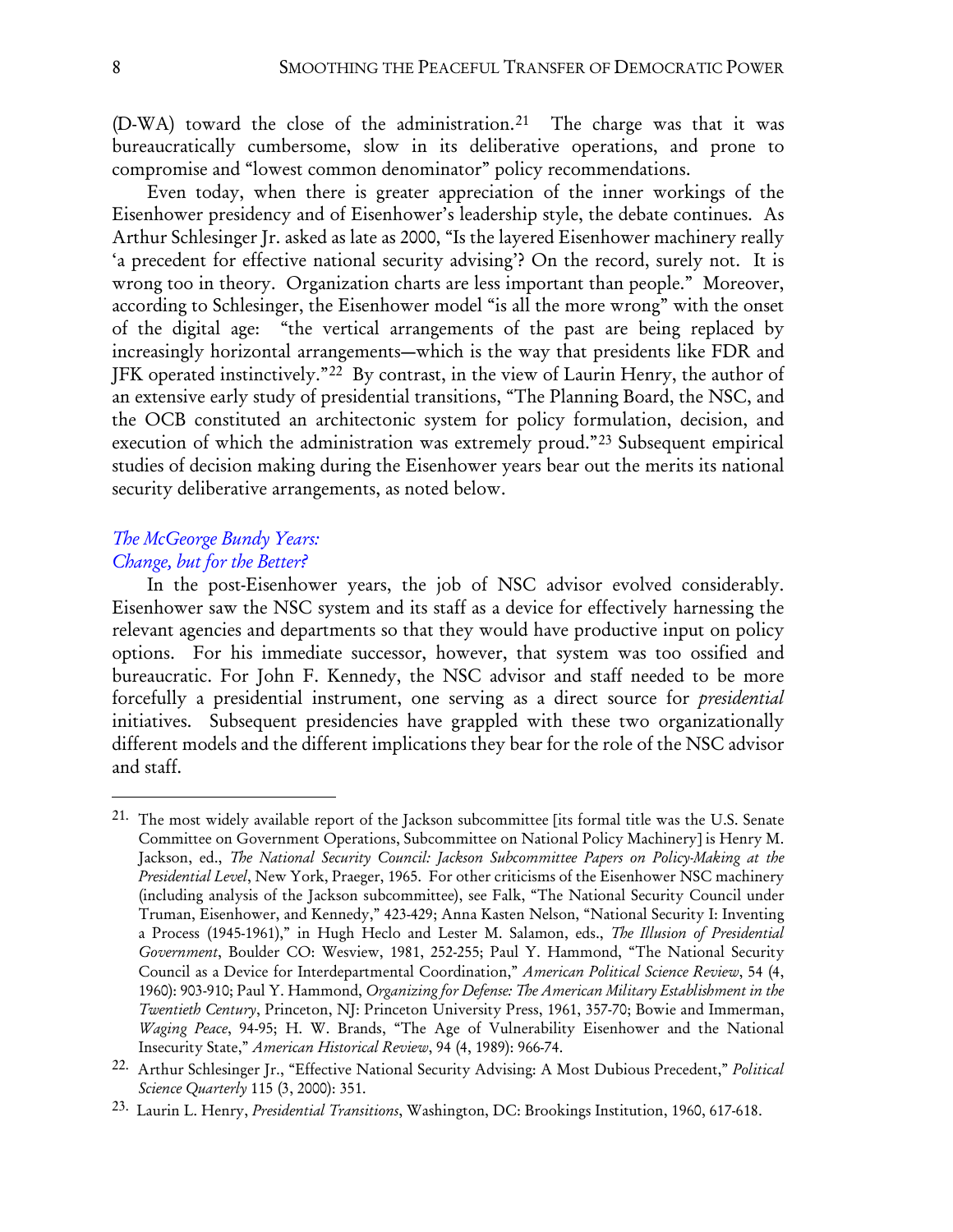(D-WA) toward the close of the administration.[21] The charge was that it was bureaucratically cumbersome, slow in its deliberative operations, and prone to compromise and "lowest common denominator" policy recommendations.

Even today, when there is greater appreciation of the inner workings of the Eisenhower presidency and of Eisenhower's leadership style, the debate continues. As Arthur Schlesinger Jr. asked as late as 2000, "Is the layered Eisenhower machinery really 'a precedent for effective national security advising'? On the record, surely not. It is wrong too in theory. Organization charts are less important than people." Moreover, according to Schlesinger, the Eisenhower model "is all the more wrong" with the onset of the digital age: "the vertical arrangements of the past are being replaced by increasingly horizontal arrangements—which is the way that presidents like FDR and JFK operated instinctively."[22] By contrast, in the view of Laurin Henry, the author of an extensive early study of presidential transitions, "The Planning Board, the NSC, and the OCB constituted an architectonic system for policy formulation, decision, and execution of which the administration was extremely proud."[23] Subsequent empirical studies of decision making during the Eisenhower years bear out the merits its national security deliberative arrangements, as noted below.

### *The McGeorge Bundy Years: Change, but for the Better?*

In the post-Eisenhower years, the job of NSC advisor evolved considerably. Eisenhower saw the NSC system and its staff as a device for effectively harnessing the relevant agencies and departments so that they would have productive input on policy options. For his immediate successor, however, that system was too ossified and bureaucratic. For John F. Kennedy, the NSC advisor and staff needed to be more forcefully a presidential instrument, one serving as a direct source for *presidential* initiatives. Subsequent presidencies have grappled with these two organizationally different models and the different implications they bear for the role of the NSC advisor and staff.

---

[21] The most widely available report of the Jackson subcommittee [its formal title was the U.S. Senate Committee on Government Operations, Subcommittee on National Policy Machinery] is Henry M. Jackson, ed., *The National Security Council: Jackson Subcommittee Papers on Policy-Making at the Presidential Level*, New York, Praeger, 1965. For other criticisms of the Eisenhower NSC machinery (including analysis of the Jackson subcommittee), see Falk, "The National Security Council under Truman, Eisenhower, and Kennedy," 423-429; Anna Kasten Nelson, "National Security I: Inventing a Process (1945-1961)," in Hugh Heclo and Lester M. Salamon, eds., *The Illusion of Presidential Government*, Boulder CO: Wesview, 1981, 252-255; Paul Y. Hammond, "The National Security Council as a Device for Interdepartmental Coordination," *American Political Science Review*, 54 (4, 1960): 903-910; Paul Y. Hammond, *Organizing for Defense: The American Military Establishment in the Twentieth Century*, Princeton, NJ: Princeton University Press, 1961, 357-70; Bowie and Immerman, *Waging Peace*, 94-95; H. W. Brands, "The Age of Vulnerability Eisenhower and the National Insecurity State," *American Historical Review*, 94 (4, 1989): 966-74.

[22] Arthur Schlesinger Jr., "Effective National Security Advising: A Most Dubious Precedent," *Political Science Quarterly* 115 (3, 2000): 351.

[23] Laurin L. Henry, *Presidential Transitions*, Washington, DC: Brookings Institution, 1960, 617-618.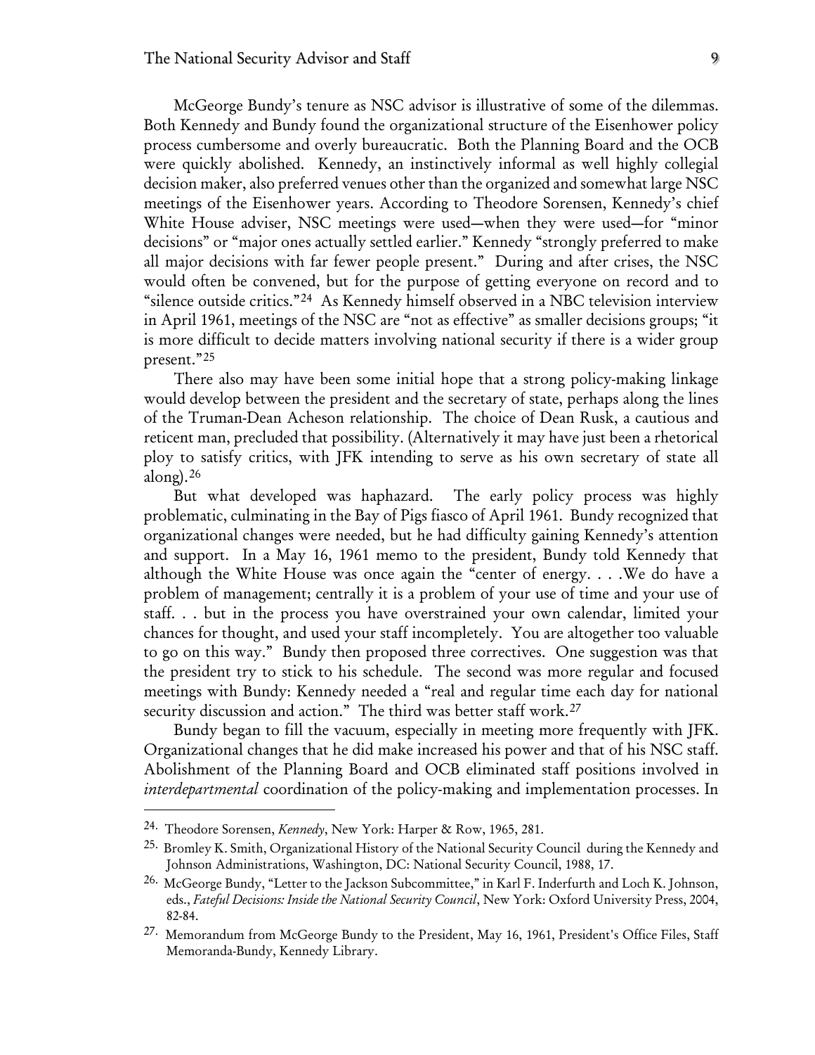McGeorge Bundy's tenure as NSC advisor is illustrative of some of the dilemmas. Both Kennedy and Bundy found the organizational structure of the Eisenhower policy process cumbersome and overly bureaucratic. Both the Planning Board and the OCB were quickly abolished. Kennedy, an instinctively informal as well highly collegial decision maker, also preferred venues other than the organized and somewhat large NSC meetings of the Eisenhower years. According to Theodore Sorensen, Kennedy's chief White House adviser, NSC meetings were used—when they were used—for "minor decisions" or "major ones actually settled earlier." Kennedy "strongly preferred to make all major decisions with far fewer people present." During and after crises, the NSC would often be convened, but for the purpose of getting everyone on record and to "silence outside critics."[24] As Kennedy himself observed in a NBC television interview in April 1961, meetings of the NSC are "not as effective" as smaller decisions groups; "it is more difficult to decide matters involving national security if there is a wider group present."[25]

There also may have been some initial hope that a strong policy-making linkage would develop between the president and the secretary of state, perhaps along the lines of the Truman-Dean Acheson relationship. The choice of Dean Rusk, a cautious and reticent man, precluded that possibility. (Alternatively it may have just been a rhetorical ploy to satisfy critics, with JFK intending to serve as his own secretary of state all along).[26]

But what developed was haphazard. The early policy process was highly problematic, culminating in the Bay of Pigs fiasco of April 1961. Bundy recognized that organizational changes were needed, but he had difficulty gaining Kennedy's attention and support. In a May 16, 1961 memo to the president, Bundy told Kennedy that although the White House was once again the "center of energy. . . .We do have a problem of management; centrally it is a problem of your use of time and your use of staff. . . but in the process you have overstrained your own calendar, limited your chances for thought, and used your staff incompletely. You are altogether too valuable to go on this way." Bundy then proposed three correctives. One suggestion was that the president try to stick to his schedule. The second was more regular and focused meetings with Bundy: Kennedy needed a "real and regular time each day for national security discussion and action." The third was better staff work.[27]

Bundy began to fill the vacuum, especially in meeting more frequently with JFK. Organizational changes that he did make increased his power and that of his NSC staff. Abolishment of the Planning Board and OCB eliminated staff positions involved in *interdepartmental* coordination of the policy-making and implementation processes. In

---

24. Theodore Sorensen, *Kennedy*, New York: Harper & Row, 1965, 281.

25. Bromley K. Smith, Organizational History of the National Security Council during the Kennedy and Johnson Administrations, Washington, DC: National Security Council, 1988, 17.

26. McGeorge Bundy, "Letter to the Jackson Subcommittee," in Karl F. Inderfurth and Loch K. Johnson, eds., *Fateful Decisions: Inside the National Security Council*, New York: Oxford University Press, 2004, 82-84.

27. Memorandum from McGeorge Bundy to the President, May 16, 1961, President's Office Files, Staff Memoranda-Bundy, Kennedy Library.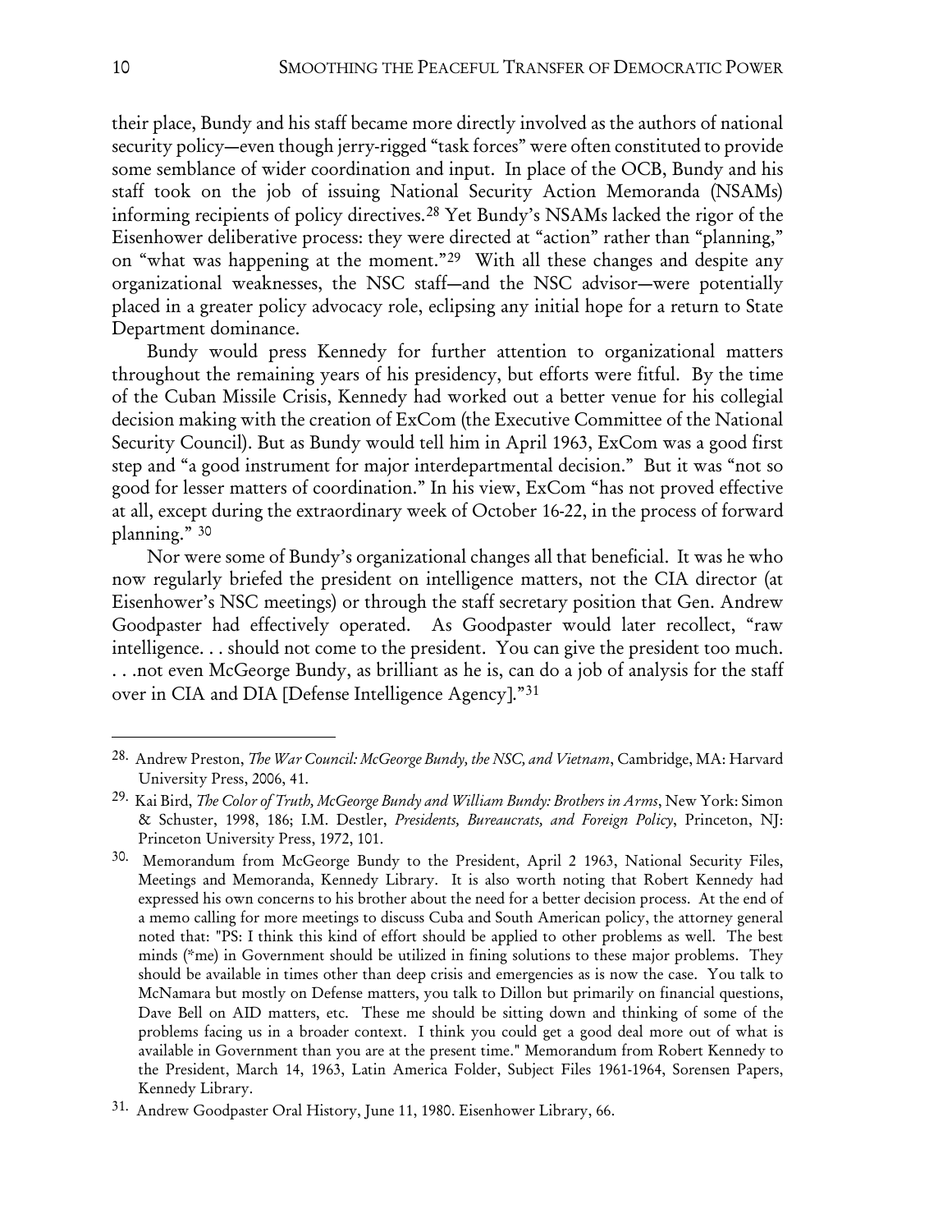their place, Bundy and his staff became more directly involved as the authors of national security policy—even though jerry-rigged "task forces" were often constituted to provide some semblance of wider coordination and input. In place of the OCB, Bundy and his staff took on the job of issuing National Security Action Memoranda (NSAMs) informing recipients of policy directives.[28] Yet Bundy's NSAMs lacked the rigor of the Eisenhower deliberative process: they were directed at "action" rather than "planning," on "what was happening at the moment."[29] With all these changes and despite any organizational weaknesses, the NSC staff—and the NSC advisor—were potentially placed in a greater policy advocacy role, eclipsing any initial hope for a return to State Department dominance.

Bundy would press Kennedy for further attention to organizational matters throughout the remaining years of his presidency, but efforts were fitful. By the time of the Cuban Missile Crisis, Kennedy had worked out a better venue for his collegial decision making with the creation of ExCom (the Executive Committee of the National Security Council). But as Bundy would tell him in April 1963, ExCom was a good first step and "a good instrument for major interdepartmental decision." But it was "not so good for lesser matters of coordination." In his view, ExCom "has not proved effective at all, except during the extraordinary week of October 16-22, in the process of forward planning." [30]

Nor were some of Bundy's organizational changes all that beneficial. It was he who now regularly briefed the president on intelligence matters, not the CIA director (at Eisenhower's NSC meetings) or through the staff secretary position that Gen. Andrew Goodpaster had effectively operated. As Goodpaster would later recollect, "raw intelligence. . . should not come to the president. You can give the president too much. . . .not even McGeorge Bundy, as brilliant as he is, can do a job of analysis for the staff over in CIA and DIA [Defense Intelligence Agency]."[31]

---

28. Andrew Preston, *The War Council: McGeorge Bundy, the NSC, and Vietnam*, Cambridge, MA: Harvard University Press, 2006, 41.

29. Kai Bird, *The Color of Truth, McGeorge Bundy and William Bundy: Brothers in Arms*, New York: Simon & Schuster, 1998, 186; I.M. Destler, *Presidents, Bureaucrats, and Foreign Policy*, Princeton, NJ: Princeton University Press, 1972, 101.

30. Memorandum from McGeorge Bundy to the President, April 2 1963, National Security Files, Meetings and Memoranda, Kennedy Library. It is also worth noting that Robert Kennedy had expressed his own concerns to his brother about the need for a better decision process. At the end of a memo calling for more meetings to discuss Cuba and South American policy, the attorney general noted that: "PS: I think this kind of effort should be applied to other problems as well. The best minds (*me) in Government should be utilized in fining solutions to these major problems. They should be available in times other than deep crisis and emergencies as is now the case. You talk to McNamara but mostly on Defense matters, you talk to Dillon but primarily on financial questions, Dave Bell on AID matters, etc. These me should be sitting down and thinking of some of the problems facing us in a broader context. I think you could get a good deal more out of what is available in Government than you are at the present time." Memorandum from Robert Kennedy to the President, March 14, 1963, Latin America Folder, Subject Files 1961-1964, Sorensen Papers, Kennedy Library.

31. Andrew Goodpaster Oral History, June 11, 1980. Eisenhower Library, 66.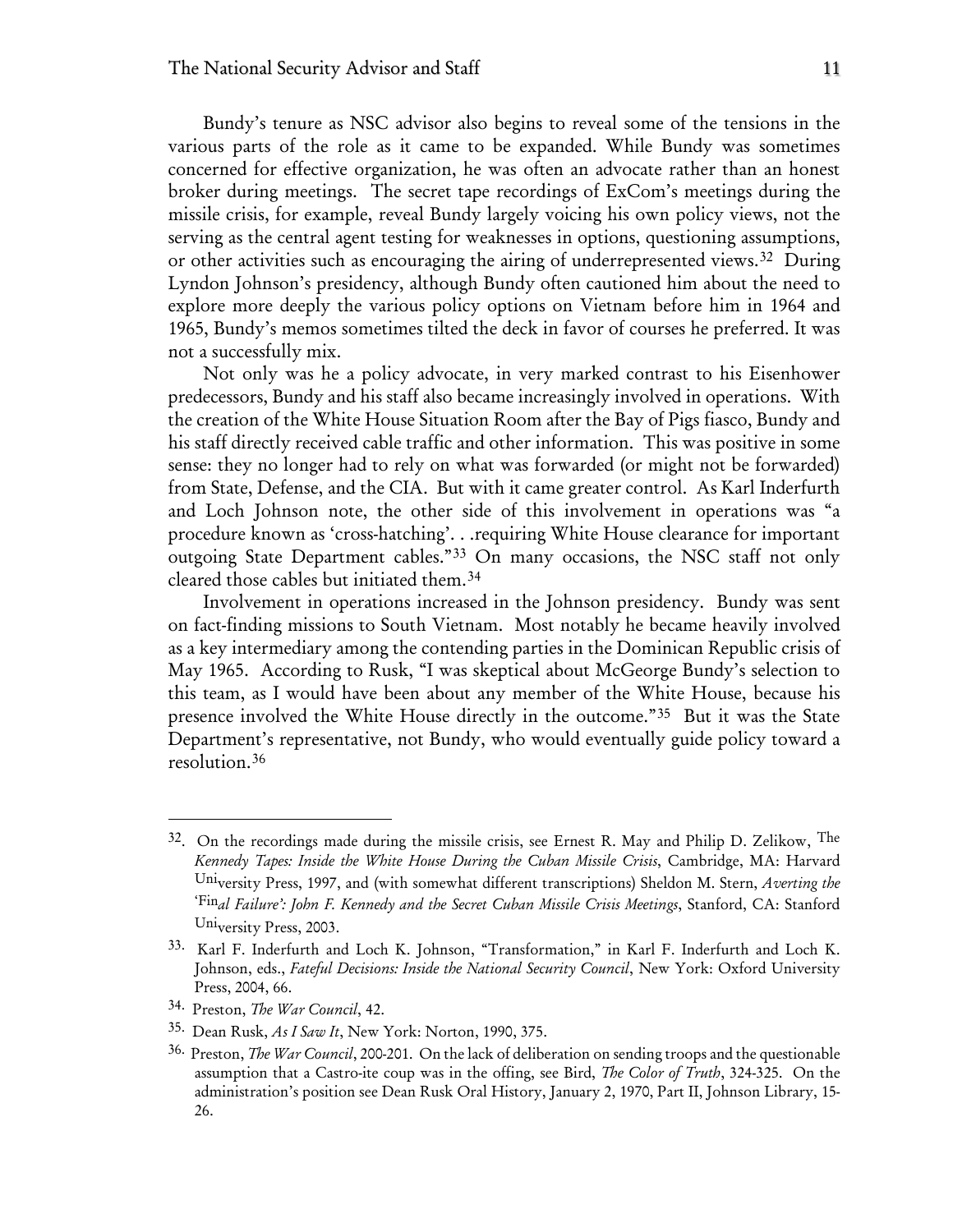Bundy's tenure as NSC advisor also begins to reveal some of the tensions in the various parts of the role as it came to be expanded. While Bundy was sometimes concerned for effective organization, he was often an advocate rather than an honest broker during meetings. The secret tape recordings of ExCom's meetings during the missile crisis, for example, reveal Bundy largely voicing his own policy views, not the serving as the central agent testing for weaknesses in options, questioning assumptions, or other activities such as encouraging the airing of underrepresented views.[32] During Lyndon Johnson's presidency, although Bundy often cautioned him about the need to explore more deeply the various policy options on Vietnam before him in 1964 and 1965, Bundy's memos sometimes tilted the deck in favor of courses he preferred. It was not a successfully mix.

Not only was he a policy advocate, in very marked contrast to his Eisenhower predecessors, Bundy and his staff also became increasingly involved in operations. With the creation of the White House Situation Room after the Bay of Pigs fiasco, Bundy and his staff directly received cable traffic and other information. This was positive in some sense: they no longer had to rely on what was forwarded (or might not be forwarded) from State, Defense, and the CIA. But with it came greater control. As Karl Inderfurth and Loch Johnson note, the other side of this involvement in operations was "a procedure known as 'cross-hatching'. . .requiring White House clearance for important outgoing State Department cables."[33] On many occasions, the NSC staff not only cleared those cables but initiated them.[34]

Involvement in operations increased in the Johnson presidency. Bundy was sent on fact-finding missions to South Vietnam. Most notably he became heavily involved as a key intermediary among the contending parties in the Dominican Republic crisis of May 1965. According to Rusk, "I was skeptical about McGeorge Bundy's selection to this team, as I would have been about any member of the White House, because his presence involved the White House directly in the outcome."[35] But it was the State Department's representative, not Bundy, who would eventually guide policy toward a resolution.[36]

---

32. On the recordings made during the missile crisis, see Ernest R. May and Philip D. Zelikow, *The Kennedy Tapes: Inside the White House During the Cuban Missile Crisis*, Cambridge, MA: Harvard University Press, 1997, and (with somewhat different transcriptions) Sheldon M. Stern, *Averting the 'Final Failure': John F. Kennedy and the Secret Cuban Missile Crisis Meetings*, Stanford, CA: Stanford University Press, 2003.

33. Karl F. Inderfurth and Loch K. Johnson, "Transformation," in Karl F. Inderfurth and Loch K. Johnson, eds., *Fateful Decisions: Inside the National Security Council*, New York: Oxford University Press, 2004, 66.

34. Preston, *The War Council*, 42.

35. Dean Rusk, *As I Saw It*, New York: Norton, 1990, 375.

36. Preston, *The War Council*, 200-201. On the lack of deliberation on sending troops and the questionable assumption that a Castro-ite coup was in the offing, see Bird, *The Color of Truth*, 324-325. On the administration's position see Dean Rusk Oral History, January 2, 1970, Part II, Johnson Library, 15-26.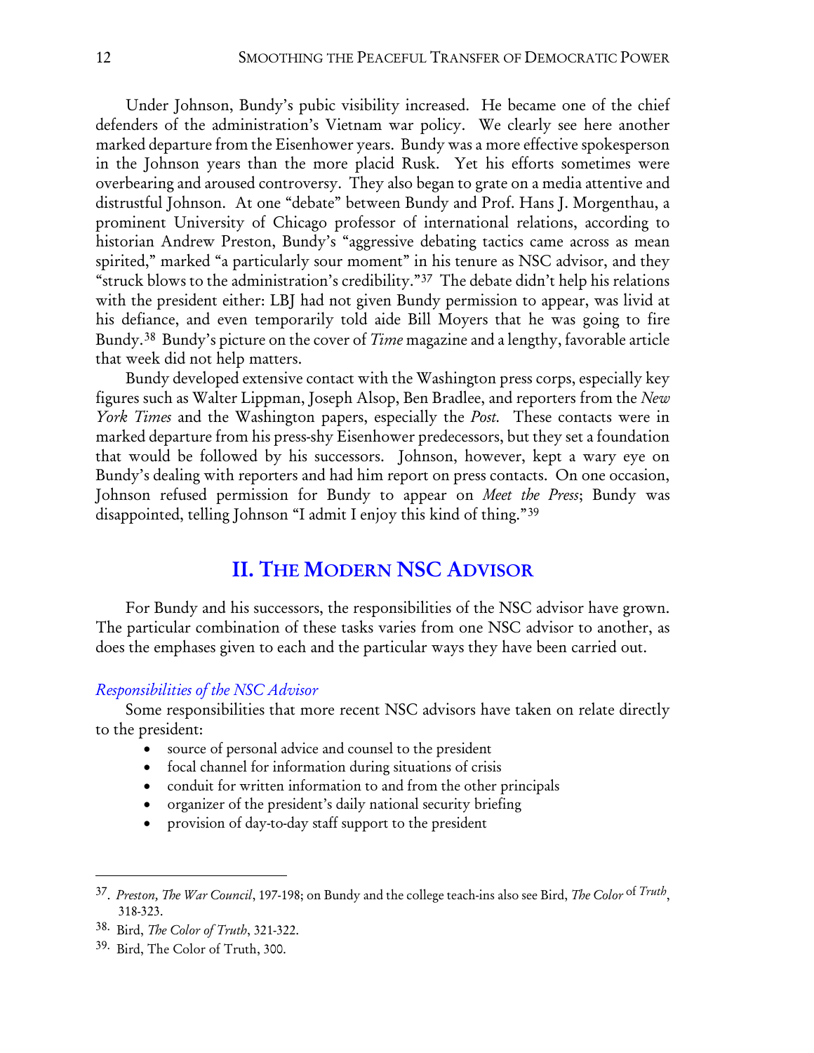Under Johnson, Bundy's pubic visibility increased. He became one of the chief defenders of the administration's Vietnam war policy. We clearly see here another marked departure from the Eisenhower years. Bundy was a more effective spokesperson in the Johnson years than the more placid Rusk. Yet his efforts sometimes were overbearing and aroused controversy. They also began to grate on a media attentive and distrustful Johnson. At one "debate" between Bundy and Prof. Hans J. Morgenthau, a prominent University of Chicago professor of international relations, according to historian Andrew Preston, Bundy's "aggressive debating tactics came across as mean spirited," marked "a particularly sour moment" in his tenure as NSC advisor, and they "struck blows to the administration's credibility."[37] The debate didn't help his relations with the president either: LBJ had not given Bundy permission to appear, was livid at his defiance, and even temporarily told aide Bill Moyers that he was going to fire Bundy.[38] Bundy's picture on the cover of *Time* magazine and a lengthy, favorable article that week did not help matters.

Bundy developed extensive contact with the Washington press corps, especially key figures such as Walter Lippman, Joseph Alsop, Ben Bradlee, and reporters from the *New York Times* and the Washington papers, especially the *Post*. These contacts were in marked departure from his press-shy Eisenhower predecessors, but they set a foundation that would be followed by his successors. Johnson, however, kept a wary eye on Bundy's dealing with reporters and had him report on press contacts. On one occasion, Johnson refused permission for Bundy to appear on *Meet the Press*; Bundy was disappointed, telling Johnson "I admit I enjoy this kind of thing."[39]

## II. THE MODERN NSC ADVISOR

For Bundy and his successors, the responsibilities of the NSC advisor have grown. The particular combination of these tasks varies from one NSC advisor to another, as does the emphases given to each and the particular ways they have been carried out.

### *Responsibilities of the NSC Advisor*

Some responsibilities that more recent NSC advisors have taken on relate directly to the president:

- source of personal advice and counsel to the president
- focal channel for information during situations of crisis
- conduit for written information to and from the other principals
- organizer of the president's daily national security briefing
- provision of day-to-day staff support to the president

---

37. *Preston, The War Council*, 197-198; on Bundy and the college teach-ins also see Bird, *The Color of Truth*, 318-323.

38. Bird, *The Color of Truth*, 321-322.

39. Bird, The Color of Truth, 300.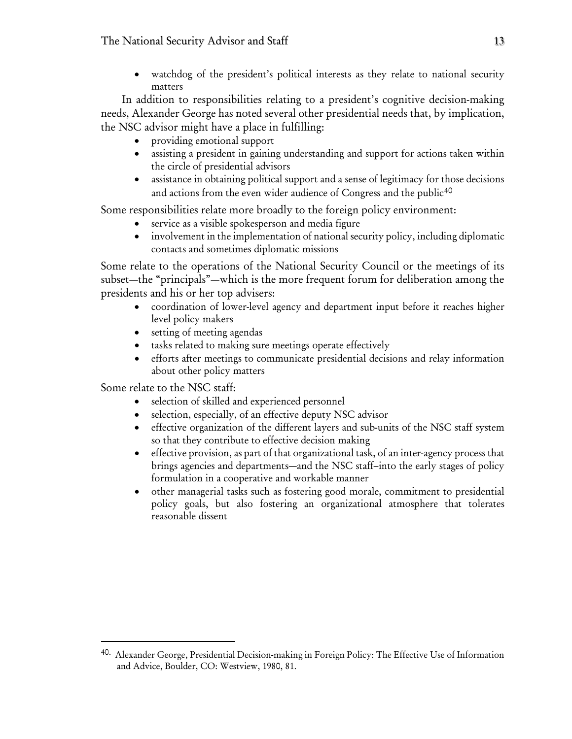- watchdog of the president's political interests as they relate to national security matters

In addition to responsibilities relating to a president's cognitive decision-making needs, Alexander George has noted several other presidential needs that, by implication, the NSC advisor might have a place in fulfilling:

- providing emotional support
- assisting a president in gaining understanding and support for actions taken within the circle of presidential advisors
- assistance in obtaining political support and a sense of legitimacy for those decisions and actions from the even wider audience of Congress and the public[40]

Some responsibilities relate more broadly to the foreign policy environment:

- service as a visible spokesperson and media figure
- involvement in the implementation of national security policy, including diplomatic contacts and sometimes diplomatic missions

Some relate to the operations of the National Security Council or the meetings of its subset—the "principals"—which is the more frequent forum for deliberation among the presidents and his or her top advisers:

- coordination of lower-level agency and department input before it reaches higher level policy makers
- setting of meeting agendas
- tasks related to making sure meetings operate effectively
- efforts after meetings to communicate presidential decisions and relay information about other policy matters

Some relate to the NSC staff:

- selection of skilled and experienced personnel
- selection, especially, of an effective deputy NSC advisor
- effective organization of the different layers and sub-units of the NSC staff system so that they contribute to effective decision making
- effective provision, as part of that organizational task, of an inter-agency process that brings agencies and departments—and the NSC staff--into the early stages of policy formulation in a cooperative and workable manner
- other managerial tasks such as fostering good morale, commitment to presidential policy goals, but also fostering an organizational atmosphere that tolerates reasonable dissent

---

40. Alexander George, Presidential Decision-making in Foreign Policy: The Effective Use of Information and Advice, Boulder, CO: Westview, 1980, 81.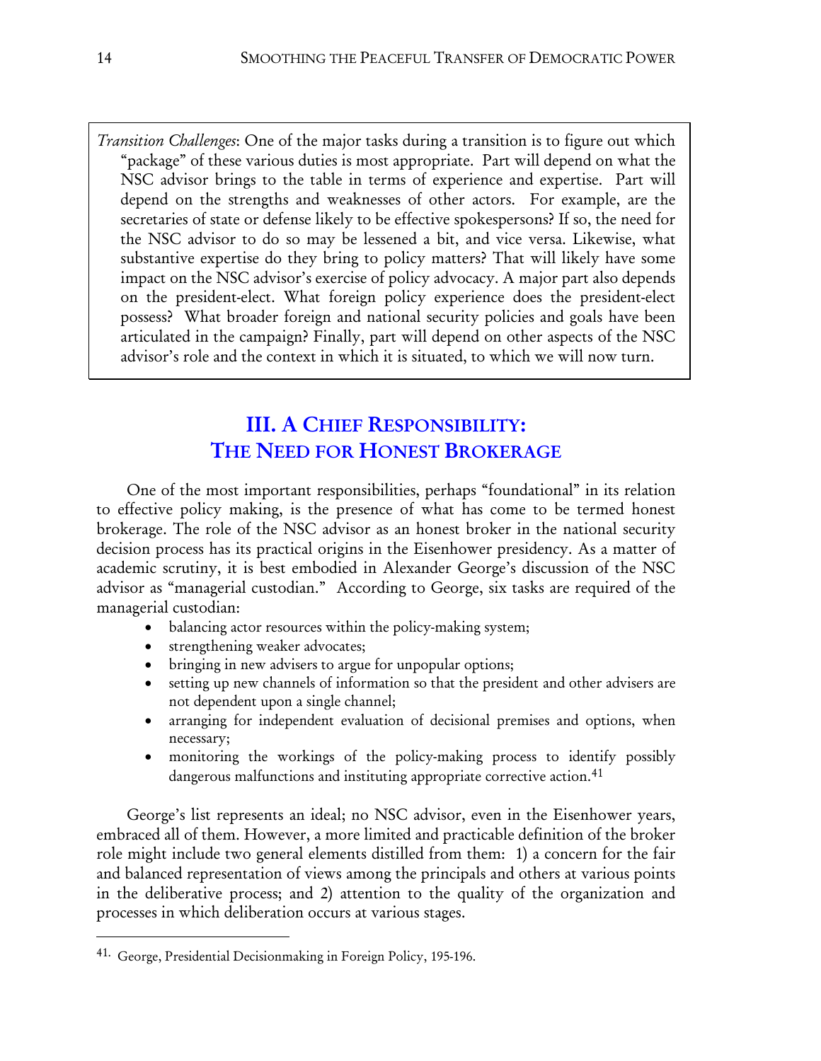*Transition Challenges*: One of the major tasks during a transition is to figure out which "package" of these various duties is most appropriate. Part will depend on what the NSC advisor brings to the table in terms of experience and expertise. Part will depend on the strengths and weaknesses of other actors. For example, are the secretaries of state or defense likely to be effective spokespersons? If so, the need for the NSC advisor to do so may be lessened a bit, and vice versa. Likewise, what substantive expertise do they bring to policy matters? That will likely have some impact on the NSC advisor's exercise of policy advocacy. A major part also depends on the president-elect. What foreign policy experience does the president-elect possess? What broader foreign and national security policies and goals have been articulated in the campaign? Finally, part will depend on other aspects of the NSC advisor's role and the context in which it is situated, to which we will now turn.

## III. A Chief Responsibility: The Need for Honest Brokerage

One of the most important responsibilities, perhaps "foundational" in its relation to effective policy making, is the presence of what has come to be termed honest brokerage. The role of the NSC advisor as an honest broker in the national security decision process has its practical origins in the Eisenhower presidency. As a matter of academic scrutiny, it is best embodied in Alexander George's discussion of the NSC advisor as "managerial custodian." According to George, six tasks are required of the managerial custodian:

- balancing actor resources within the policy-making system;
- strengthening weaker advocates;
- bringing in new advisers to argue for unpopular options;
- setting up new channels of information so that the president and other advisers are not dependent upon a single channel;
- arranging for independent evaluation of decisional premises and options, when necessary;
- monitoring the workings of the policy-making process to identify possibly dangerous malfunctions and instituting appropriate corrective action.[41]

George's list represents an ideal; no NSC advisor, even in the Eisenhower years, embraced all of them. However, a more limited and practicable definition of the broker role might include two general elements distilled from them: 1) a concern for the fair and balanced representation of views among the principals and others at various points in the deliberative process; and 2) attention to the quality of the organization and processes in which deliberation occurs at various stages.

[41]. George, Presidential Decisionmaking in Foreign Policy, 195-196.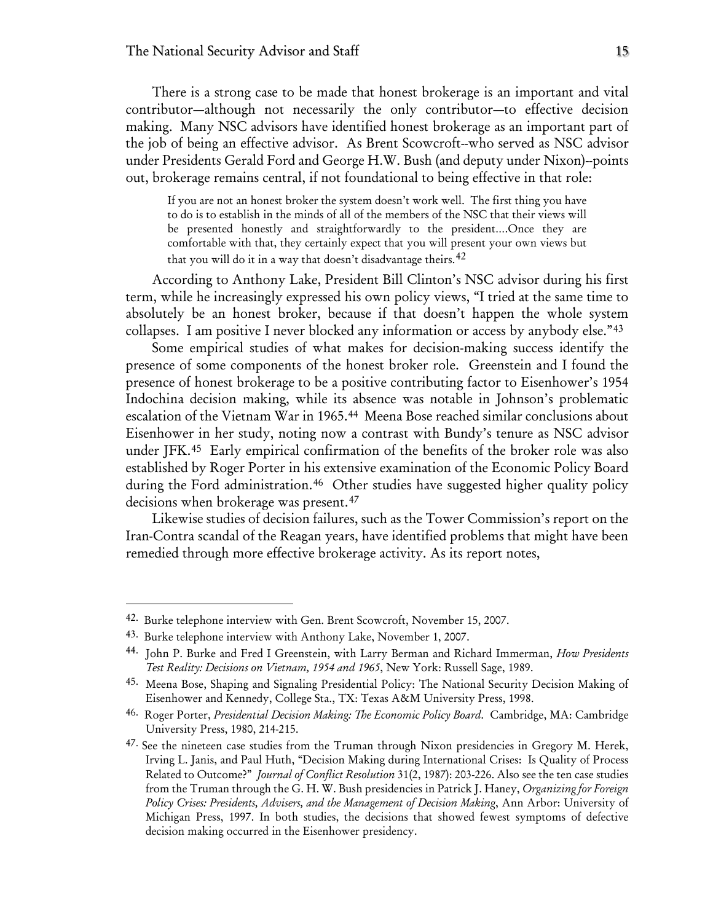There is a strong case to be made that honest brokerage is an important and vital contributor—although not necessarily the only contributor—to effective decision making. Many NSC advisors have identified honest brokerage as an important part of the job of being an effective advisor. As Brent Scowcroft--who served as NSC advisor under Presidents Gerald Ford and George H.W. Bush (and deputy under Nixon)--points out, brokerage remains central, if not foundational to being effective in that role:

> If you are not an honest broker the system doesn't work well. The first thing you have to do is to establish in the minds of all of the members of the NSC that their views will be presented honestly and straightforwardly to the president....Once they are comfortable with that, they certainly expect that you will present your own views but that you will do it in a way that doesn't disadvantage theirs.[42]

According to Anthony Lake, President Bill Clinton's NSC advisor during his first term, while he increasingly expressed his own policy views, "I tried at the same time to absolutely be an honest broker, because if that doesn't happen the whole system collapses. I am positive I never blocked any information or access by anybody else."[43]

Some empirical studies of what makes for decision-making success identify the presence of some components of the honest broker role. Greenstein and I found the presence of honest brokerage to be a positive contributing factor to Eisenhower's 1954 Indochina decision making, while its absence was notable in Johnson's problematic escalation of the Vietnam War in 1965.[44] Meena Bose reached similar conclusions about Eisenhower in her study, noting now a contrast with Bundy's tenure as NSC advisor under JFK.[45] Early empirical confirmation of the benefits of the broker role was also established by Roger Porter in his extensive examination of the Economic Policy Board during the Ford administration.[46] Other studies have suggested higher quality policy decisions when brokerage was present.[47]

Likewise studies of decision failures, such as the Tower Commission's report on the Iran-Contra scandal of the Reagan years, have identified problems that might have been remedied through more effective brokerage activity. As its report notes,

---

42. Burke telephone interview with Gen. Brent Scowcroft, November 15, 2007.

43. Burke telephone interview with Anthony Lake, November 1, 2007.

44. John P. Burke and Fred I Greenstein, with Larry Berman and Richard Immerman, *How Presidents Test Reality: Decisions on Vietnam, 1954 and 1965*, New York: Russell Sage, 1989.

45. Meena Bose, Shaping and Signaling Presidential Policy: The National Security Decision Making of Eisenhower and Kennedy, College Sta., TX: Texas A&M University Press, 1998.

46. Roger Porter, *Presidential Decision Making: The Economic Policy Board*. Cambridge, MA: Cambridge University Press, 1980, 214-215.

47. See the nineteen case studies from the Truman through Nixon presidencies in Gregory M. Herek, Irving L. Janis, and Paul Huth, "Decision Making during International Crises: Is Quality of Process Related to Outcome?" *Journal of Conflict Resolution* 31(2, 1987): 203-226. Also see the ten case studies from the Truman through the G. H. W. Bush presidencies in Patrick J. Haney, *Organizing for Foreign Policy Crises: Presidents, Advisers, and the Management of Decision Making*, Ann Arbor: University of Michigan Press, 1997. In both studies, the decisions that showed fewest symptoms of defective decision making occurred in the Eisenhower presidency.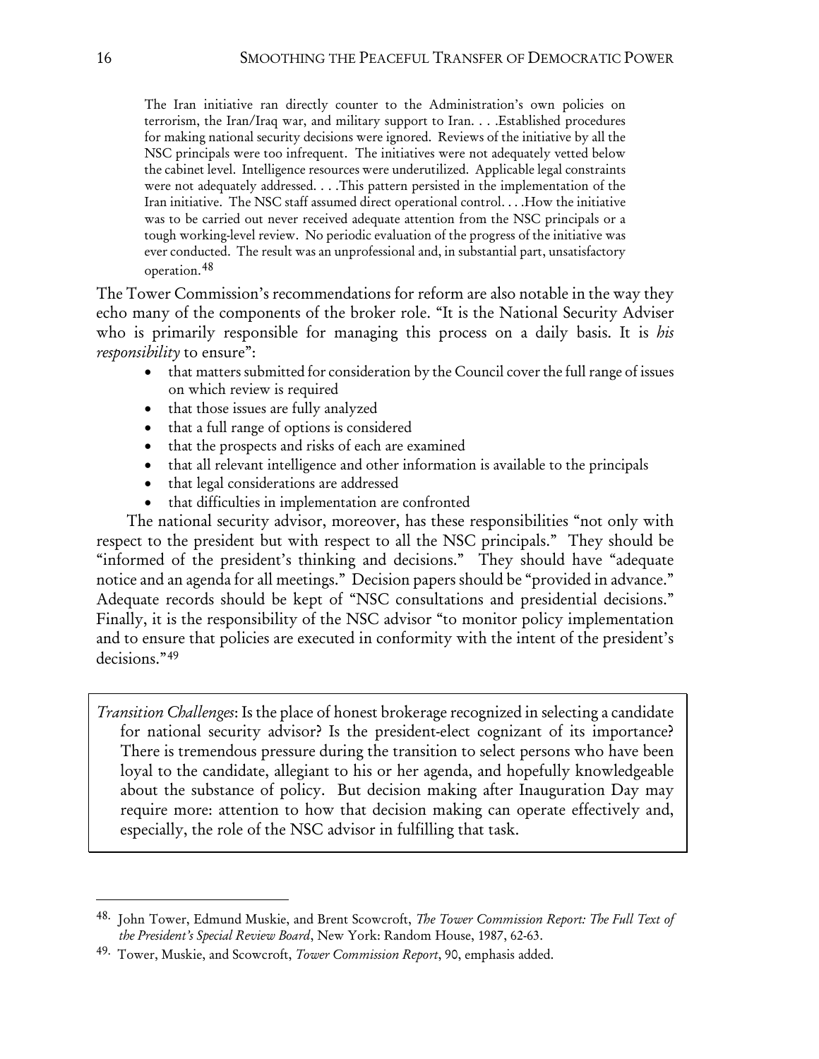> The Iran initiative ran directly counter to the Administration's own policies on terrorism, the Iran/Iraq war, and military support to Iran. . . .Established procedures for making national security decisions were ignored. Reviews of the initiative by all the NSC principals were too infrequent. The initiatives were not adequately vetted below the cabinet level. Intelligence resources were underutilized. Applicable legal constraints were not adequately addressed. . . .This pattern persisted in the implementation of the Iran initiative. The NSC staff assumed direct operational control. . . .How the initiative was to be carried out never received adequate attention from the NSC principals or a tough working-level review. No periodic evaluation of the progress of the initiative was ever conducted. The result was an unprofessional and, in substantial part, unsatisfactory operation.[48]

The Tower Commission's recommendations for reform are also notable in the way they echo many of the components of the broker role. "It is the National Security Adviser who is primarily responsible for managing this process on a daily basis. It is *his responsibility* to ensure":

- that matters submitted for consideration by the Council cover the full range of issues on which review is required
- that those issues are fully analyzed
- that a full range of options is considered
- that the prospects and risks of each are examined
- that all relevant intelligence and other information is available to the principals
- that legal considerations are addressed
- that difficulties in implementation are confronted

The national security advisor, moreover, has these responsibilities "not only with respect to the president but with respect to all the NSC principals." They should be "informed of the president's thinking and decisions." They should have "adequate notice and an agenda for all meetings." Decision papers should be "provided in advance." Adequate records should be kept of "NSC consultations and presidential decisions." Finally, it is the responsibility of the NSC advisor "to monitor policy implementation and to ensure that policies are executed in conformity with the intent of the president's decisions."[49]

*Transition Challenges*: Is the place of honest brokerage recognized in selecting a candidate for national security advisor? Is the president-elect cognizant of its importance? There is tremendous pressure during the transition to select persons who have been loyal to the candidate, allegiant to his or her agenda, and hopefully knowledgeable about the substance of policy. But decision making after Inauguration Day may require more: attention to how that decision making can operate effectively and, especially, the role of the NSC advisor in fulfilling that task.

---

48. John Tower, Edmund Muskie, and Brent Scowcroft, *The Tower Commission Report: The Full Text of the President's Special Review Board*, New York: Random House, 1987, 62-63.

49. Tower, Muskie, and Scowcroft, *Tower Commission Report*, 90, emphasis added.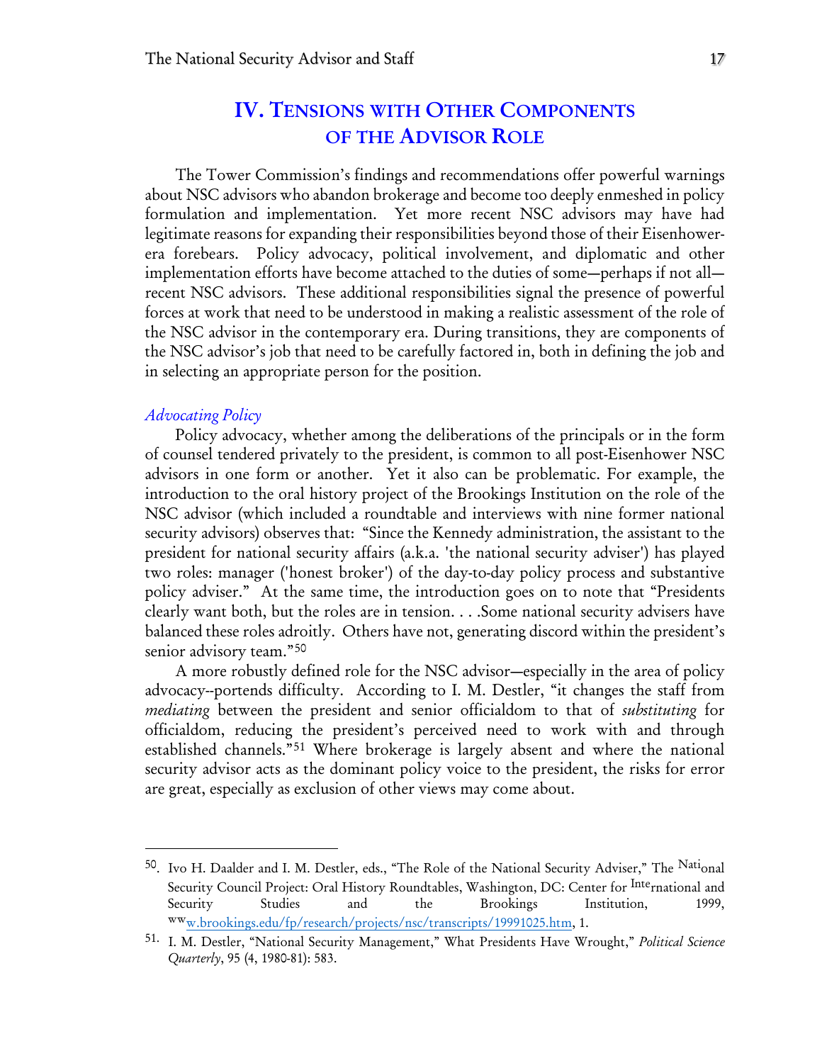# IV. Tensions with Other Components of the Advisor Role

The Tower Commission's findings and recommendations offer powerful warnings about NSC advisors who abandon brokerage and become too deeply enmeshed in policy formulation and implementation. Yet more recent NSC advisors may have had legitimate reasons for expanding their responsibilities beyond those of their Eisenhower-era forebears. Policy advocacy, political involvement, and diplomatic and other implementation efforts have become attached to the duties of some—perhaps if not all—recent NSC advisors. These additional responsibilities signal the presence of powerful forces at work that need to be understood in making a realistic assessment of the role of the NSC advisor in the contemporary era. During transitions, they are components of the NSC advisor's job that need to be carefully factored in, both in defining the job and in selecting an appropriate person for the position.

### *Advocating Policy*

Policy advocacy, whether among the deliberations of the principals or in the form of counsel tendered privately to the president, is common to all post-Eisenhower NSC advisors in one form or another. Yet it also can be problematic. For example, the introduction to the oral history project of the Brookings Institution on the role of the NSC advisor (which included a roundtable and interviews with nine former national security advisors) observes that: "Since the Kennedy administration, the assistant to the president for national security affairs (a.k.a. 'the national security adviser') has played two roles: manager ('honest broker') of the day-to-day policy process and substantive policy adviser." At the same time, the introduction goes on to note that "Presidents clearly want both, but the roles are in tension. . . .Some national security advisers have balanced these roles adroitly. Others have not, generating discord within the president's senior advisory team."[50]

A more robustly defined role for the NSC advisor—especially in the area of policy advocacy--portends difficulty. According to I. M. Destler, "it changes the staff from *mediating* between the president and senior officialdom to that of *substituting* for officialdom, reducing the president's perceived need to work with and through established channels."[51] Where brokerage is largely absent and where the national security advisor acts as the dominant policy voice to the president, the risks for error are great, especially as exclusion of other views may come about.

---

50. Ivo H. Daalder and I. M. Destler, eds., "The Role of the National Security Adviser," The National Security Council Project: Oral History Roundtables, Washington, DC: Center for International and Security Studies and the Brookings Institution, 1999, www.brookings.edu/fp/research/projects/nsc/transcripts/19991025.htm, 1.

51. I. M. Destler, "National Security Management," What Presidents Have Wrought," *Political Science Quarterly*, 95 (4, 1980-81): 583.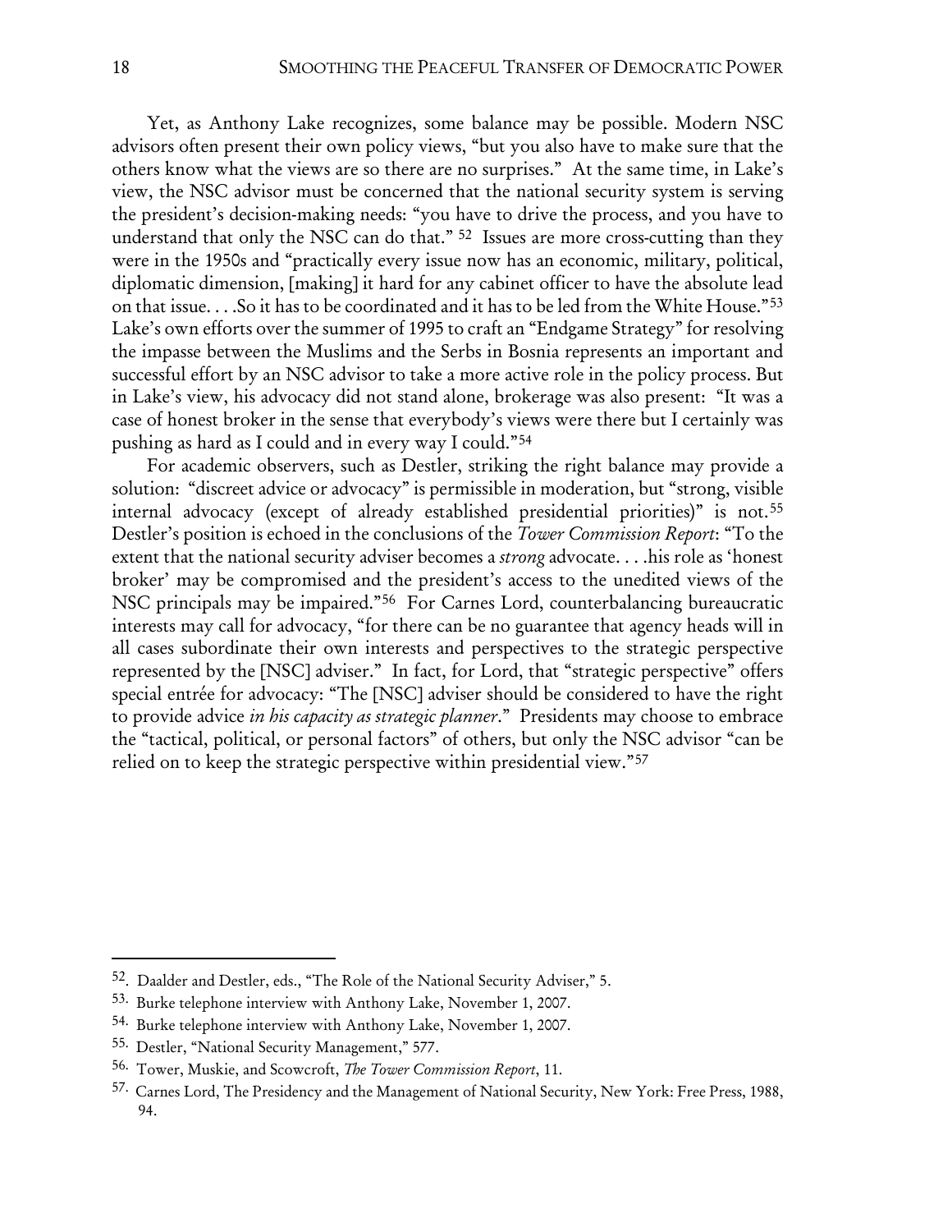Yet, as Anthony Lake recognizes, some balance may be possible. Modern NSC advisors often present their own policy views, "but you also have to make sure that the others know what the views are so there are no surprises." At the same time, in Lake's view, the NSC advisor must be concerned that the national security system is serving the president's decision-making needs: "you have to drive the process, and you have to understand that only the NSC can do that." [52] Issues are more cross-cutting than they were in the 1950s and "practically every issue now has an economic, military, political, diplomatic dimension, [making] it hard for any cabinet officer to have the absolute lead on that issue. . . .So it has to be coordinated and it has to be led from the White House."[53] Lake's own efforts over the summer of 1995 to craft an "Endgame Strategy" for resolving the impasse between the Muslims and the Serbs in Bosnia represents an important and successful effort by an NSC advisor to take a more active role in the policy process. But in Lake's view, his advocacy did not stand alone, brokerage was also present: "It was a case of honest broker in the sense that everybody's views were there but I certainly was pushing as hard as I could and in every way I could."[54]

For academic observers, such as Destler, striking the right balance may provide a solution: "discreet advice or advocacy" is permissible in moderation, but "strong, visible internal advocacy (except of already established presidential priorities)" is not.[55] Destler's position is echoed in the conclusions of the *Tower Commission Report*: "To the extent that the national security adviser becomes a *strong* advocate. . . .his role as 'honest broker' may be compromised and the president's access to the unedited views of the NSC principals may be impaired."[56] For Carnes Lord, counterbalancing bureaucratic interests may call for advocacy, "for there can be no guarantee that agency heads will in all cases subordinate their own interests and perspectives to the strategic perspective represented by the [NSC] adviser." In fact, for Lord, that "strategic perspective" offers special entrée for advocacy: "The [NSC] adviser should be considered to have the right to provide advice *in his capacity as strategic planner*." Presidents may choose to embrace the "tactical, political, or personal factors" of others, but only the NSC advisor "can be relied on to keep the strategic perspective within presidential view."[57]

---

52. Daalder and Destler, eds., "The Role of the National Security Adviser," 5.

53. Burke telephone interview with Anthony Lake, November 1, 2007.

54. Burke telephone interview with Anthony Lake, November 1, 2007.

55. Destler, "National Security Management," 577.

56. Tower, Muskie, and Scowcroft, *The Tower Commission Report*, 11.

57. Carnes Lord, The Presidency and the Management of National Security, New York: Free Press, 1988, 94.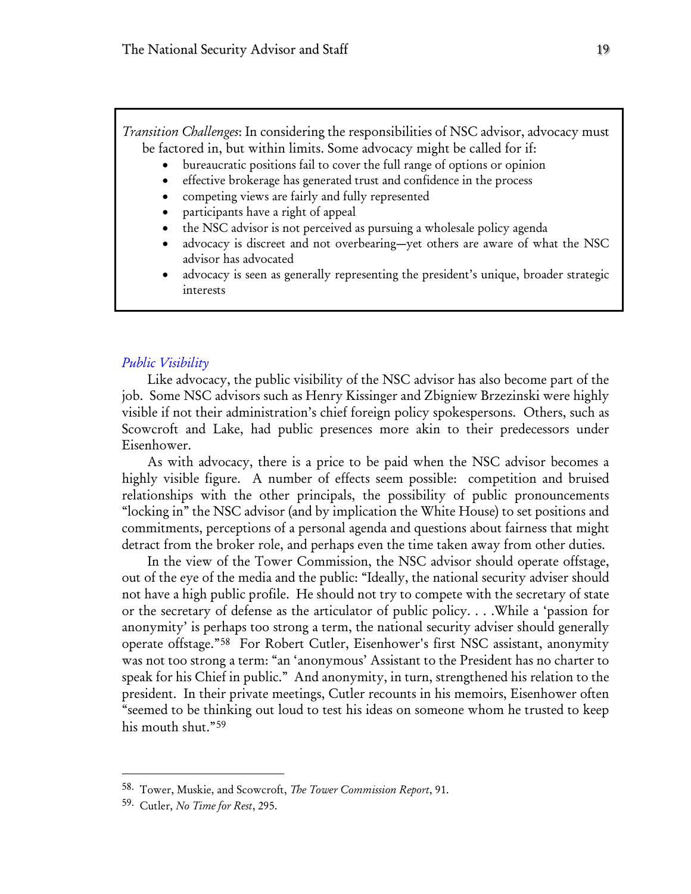*Transition Challenges*: In considering the responsibilities of NSC advisor, advocacy must be factored in, but within limits. Some advocacy might be called for if:

- bureaucratic positions fail to cover the full range of options or opinion
- effective brokerage has generated trust and confidence in the process
- competing views are fairly and fully represented
- participants have a right of appeal
- the NSC advisor is not perceived as pursuing a wholesale policy agenda
- advocacy is discreet and not overbearing—yet others are aware of what the NSC advisor has advocated
- advocacy is seen as generally representing the president's unique, broader strategic interests

### *Public Visibility*

Like advocacy, the public visibility of the NSC advisor has also become part of the job. Some NSC advisors such as Henry Kissinger and Zbigniew Brzezinski were highly visible if not their administration's chief foreign policy spokespersons. Others, such as Scowcroft and Lake, had public presences more akin to their predecessors under Eisenhower.

As with advocacy, there is a price to be paid when the NSC advisor becomes a highly visible figure. A number of effects seem possible: competition and bruised relationships with the other principals, the possibility of public pronouncements "locking in" the NSC advisor (and by implication the White House) to set positions and commitments, perceptions of a personal agenda and questions about fairness that might detract from the broker role, and perhaps even the time taken away from other duties.

In the view of the Tower Commission, the NSC advisor should operate offstage, out of the eye of the media and the public: "Ideally, the national security adviser should not have a high public profile. He should not try to compete with the secretary of state or the secretary of defense as the articulator of public policy. . . .While a 'passion for anonymity' is perhaps too strong a term, the national security adviser should generally operate offstage."[58] For Robert Cutler, Eisenhower's first NSC assistant, anonymity was not too strong a term: "an 'anonymous' Assistant to the President has no charter to speak for his Chief in public." And anonymity, in turn, strengthened his relation to the president. In their private meetings, Cutler recounts in his memoirs, Eisenhower often "seemed to be thinking out loud to test his ideas on someone whom he trusted to keep his mouth shut."[59]

---

58. Tower, Muskie, and Scowcroft, *The Tower Commission Report*, 91.

59. Cutler, *No Time for Rest*, 295.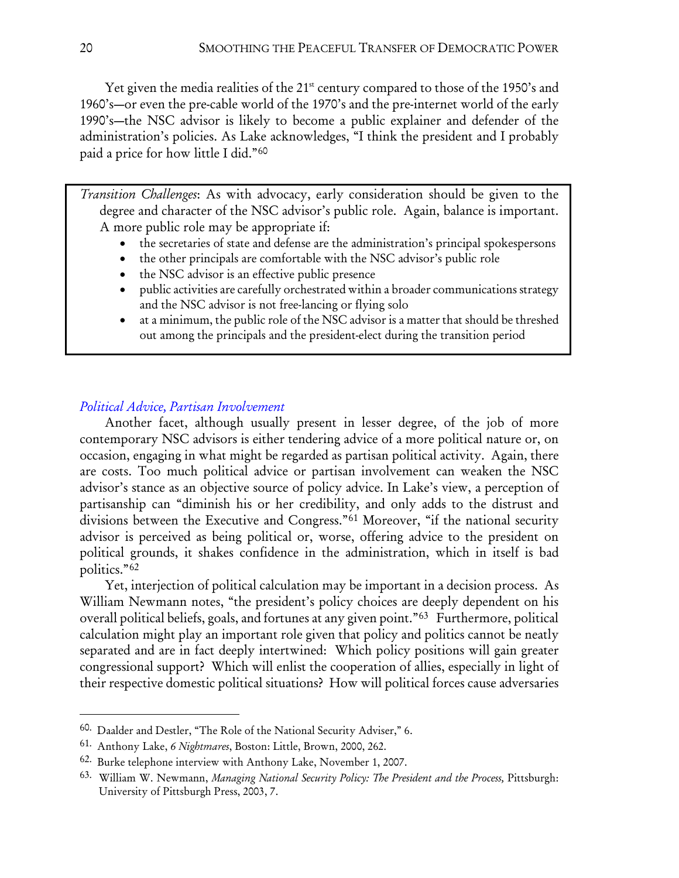Yet given the media realities of the 21st century compared to those of the 1950's and 1960's—or even the pre-cable world of the 1970's and the pre-internet world of the early 1990's—the NSC advisor is likely to become a public explainer and defender of the administration's policies. As Lake acknowledges, "I think the president and I probably paid a price for how little I did."[60]

> *Transition Challenges*: As with advocacy, early consideration should be given to the degree and character of the NSC advisor's public role. Again, balance is important. A more public role may be appropriate if:
>
> - the secretaries of state and defense are the administration's principal spokespersons
> - the other principals are comfortable with the NSC advisor's public role
> - the NSC advisor is an effective public presence
> - public activities are carefully orchestrated within a broader communications strategy and the NSC advisor is not free-lancing or flying solo
> - at a minimum, the public role of the NSC advisor is a matter that should be threshed out among the principals and the president-elect during the transition period

### *Political Advice, Partisan Involvement*

Another facet, although usually present in lesser degree, of the job of more contemporary NSC advisors is either tendering advice of a more political nature or, on occasion, engaging in what might be regarded as partisan political activity. Again, there are costs. Too much political advice or partisan involvement can weaken the NSC advisor's stance as an objective source of policy advice. In Lake's view, a perception of partisanship can "diminish his or her credibility, and only adds to the distrust and divisions between the Executive and Congress."[61] Moreover, "if the national security advisor is perceived as being political or, worse, offering advice to the president on political grounds, it shakes confidence in the administration, which in itself is bad politics."[62]

Yet, interjection of political calculation may be important in a decision process. As William Newmann notes, "the president's policy choices are deeply dependent on his overall political beliefs, goals, and fortunes at any given point."[63] Furthermore, political calculation might play an important role given that policy and politics cannot be neatly separated and are in fact deeply intertwined: Which policy positions will gain greater congressional support? Which will enlist the cooperation of allies, especially in light of their respective domestic political situations? How will political forces cause adversaries

---

60. Daalder and Destler, "The Role of the National Security Adviser," 6.

61. Anthony Lake, *6 Nightmares*, Boston: Little, Brown, 2000, 262.

62. Burke telephone interview with Anthony Lake, November 1, 2007.

63. William W. Newmann, *Managing National Security Policy: The President and the Process,* Pittsburgh: University of Pittsburgh Press, 2003, 7.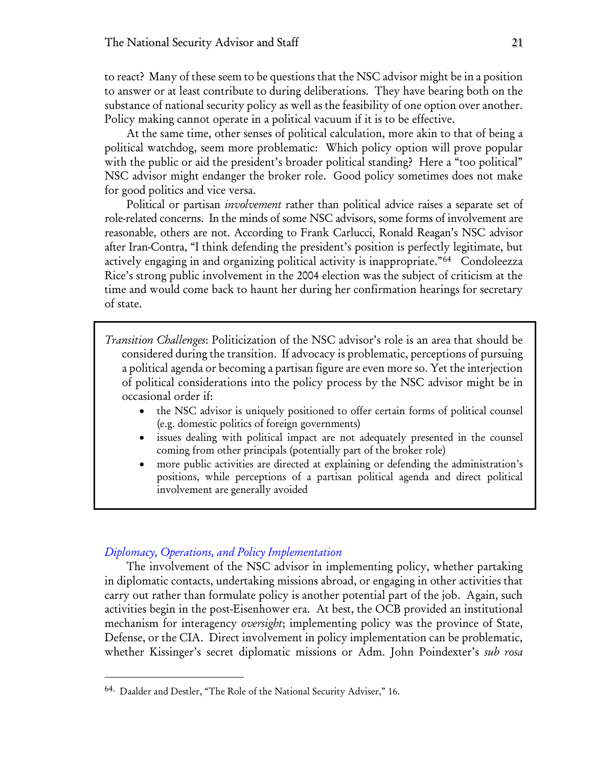to react? Many of these seem to be questions that the NSC advisor might be in a position to answer or at least contribute to during deliberations. They have bearing both on the substance of national security policy as well as the feasibility of one option over another. Policy making cannot operate in a political vacuum if it is to be effective.

At the same time, other senses of political calculation, more akin to that of being a political watchdog, seem more problematic: Which policy option will prove popular with the public or aid the president's broader political standing? Here a "too political" NSC advisor might endanger the broker role. Good policy sometimes does not make for good politics and vice versa.

Political or partisan *involvement* rather than political advice raises a separate set of role-related concerns. In the minds of some NSC advisors, some forms of involvement are reasonable, others are not. According to Frank Carlucci, Ronald Reagan's NSC advisor after Iran-Contra, "I think defending the president's position is perfectly legitimate, but actively engaging in and organizing political activity is inappropriate."[64] Condoleezza Rice's strong public involvement in the 2004 election was the subject of criticism at the time and would come back to haunt her during her confirmation hearings for secretary of state.

> *Transition Challenges*: Politicization of the NSC advisor's role is an area that should be considered during the transition. If advocacy is problematic, perceptions of pursuing a political agenda or becoming a partisan figure are even more so. Yet the interjection of political considerations into the policy process by the NSC advisor might be in occasional order if:
>
> - the NSC advisor is uniquely positioned to offer certain forms of political counsel (e.g. domestic politics of foreign governments)
> - issues dealing with political impact are not adequately presented in the counsel coming from other principals (potentially part of the broker role)
> - more public activities are directed at explaining or defending the administration's positions, while perceptions of a partisan political agenda and direct political involvement are generally avoided

### *Diplomacy, Operations, and Policy Implementation*

The involvement of the NSC advisor in implementing policy, whether partaking in diplomatic contacts, undertaking missions abroad, or engaging in other activities that carry out rather than formulate policy is another potential part of the job. Again, such activities begin in the post-Eisenhower era. At best, the OCB provided an institutional mechanism for interagency *oversight*; implementing policy was the province of State, Defense, or the CIA. Direct involvement in policy implementation can be problematic, whether Kissinger's secret diplomatic missions or Adm. John Poindexter's *sub rosa*

---

[64] Daalder and Destler, "The Role of the National Security Adviser," 16.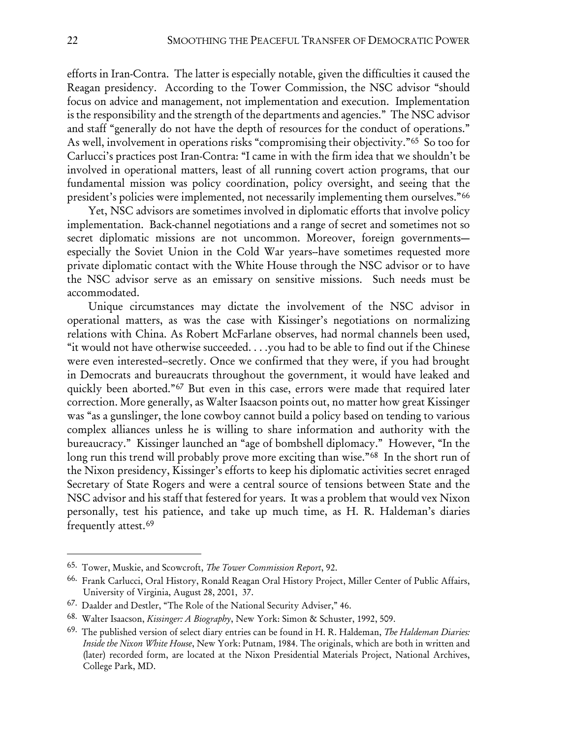efforts in Iran-Contra. The latter is especially notable, given the difficulties it caused the Reagan presidency. According to the Tower Commission, the NSC advisor "should focus on advice and management, not implementation and execution. Implementation is the responsibility and the strength of the departments and agencies." The NSC advisor and staff "generally do not have the depth of resources for the conduct of operations." As well, involvement in operations risks "compromising their objectivity."[65] So too for Carlucci's practices post Iran-Contra: "I came in with the firm idea that we shouldn't be involved in operational matters, least of all running covert action programs, that our fundamental mission was policy coordination, policy oversight, and seeing that the president's policies were implemented, not necessarily implementing them ourselves."[66]

Yet, NSC advisors are sometimes involved in diplomatic efforts that involve policy implementation. Back-channel negotiations and a range of secret and sometimes not so secret diplomatic missions are not uncommon. Moreover, foreign governments—especially the Soviet Union in the Cold War years--have sometimes requested more private diplomatic contact with the White House through the NSC advisor or to have the NSC advisor serve as an emissary on sensitive missions. Such needs must be accommodated.

Unique circumstances may dictate the involvement of the NSC advisor in operational matters, as was the case with Kissinger's negotiations on normalizing relations with China. As Robert McFarlane observes, had normal channels been used, "it would not have otherwise succeeded. . . .you had to be able to find out if the Chinese were even interested--secretly. Once we confirmed that they were, if you had brought in Democrats and bureaucrats throughout the government, it would have leaked and quickly been aborted."[67] But even in this case, errors were made that required later correction. More generally, as Walter Isaacson points out, no matter how great Kissinger was "as a gunslinger, the lone cowboy cannot build a policy based on tending to various complex alliances unless he is willing to share information and authority with the bureaucracy." Kissinger launched an "age of bombshell diplomacy." However, "In the long run this trend will probably prove more exciting than wise."[68] In the short run of the Nixon presidency, Kissinger's efforts to keep his diplomatic activities secret enraged Secretary of State Rogers and were a central source of tensions between State and the NSC advisor and his staff that festered for years. It was a problem that would vex Nixon personally, test his patience, and take up much time, as H. R. Haldeman's diaries frequently attest.[69]

---

65. Tower, Muskie, and Scowcroft, *The Tower Commission Report*, 92.

66. Frank Carlucci, Oral History, Ronald Reagan Oral History Project, Miller Center of Public Affairs, University of Virginia, August 28, 2001, 37.

67. Daalder and Destler, "The Role of the National Security Adviser," 46.

68. Walter Isaacson, *Kissinger: A Biography*, New York: Simon & Schuster, 1992, 509.

69. The published version of select diary entries can be found in H. R. Haldeman, *The Haldeman Diaries: Inside the Nixon White House*, New York: Putnam, 1984. The originals, which are both in written and (later) recorded form, are located at the Nixon Presidential Materials Project, National Archives, College Park, MD.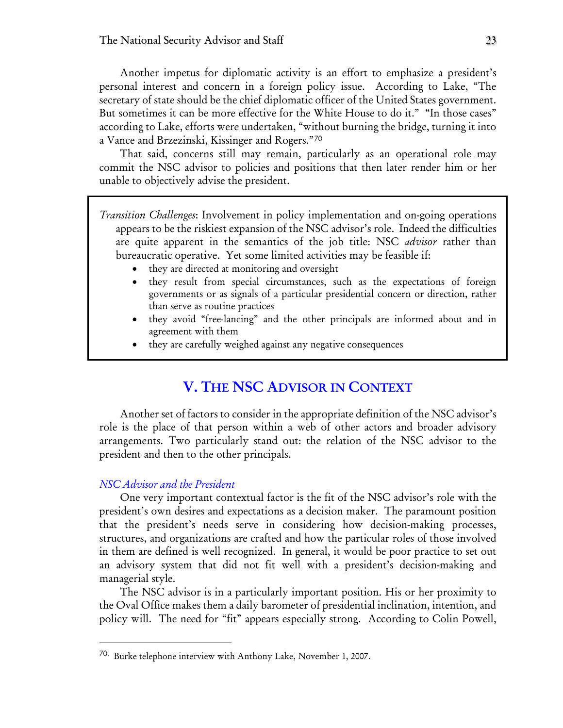Another impetus for diplomatic activity is an effort to emphasize a president's personal interest and concern in a foreign policy issue. According to Lake, "The secretary of state should be the chief diplomatic officer of the United States government. But sometimes it can be more effective for the White House to do it." "In those cases" according to Lake, efforts were undertaken, "without burning the bridge, turning it into a Vance and Brzezinski, Kissinger and Rogers."[70]

That said, concerns still may remain, particularly as an operational role may commit the NSC advisor to policies and positions that then later render him or her unable to objectively advise the president.

> *Transition Challenges*: Involvement in policy implementation and on-going operations appears to be the riskiest expansion of the NSC advisor's role. Indeed the difficulties are quite apparent in the semantics of the job title: NSC *advisor* rather than bureaucratic operative. Yet some limited activities may be feasible if:
>
> - they are directed at monitoring and oversight
> - they result from special circumstances, such as the expectations of foreign governments or as signals of a particular presidential concern or direction, rather than serve as routine practices
> - they avoid "free-lancing" and the other principals are informed about and in agreement with them
> - they are carefully weighed against any negative consequences

## V. The NSC Advisor in Context

Another set of factors to consider in the appropriate definition of the NSC advisor's role is the place of that person within a web of other actors and broader advisory arrangements. Two particularly stand out: the relation of the NSC advisor to the president and then to the other principals.

### *NSC Advisor and the President*

One very important contextual factor is the fit of the NSC advisor's role with the president's own desires and expectations as a decision maker. The paramount position that the president's needs serve in considering how decision-making processes, structures, and organizations are crafted and how the particular roles of those involved in them are defined is well recognized. In general, it would be poor practice to set out an advisory system that did not fit well with a president's decision-making and managerial style.

The NSC advisor is in a particularly important position. His or her proximity to the Oval Office makes them a daily barometer of presidential inclination, intention, and policy will. The need for "fit" appears especially strong. According to Colin Powell,

---

[70] Burke telephone interview with Anthony Lake, November 1, 2007.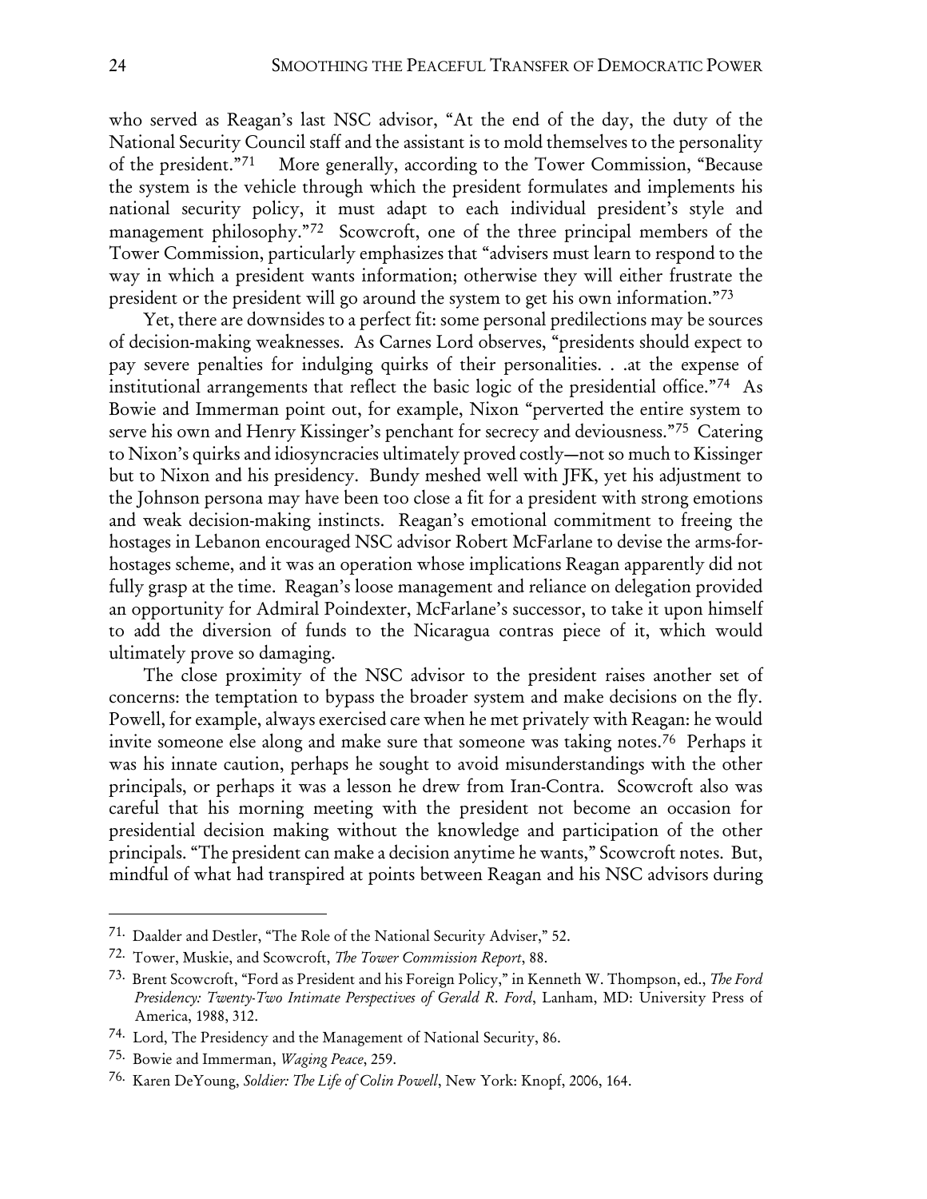who served as Reagan's last NSC advisor, "At the end of the day, the duty of the National Security Council staff and the assistant is to mold themselves to the personality of the president."[71] More generally, according to the Tower Commission, "Because the system is the vehicle through which the president formulates and implements his national security policy, it must adapt to each individual president's style and management philosophy."[72] Scowcroft, one of the three principal members of the Tower Commission, particularly emphasizes that "advisers must learn to respond to the way in which a president wants information; otherwise they will either frustrate the president or the president will go around the system to get his own information."[73]

Yet, there are downsides to a perfect fit: some personal predilections may be sources of decision-making weaknesses. As Carnes Lord observes, "presidents should expect to pay severe penalties for indulging quirks of their personalities. . .at the expense of institutional arrangements that reflect the basic logic of the presidential office."[74] As Bowie and Immerman point out, for example, Nixon "perverted the entire system to serve his own and Henry Kissinger's penchant for secrecy and deviousness."[75] Catering to Nixon's quirks and idiosyncracies ultimately proved costly—not so much to Kissinger but to Nixon and his presidency. Bundy meshed well with JFK, yet his adjustment to the Johnson persona may have been too close a fit for a president with strong emotions and weak decision-making instincts. Reagan's emotional commitment to freeing the hostages in Lebanon encouraged NSC advisor Robert McFarlane to devise the arms-for-hostages scheme, and it was an operation whose implications Reagan apparently did not fully grasp at the time. Reagan's loose management and reliance on delegation provided an opportunity for Admiral Poindexter, McFarlane's successor, to take it upon himself to add the diversion of funds to the Nicaragua contras piece of it, which would ultimately prove so damaging.

The close proximity of the NSC advisor to the president raises another set of concerns: the temptation to bypass the broader system and make decisions on the fly. Powell, for example, always exercised care when he met privately with Reagan: he would invite someone else along and make sure that someone was taking notes.[76] Perhaps it was his innate caution, perhaps he sought to avoid misunderstandings with the other principals, or perhaps it was a lesson he drew from Iran-Contra. Scowcroft also was careful that his morning meeting with the president not become an occasion for presidential decision making without the knowledge and participation of the other principals. "The president can make a decision anytime he wants," Scowcroft notes. But, mindful of what had transpired at points between Reagan and his NSC advisors during

---

71. Daalder and Destler, "The Role of the National Security Adviser," 52.

72. Tower, Muskie, and Scowcroft, *The Tower Commission Report*, 88.

73. Brent Scowcroft, "Ford as President and his Foreign Policy," in Kenneth W. Thompson, ed., *The Ford Presidency: Twenty-Two Intimate Perspectives of Gerald R. Ford*, Lanham, MD: University Press of America, 1988, 312.

74. Lord, The Presidency and the Management of National Security, 86.

75. Bowie and Immerman, *Waging Peace*, 259.

76. Karen DeYoung, *Soldier: The Life of Colin Powell*, New York: Knopf, 2006, 164.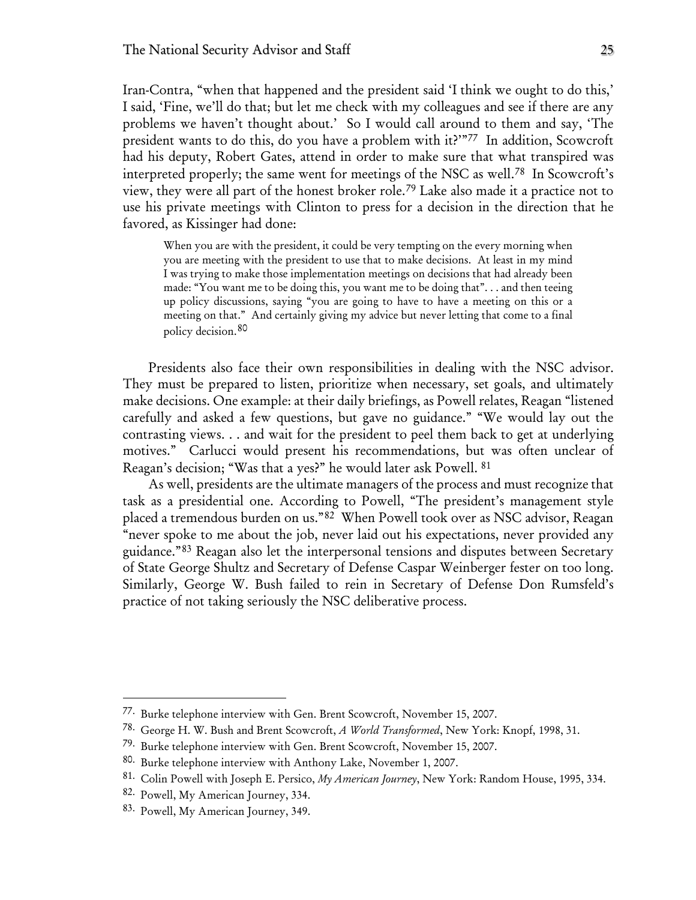Iran-Contra, "when that happened and the president said 'I think we ought to do this,' I said, 'Fine, we'll do that; but let me check with my colleagues and see if there are any problems we haven't thought about.' So I would call around to them and say, 'The president wants to do this, do you have a problem with it?'"[77] In addition, Scowcroft had his deputy, Robert Gates, attend in order to make sure that what transpired was interpreted properly; the same went for meetings of the NSC as well.[78] In Scowcroft's view, they were all part of the honest broker role.[79] Lake also made it a practice not to use his private meetings with Clinton to press for a decision in the direction that he favored, as Kissinger had done:

> When you are with the president, it could be very tempting on the every morning when you are meeting with the president to use that to make decisions. At least in my mind I was trying to make those implementation meetings on decisions that had already been made: "You want me to be doing this, you want me to be doing that". . . and then teeing up policy discussions, saying "you are going to have to have a meeting on this or a meeting on that." And certainly giving my advice but never letting that come to a final policy decision.[80]

Presidents also face their own responsibilities in dealing with the NSC advisor. They must be prepared to listen, prioritize when necessary, set goals, and ultimately make decisions. One example: at their daily briefings, as Powell relates, Reagan "listened carefully and asked a few questions, but gave no guidance." "We would lay out the contrasting views. . . and wait for the president to peel them back to get at underlying motives." Carlucci would present his recommendations, but was often unclear of Reagan's decision; "Was that a yes?" he would later ask Powell. [81]

As well, presidents are the ultimate managers of the process and must recognize that task as a presidential one. According to Powell, "The president's management style placed a tremendous burden on us."[82] When Powell took over as NSC advisor, Reagan "never spoke to me about the job, never laid out his expectations, never provided any guidance."[83] Reagan also let the interpersonal tensions and disputes between Secretary of State George Shultz and Secretary of Defense Caspar Weinberger fester on too long. Similarly, George W. Bush failed to rein in Secretary of Defense Don Rumsfeld's practice of not taking seriously the NSC deliberative process.

---

77. Burke telephone interview with Gen. Brent Scowcroft, November 15, 2007.
78. George H. W. Bush and Brent Scowcroft, *A World Transformed*, New York: Knopf, 1998, 31.
79. Burke telephone interview with Gen. Brent Scowcroft, November 15, 2007.
80. Burke telephone interview with Anthony Lake, November 1, 2007.
81. Colin Powell with Joseph E. Persico, *My American Journey*, New York: Random House, 1995, 334.
82. Powell, My American Journey, 334.
83. Powell, My American Journey, 349.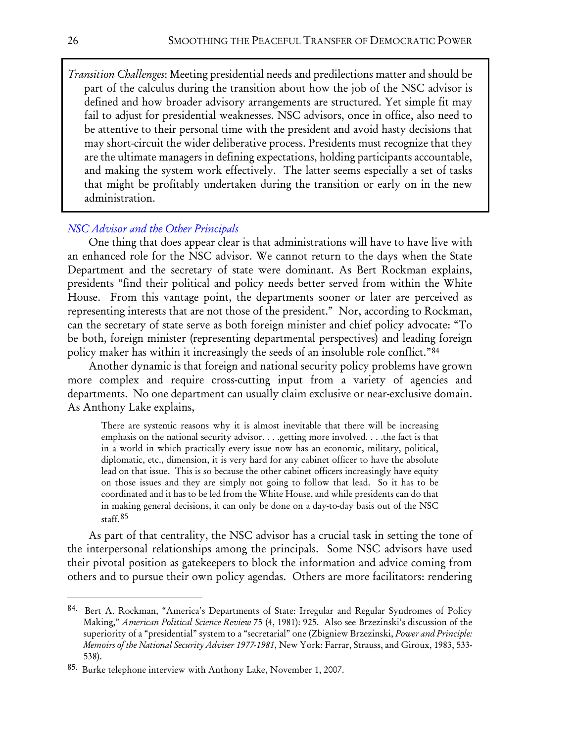*Transition Challenges*: Meeting presidential needs and predilections matter and should be part of the calculus during the transition about how the job of the NSC advisor is defined and how broader advisory arrangements are structured. Yet simple fit may fail to adjust for presidential weaknesses. NSC advisors, once in office, also need to be attentive to their personal time with the president and avoid hasty decisions that may short-circuit the wider deliberative process. Presidents must recognize that they are the ultimate managers in defining expectations, holding participants accountable, and making the system work effectively. The latter seems especially a set of tasks that might be profitably undertaken during the transition or early on in the new administration.

### *NSC Advisor and the Other Principals*

One thing that does appear clear is that administrations will have to have live with an enhanced role for the NSC advisor. We cannot return to the days when the State Department and the secretary of state were dominant. As Bert Rockman explains, presidents "find their political and policy needs better served from within the White House. From this vantage point, the departments sooner or later are perceived as representing interests that are not those of the president." Nor, according to Rockman, can the secretary of state serve as both foreign minister and chief policy advocate: "To be both, foreign minister (representing departmental perspectives) and leading foreign policy maker has within it increasingly the seeds of an insoluble role conflict."[84]

Another dynamic is that foreign and national security policy problems have grown more complex and require cross-cutting input from a variety of agencies and departments. No one department can usually claim exclusive or near-exclusive domain. As Anthony Lake explains,

> There are systemic reasons why it is almost inevitable that there will be increasing emphasis on the national security advisor. . . .getting more involved. . . .the fact is that in a world in which practically every issue now has an economic, military, political, diplomatic, etc., dimension, it is very hard for any cabinet officer to have the absolute lead on that issue. This is so because the other cabinet officers increasingly have equity on those issues and they are simply not going to follow that lead. So it has to be coordinated and it has to be led from the White House, and while presidents can do that in making general decisions, it can only be done on a day-to-day basis out of the NSC staff.[85]

As part of that centrality, the NSC advisor has a crucial task in setting the tone of the interpersonal relationships among the principals. Some NSC advisors have used their pivotal position as gatekeepers to block the information and advice coming from others and to pursue their own policy agendas. Others are more facilitators: rendering

---

84. Bert A. Rockman, "America's Departments of State: Irregular and Regular Syndromes of Policy Making," *American Political Science Review* 75 (4, 1981): 925. Also see Brzezinski's discussion of the superiority of a "presidential" system to a "secretarial" one (Zbigniew Brzezinski, *Power and Principle: Memoirs of the National Security Adviser 1977-1981*, New York: Farrar, Strauss, and Giroux, 1983, 533-538).

85. Burke telephone interview with Anthony Lake, November 1, 2007.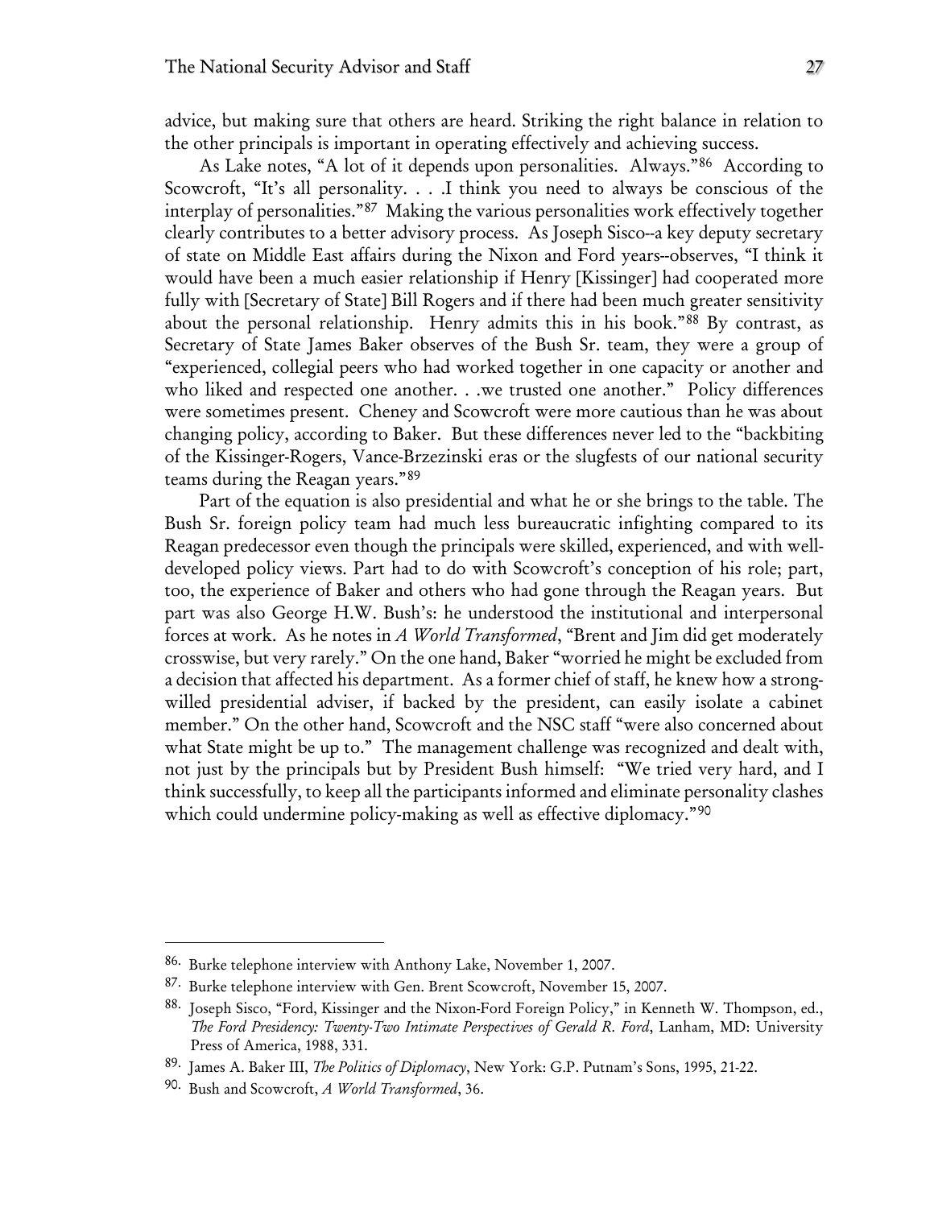advice, but making sure that others are heard. Striking the right balance in relation to the other principals is important in operating effectively and achieving success.

As Lake notes, "A lot of it depends upon personalities. Always."[86] According to Scowcroft, "It's all personality. . . .I think you need to always be conscious of the interplay of personalities."[87] Making the various personalities work effectively together clearly contributes to a better advisory process. As Joseph Sisco--a key deputy secretary of state on Middle East affairs during the Nixon and Ford years--observes, "I think it would have been a much easier relationship if Henry [Kissinger] had cooperated more fully with [Secretary of State] Bill Rogers and if there had been much greater sensitivity about the personal relationship. Henry admits this in his book."[88] By contrast, as Secretary of State James Baker observes of the Bush Sr. team, they were a group of "experienced, collegial peers who had worked together in one capacity or another and who liked and respected one another. . .we trusted one another." Policy differences were sometimes present. Cheney and Scowcroft were more cautious than he was about changing policy, according to Baker. But these differences never led to the "backbiting of the Kissinger-Rogers, Vance-Brzezinski eras or the slugfests of our national security teams during the Reagan years."[89]

Part of the equation is also presidential and what he or she brings to the table. The Bush Sr. foreign policy team had much less bureaucratic infighting compared to its Reagan predecessor even though the principals were skilled, experienced, and with well-developed policy views. Part had to do with Scowcroft's conception of his role; part, too, the experience of Baker and others who had gone through the Reagan years. But part was also George H.W. Bush's: he understood the institutional and interpersonal forces at work. As he notes in *A World Transformed*, "Brent and Jim did get moderately crosswise, but very rarely." On the one hand, Baker "worried he might be excluded from a decision that affected his department. As a former chief of staff, he knew how a strong-willed presidential adviser, if backed by the president, can easily isolate a cabinet member." On the other hand, Scowcroft and the NSC staff "were also concerned about what State might be up to." The management challenge was recognized and dealt with, not just by the principals but by President Bush himself: "We tried very hard, and I think successfully, to keep all the participants informed and eliminate personality clashes which could undermine policy-making as well as effective diplomacy."[90]

---

86. Burke telephone interview with Anthony Lake, November 1, 2007.

87. Burke telephone interview with Gen. Brent Scowcroft, November 15, 2007.

88. Joseph Sisco, "Ford, Kissinger and the Nixon-Ford Foreign Policy," in Kenneth W. Thompson, ed., *The Ford Presidency: Twenty-Two Intimate Perspectives of Gerald R. Ford*, Lanham, MD: University Press of America, 1988, 331.

89. James A. Baker III, *The Politics of Diplomacy*, New York: G.P. Putnam's Sons, 1995, 21-22.

90. Bush and Scowcroft, *A World Transformed*, 36.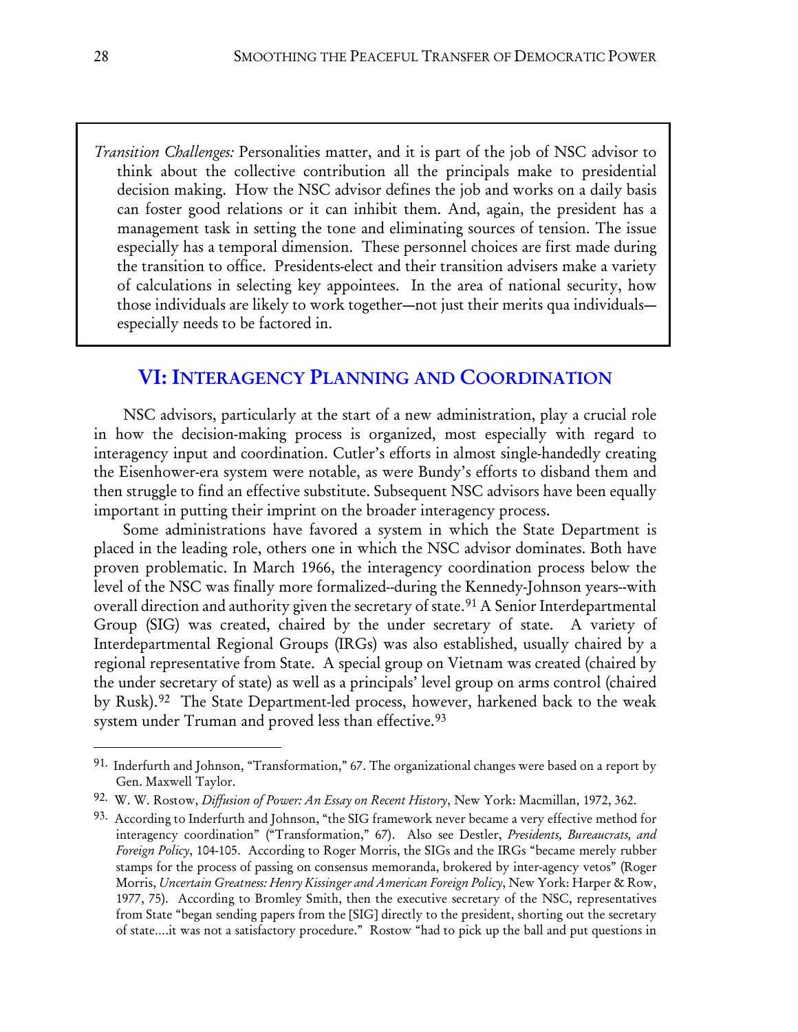*Transition Challenges:* Personalities matter, and it is part of the job of NSC advisor to think about the collective contribution all the principals make to presidential decision making. How the NSC advisor defines the job and works on a daily basis can foster good relations or it can inhibit them. And, again, the president has a management task in setting the tone and eliminating sources of tension. The issue especially has a temporal dimension. These personnel choices are first made during the transition to office. Presidents-elect and their transition advisers make a variety of calculations in selecting key appointees. In the area of national security, how those individuals are likely to work together—not just their merits qua individuals—especially needs to be factored in.

## VI: Interagency Planning and Coordination

NSC advisors, particularly at the start of a new administration, play a crucial role in how the decision-making process is organized, most especially with regard to interagency input and coordination. Cutler's efforts in almost single-handedly creating the Eisenhower-era system were notable, as were Bundy's efforts to disband them and then struggle to find an effective substitute. Subsequent NSC advisors have been equally important in putting their imprint on the broader interagency process.

Some administrations have favored a system in which the State Department is placed in the leading role, others one in which the NSC advisor dominates. Both have proven problematic. In March 1966, the interagency coordination process below the level of the NSC was finally more formalized--during the Kennedy-Johnson years--with overall direction and authority given the secretary of state.[91] A Senior Interdepartmental Group (SIG) was created, chaired by the under secretary of state. A variety of Interdepartmental Regional Groups (IRGs) was also established, usually chaired by a regional representative from State. A special group on Vietnam was created (chaired by the under secretary of state) as well as a principals' level group on arms control (chaired by Rusk).[92] The State Department-led process, however, harkened back to the weak system under Truman and proved less than effective.[93]

---

91. Inderfurth and Johnson, "Transformation," 67. The organizational changes were based on a report by Gen. Maxwell Taylor.

92. W. W. Rostow, *Diffusion of Power: An Essay on Recent History*, New York: Macmillan, 1972, 362.

93. According to Inderfurth and Johnson, "the SIG framework never became a very effective method for interagency coordination" ("Transformation," 67). Also see Destler, *Presidents, Bureaucrats, and Foreign Policy*, 104-105. According to Roger Morris, the SIGs and the IRGs "became merely rubber stamps for the process of passing on consensus memoranda, brokered by inter-agency vetos" (Roger Morris, *Uncertain Greatness: Henry Kissinger and American Foreign Policy*, New York: Harper & Row, 1977, 75). According to Bromley Smith, then the executive secretary of the NSC, representatives from State "began sending papers from the [SIG] directly to the president, shorting out the secretary of state....it was not a satisfactory procedure." Rostow "had to pick up the ball and put questions in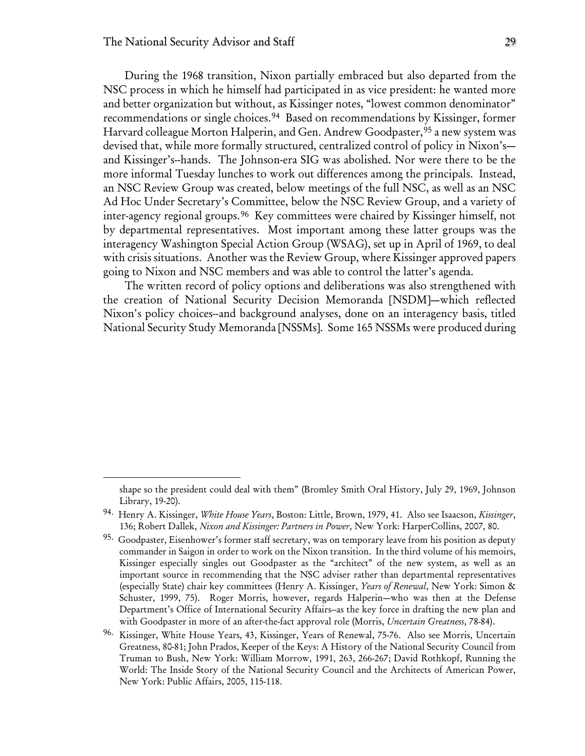During the 1968 transition, Nixon partially embraced but also departed from the NSC process in which he himself had participated in as vice president: he wanted more and better organization but without, as Kissinger notes, "lowest common denominator" recommendations or single choices.[94] Based on recommendations by Kissinger, former Harvard colleague Morton Halperin, and Gen. Andrew Goodpaster,[95] a new system was devised that, while more formally structured, centralized control of policy in Nixon's—and Kissinger's--hands. The Johnson-era SIG was abolished. Nor were there to be the more informal Tuesday lunches to work out differences among the principals. Instead, an NSC Review Group was created, below meetings of the full NSC, as well as an NSC Ad Hoc Under Secretary's Committee, below the NSC Review Group, and a variety of inter-agency regional groups.[96] Key committees were chaired by Kissinger himself, not by departmental representatives. Most important among these latter groups was the interagency Washington Special Action Group (WSAG), set up in April of 1969, to deal with crisis situations. Another was the Review Group, where Kissinger approved papers going to Nixon and NSC members and was able to control the latter's agenda.

The written record of policy options and deliberations was also strengthened with the creation of National Security Decision Memoranda [NSDM]—which reflected Nixon's policy choices--and background analyses, done on an interagency basis, titled National Security Study Memoranda [NSSMs]. Some 165 NSSMs were produced during

---

shape so the president could deal with them" (Bromley Smith Oral History, July 29, 1969, Johnson Library, 19-20).

94. Henry A. Kissinger, *White House Years*, Boston: Little, Brown, 1979, 41. Also see Isaacson, *Kissinger*, 136; Robert Dallek, *Nixon and Kissinger: Partners in Power*, New York: HarperCollins, 2007, 80.

95. Goodpaster, Eisenhower's former staff secretary, was on temporary leave from his position as deputy commander in Saigon in order to work on the Nixon transition. In the third volume of his memoirs, Kissinger especially singles out Goodpaster as the "architect" of the new system, as well as an important source in recommending that the NSC adviser rather than departmental representatives (especially State) chair key committees (Henry A. Kissinger, *Years of Renewal*, New York: Simon & Schuster, 1999, 75). Roger Morris, however, regards Halperin—who was then at the Defense Department's Office of International Security Affairs--as the key force in drafting the new plan and with Goodpaster in more of an after-the-fact approval role (Morris, *Uncertain Greatness*, 78-84).

96. Kissinger, White House Years, 43, Kissinger, Years of Renewal, 75-76. Also see Morris, Uncertain Greatness, 80-81; John Prados, Keeper of the Keys: A History of the National Security Council from Truman to Bush, New York: William Morrow, 1991, 263, 266-267; David Rothkopf, Running the World: The Inside Story of the National Security Council and the Architects of American Power, New York: Public Affairs, 2005, 115-118.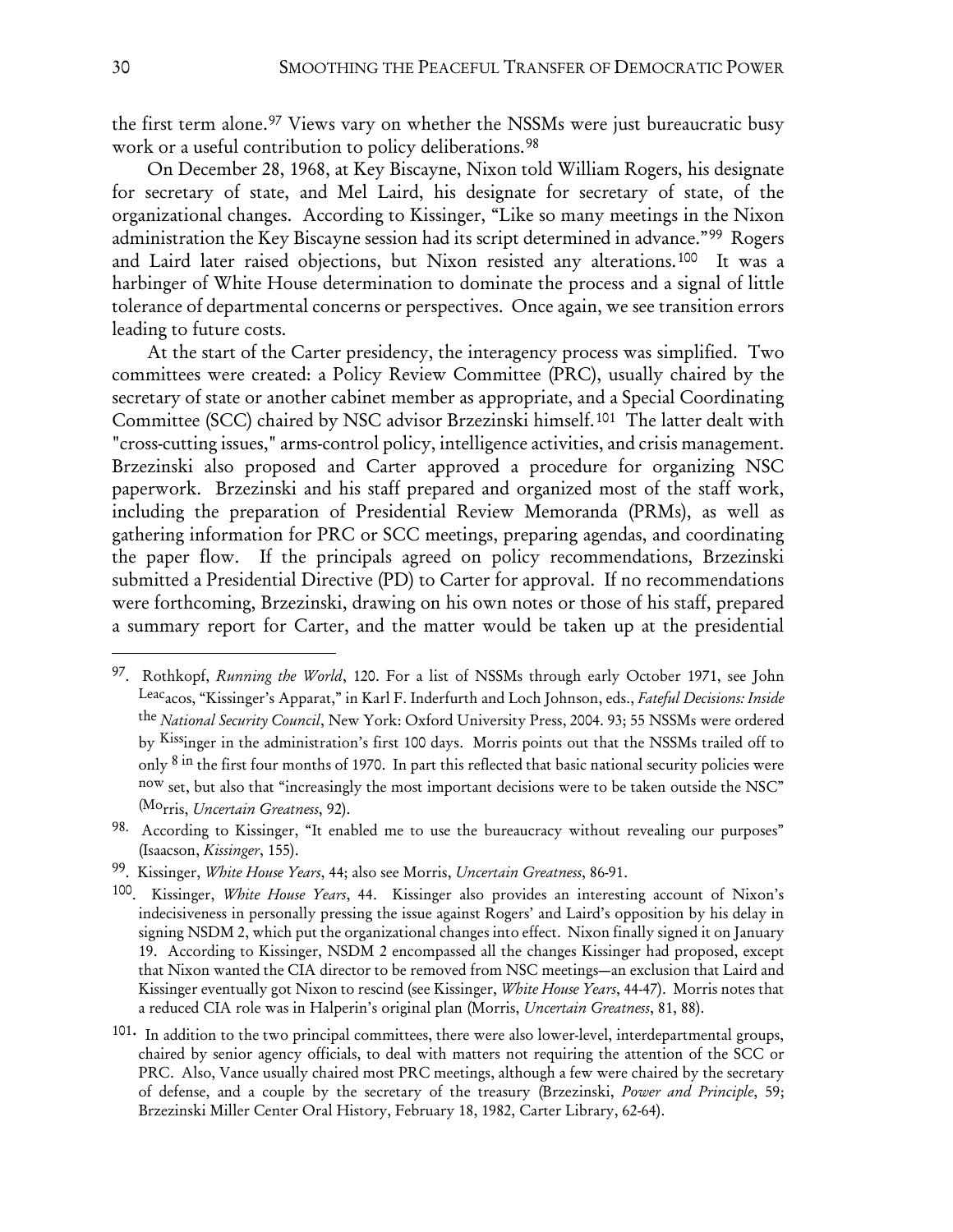the first term alone.[97] Views vary on whether the NSSMs were just bureaucratic busy work or a useful contribution to policy deliberations.[98]

On December 28, 1968, at Key Biscayne, Nixon told William Rogers, his designate for secretary of state, and Mel Laird, his designate for secretary of state, of the organizational changes. According to Kissinger, "Like so many meetings in the Nixon administration the Key Biscayne session had its script determined in advance."[99] Rogers and Laird later raised objections, but Nixon resisted any alterations.[100] It was a harbinger of White House determination to dominate the process and a signal of little tolerance of departmental concerns or perspectives. Once again, we see transition errors leading to future costs.

At the start of the Carter presidency, the interagency process was simplified. Two committees were created: a Policy Review Committee (PRC), usually chaired by the secretary of state or another cabinet member as appropriate, and a Special Coordinating Committee (SCC) chaired by NSC advisor Brzezinski himself.[101] The latter dealt with "cross-cutting issues," arms-control policy, intelligence activities, and crisis management. Brzezinski also proposed and Carter approved a procedure for organizing NSC paperwork. Brzezinski and his staff prepared and organized most of the staff work, including the preparation of Presidential Review Memoranda (PRMs), as well as gathering information for PRC or SCC meetings, preparing agendas, and coordinating the paper flow. If the principals agreed on policy recommendations, Brzezinski submitted a Presidential Directive (PD) to Carter for approval. If no recommendations were forthcoming, Brzezinski, drawing on his own notes or those of his staff, prepared a summary report for Carter, and the matter would be taken up at the presidential

---

97. Rothkopf, *Running the World*, 120. For a list of NSSMs through early October 1971, see John Leacacos, "Kissinger's Apparat," in Karl F. Inderfurth and Loch Johnson, eds., *Fateful Decisions: Inside the National Security Council*, New York: Oxford University Press, 2004. 93; 55 NSSMs were ordered by Kissinger in the administration's first 100 days. Morris points out that the NSSMs trailed off to only 8 in the first four months of 1970. In part this reflected that basic national security policies were now set, but also that "increasingly the most important decisions were to be taken outside the NSC" (Morris, *Uncertain Greatness*, 92).

98. According to Kissinger, "It enabled me to use the bureaucracy without revealing our purposes" (Isaacson, *Kissinger*, 155).

99. Kissinger, *White House Years*, 44; also see Morris, *Uncertain Greatness*, 86-91.

100. Kissinger, *White House Years*, 44. Kissinger also provides an interesting account of Nixon's indecisiveness in personally pressing the issue against Rogers' and Laird's opposition by his delay in signing NSDM 2, which put the organizational changes into effect. Nixon finally signed it on January 19. According to Kissinger, NSDM 2 encompassed all the changes Kissinger had proposed, except that Nixon wanted the CIA director to be removed from NSC meetings—an exclusion that Laird and Kissinger eventually got Nixon to rescind (see Kissinger, *White House Years*, 44-47). Morris notes that a reduced CIA role was in Halperin's original plan (Morris, *Uncertain Greatness*, 81, 88).

101. In addition to the two principal committees, there were also lower-level, interdepartmental groups, chaired by senior agency officials, to deal with matters not requiring the attention of the SCC or PRC. Also, Vance usually chaired most PRC meetings, although a few were chaired by the secretary of defense, and a couple by the secretary of the treasury (Brzezinski, *Power and Principle*, 59; Brzezinski Miller Center Oral History, February 18, 1982, Carter Library, 62-64).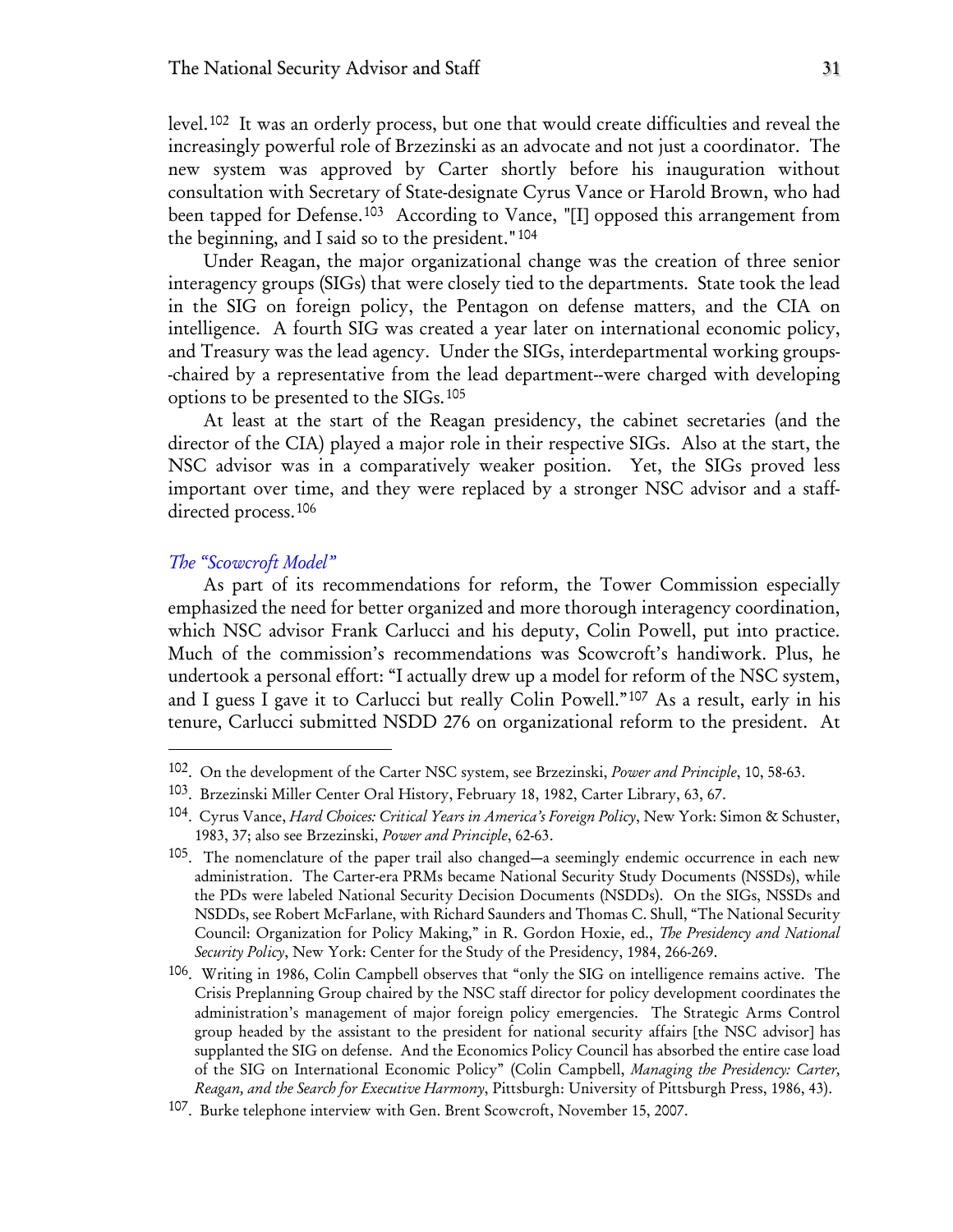level.[102] It was an orderly process, but one that would create difficulties and reveal the increasingly powerful role of Brzezinski as an advocate and not just a coordinator. The new system was approved by Carter shortly before his inauguration without consultation with Secretary of State-designate Cyrus Vance or Harold Brown, who had been tapped for Defense.[103] According to Vance, "[I] opposed this arrangement from the beginning, and I said so to the president."[104]

Under Reagan, the major organizational change was the creation of three senior interagency groups (SIGs) that were closely tied to the departments. State took the lead in the SIG on foreign policy, the Pentagon on defense matters, and the CIA on intelligence. A fourth SIG was created a year later on international economic policy, and Treasury was the lead agency. Under the SIGs, interdepartmental working groups--chaired by a representative from the lead department--were charged with developing options to be presented to the SIGs.[105]

At least at the start of the Reagan presidency, the cabinet secretaries (and the director of the CIA) played a major role in their respective SIGs. Also at the start, the NSC advisor was in a comparatively weaker position. Yet, the SIGs proved less important over time, and they were replaced by a stronger NSC advisor and a staff-directed process.[106]

### *The "Scowcroft Model"*

As part of its recommendations for reform, the Tower Commission especially emphasized the need for better organized and more thorough interagency coordination, which NSC advisor Frank Carlucci and his deputy, Colin Powell, put into practice. Much of the commission's recommendations was Scowcroft's handiwork. Plus, he undertook a personal effort: "I actually drew up a model for reform of the NSC system, and I guess I gave it to Carlucci but really Colin Powell."[107] As a result, early in his tenure, Carlucci submitted NSDD 276 on organizational reform to the president. At

---

[102]. On the development of the Carter NSC system, see Brzezinski, *Power and Principle*, 10, 58-63.

[103]. Brzezinski Miller Center Oral History, February 18, 1982, Carter Library, 63, 67.

[104]. Cyrus Vance, *Hard Choices: Critical Years in America's Foreign Policy*, New York: Simon & Schuster, 1983, 37; also see Brzezinski, *Power and Principle*, 62-63.

[105]. The nomenclature of the paper trail also changed—a seemingly endemic occurrence in each new administration. The Carter-era PRMs became National Security Study Documents (NSSDs), while the PDs were labeled National Security Decision Documents (NSDDs). On the SIGs, NSSDs and NSDDs, see Robert McFarlane, with Richard Saunders and Thomas C. Shull, "The National Security Council: Organization for Policy Making," in R. Gordon Hoxie, ed., *The Presidency and National Security Policy*, New York: Center for the Study of the Presidency, 1984, 266-269.

[106]. Writing in 1986, Colin Campbell observes that "only the SIG on intelligence remains active. The Crisis Preplanning Group chaired by the NSC staff director for policy development coordinates the administration's management of major foreign policy emergencies. The Strategic Arms Control group headed by the assistant to the president for national security affairs [the NSC advisor] has supplanted the SIG on defense. And the Economics Policy Council has absorbed the entire case load of the SIG on International Economic Policy" (Colin Campbell, *Managing the Presidency: Carter, Reagan, and the Search for Executive Harmony*, Pittsburgh: University of Pittsburgh Press, 1986, 43).

[107]. Burke telephone interview with Gen. Brent Scowcroft, November 15, 2007.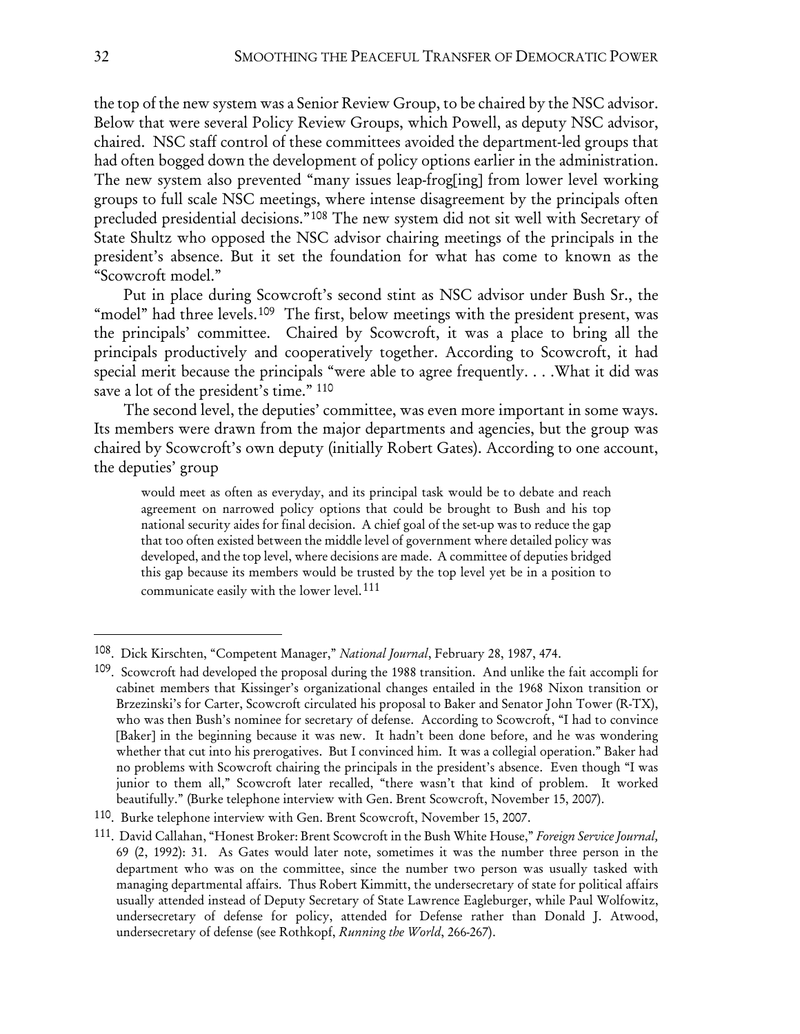the top of the new system was a Senior Review Group, to be chaired by the NSC advisor. Below that were several Policy Review Groups, which Powell, as deputy NSC advisor, chaired. NSC staff control of these committees avoided the department-led groups that had often bogged down the development of policy options earlier in the administration. The new system also prevented "many issues leap-frog[ing] from lower level working groups to full scale NSC meetings, where intense disagreement by the principals often precluded presidential decisions."[108] The new system did not sit well with Secretary of State Shultz who opposed the NSC advisor chairing meetings of the principals in the president's absence. But it set the foundation for what has come to known as the "Scowcroft model."

Put in place during Scowcroft's second stint as NSC advisor under Bush Sr., the "model" had three levels.[109] The first, below meetings with the president present, was the principals' committee. Chaired by Scowcroft, it was a place to bring all the principals productively and cooperatively together. According to Scowcroft, it had special merit because the principals "were able to agree frequently. . . .What it did was save a lot of the president's time." [110]

The second level, the deputies' committee, was even more important in some ways. Its members were drawn from the major departments and agencies, but the group was chaired by Scowcroft's own deputy (initially Robert Gates). According to one account, the deputies' group

> would meet as often as everyday, and its principal task would be to debate and reach agreement on narrowed policy options that could be brought to Bush and his top national security aides for final decision. A chief goal of the set-up was to reduce the gap that too often existed between the middle level of government where detailed policy was developed, and the top level, where decisions are made. A committee of deputies bridged this gap because its members would be trusted by the top level yet be in a position to communicate easily with the lower level.[111]

---

[108]. Dick Kirschten, "Competent Manager," *National Journal*, February 28, 1987, 474.

[109]. Scowcroft had developed the proposal during the 1988 transition. And unlike the fait accompli for cabinet members that Kissinger's organizational changes entailed in the 1968 Nixon transition or Brzezinski's for Carter, Scowcroft circulated his proposal to Baker and Senator John Tower (R-TX), who was then Bush's nominee for secretary of defense. According to Scowcroft, "I had to convince [Baker] in the beginning because it was new. It hadn't been done before, and he was wondering whether that cut into his prerogatives. But I convinced him. It was a collegial operation." Baker had no problems with Scowcroft chairing the principals in the president's absence. Even though "I was junior to them all," Scowcroft later recalled, "there wasn't that kind of problem. It worked beautifully." (Burke telephone interview with Gen. Brent Scowcroft, November 15, 2007).

[110]. Burke telephone interview with Gen. Brent Scowcroft, November 15, 2007.

[111]. David Callahan, "Honest Broker: Brent Scowcroft in the Bush White House," *Foreign Service Journal,* 69 (2, 1992): 31. As Gates would later note, sometimes it was the number three person in the department who was on the committee, since the number two person was usually tasked with managing departmental affairs. Thus Robert Kimmitt, the undersecretary of state for political affairs usually attended instead of Deputy Secretary of State Lawrence Eagleburger, while Paul Wolfowitz, undersecretary of defense for policy, attended for Defense rather than Donald J. Atwood, undersecretary of defense (see Rothkopf, *Running the World*, 266-267).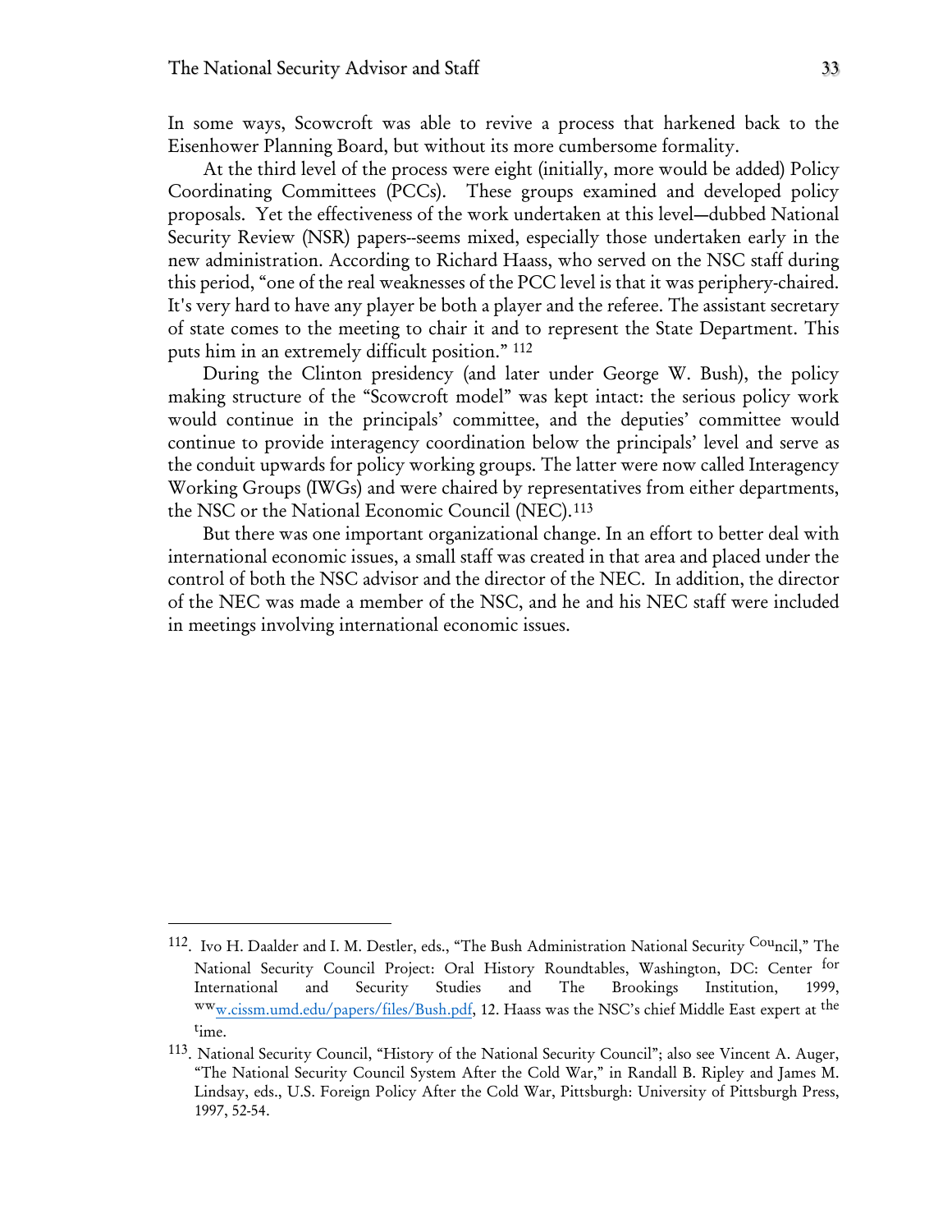In some ways, Scowcroft was able to revive a process that harkened back to the Eisenhower Planning Board, but without its more cumbersome formality.

At the third level of the process were eight (initially, more would be added) Policy Coordinating Committees (PCCs). These groups examined and developed policy proposals. Yet the effectiveness of the work undertaken at this level—dubbed National Security Review (NSR) papers--seems mixed, especially those undertaken early in the new administration. According to Richard Haass, who served on the NSC staff during this period, "one of the real weaknesses of the PCC level is that it was periphery-chaired. It's very hard to have any player be both a player and the referee. The assistant secretary of state comes to the meeting to chair it and to represent the State Department. This puts him in an extremely difficult position." [112]

During the Clinton presidency (and later under George W. Bush), the policy making structure of the "Scowcroft model" was kept intact: the serious policy work would continue in the principals' committee, and the deputies' committee would continue to provide interagency coordination below the principals' level and serve as the conduit upwards for policy working groups. The latter were now called Interagency Working Groups (IWGs) and were chaired by representatives from either departments, the NSC or the National Economic Council (NEC).[113]

But there was one important organizational change. In an effort to better deal with international economic issues, a small staff was created in that area and placed under the control of both the NSC advisor and the director of the NEC. In addition, the director of the NEC was made a member of the NSC, and he and his NEC staff were included in meetings involving international economic issues.

---

[112]. Ivo H. Daalder and I. M. Destler, eds., "The Bush Administration National Security Council," The National Security Council Project: Oral History Roundtables, Washington, DC: Center for International and Security Studies and The Brookings Institution, 1999, www.cissm.umd.edu/papers/files/Bush.pdf, 12. Haass was the NSC's chief Middle East expert at the time.

[113]. National Security Council, "History of the National Security Council"; also see Vincent A. Auger, "The National Security Council System After the Cold War," in Randall B. Ripley and James M. Lindsay, eds., U.S. Foreign Policy After the Cold War, Pittsburgh: University of Pittsburgh Press, 1997, 52-54.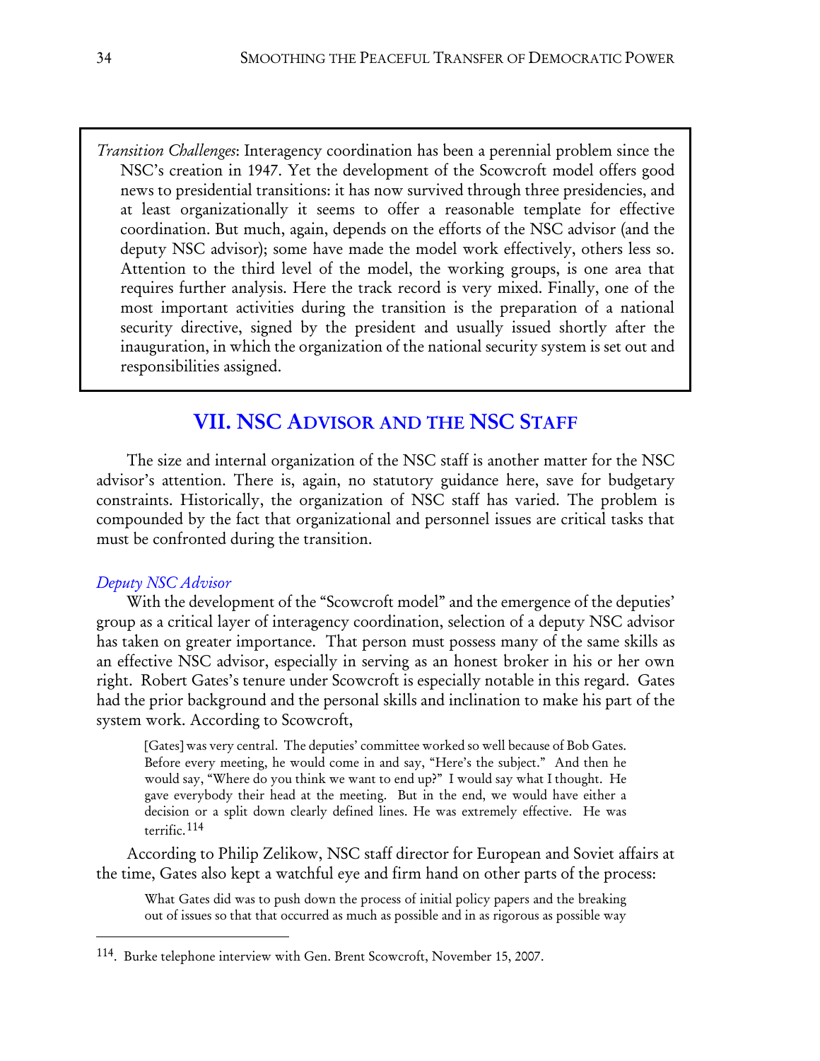*Transition Challenges*: Interagency coordination has been a perennial problem since the NSC's creation in 1947. Yet the development of the Scowcroft model offers good news to presidential transitions: it has now survived through three presidencies, and at least organizationally it seems to offer a reasonable template for effective coordination. But much, again, depends on the efforts of the NSC advisor (and the deputy NSC advisor); some have made the model work effectively, others less so. Attention to the third level of the model, the working groups, is one area that requires further analysis. Here the track record is very mixed. Finally, one of the most important activities during the transition is the preparation of a national security directive, signed by the president and usually issued shortly after the inauguration, in which the organization of the national security system is set out and responsibilities assigned.

## VII. NSC ADVISOR AND THE NSC STAFF

The size and internal organization of the NSC staff is another matter for the NSC advisor's attention. There is, again, no statutory guidance here, save for budgetary constraints. Historically, the organization of NSC staff has varied. The problem is compounded by the fact that organizational and personnel issues are critical tasks that must be confronted during the transition.

### *Deputy NSC Advisor*

With the development of the "Scowcroft model" and the emergence of the deputies' group as a critical layer of interagency coordination, selection of a deputy NSC advisor has taken on greater importance. That person must possess many of the same skills as an effective NSC advisor, especially in serving as an honest broker in his or her own right. Robert Gates's tenure under Scowcroft is especially notable in this regard. Gates had the prior background and the personal skills and inclination to make his part of the system work. According to Scowcroft,

> [Gates] was very central. The deputies' committee worked so well because of Bob Gates. Before every meeting, he would come in and say, "Here's the subject." And then he would say, "Where do you think we want to end up?" I would say what I thought. He gave everybody their head at the meeting. But in the end, we would have either a decision or a split down clearly defined lines. He was extremely effective. He was terrific.[114]

According to Philip Zelikow, NSC staff director for European and Soviet affairs at the time, Gates also kept a watchful eye and firm hand on other parts of the process:

> What Gates did was to push down the process of initial policy papers and the breaking out of issues so that that occurred as much as possible and in as rigorous as possible way

---

114. Burke telephone interview with Gen. Brent Scowcroft, November 15, 2007.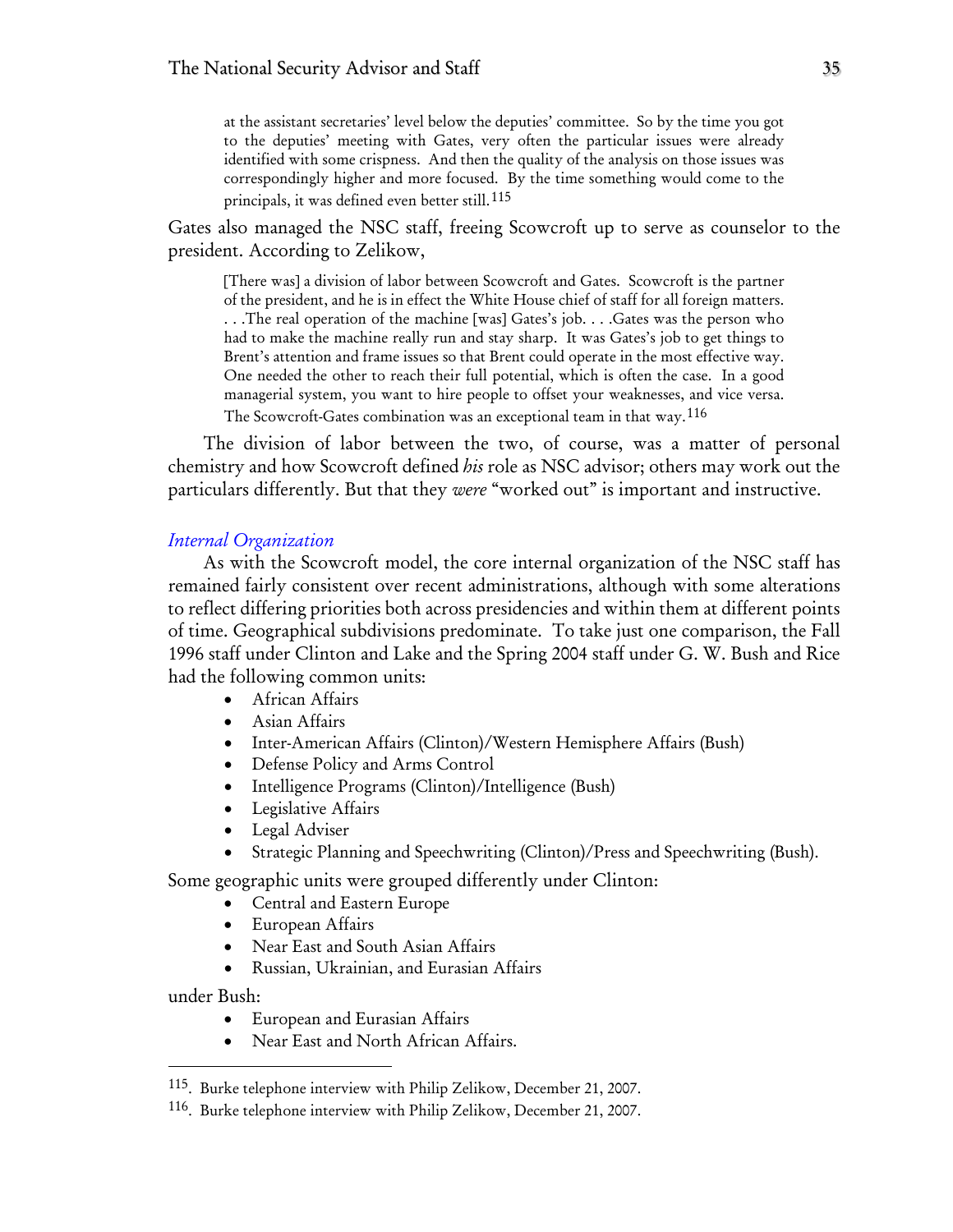> at the assistant secretaries' level below the deputies' committee. So by the time you got to the deputies' meeting with Gates, very often the particular issues were already identified with some crispness. And then the quality of the analysis on those issues was correspondingly higher and more focused. By the time something would come to the principals, it was defined even better still.[115]

Gates also managed the NSC staff, freeing Scowcroft up to serve as counselor to the president. According to Zelikow,

> [There was] a division of labor between Scowcroft and Gates. Scowcroft is the partner of the president, and he is in effect the White House chief of staff for all foreign matters. . . .The real operation of the machine [was] Gates's job. . . .Gates was the person who had to make the machine really run and stay sharp. It was Gates's job to get things to Brent's attention and frame issues so that Brent could operate in the most effective way. One needed the other to reach their full potential, which is often the case. In a good managerial system, you want to hire people to offset your weaknesses, and vice versa. The Scowcroft-Gates combination was an exceptional team in that way.[116]

The division of labor between the two, of course, was a matter of personal chemistry and how Scowcroft defined *his* role as NSC advisor; others may work out the particulars differently. But that they *were* "worked out" is important and instructive.

### *Internal Organization*

As with the Scowcroft model, the core internal organization of the NSC staff has remained fairly consistent over recent administrations, although with some alterations to reflect differing priorities both across presidencies and within them at different points of time. Geographical subdivisions predominate. To take just one comparison, the Fall 1996 staff under Clinton and Lake and the Spring 2004 staff under G. W. Bush and Rice had the following common units:

- African Affairs
- Asian Affairs
- Inter-American Affairs (Clinton)/Western Hemisphere Affairs (Bush)
- Defense Policy and Arms Control
- Intelligence Programs (Clinton)/Intelligence (Bush)
- Legislative Affairs
- Legal Adviser
- Strategic Planning and Speechwriting (Clinton)/Press and Speechwriting (Bush).

Some geographic units were grouped differently under Clinton:

- Central and Eastern Europe
- European Affairs
- Near East and South Asian Affairs
- Russian, Ukrainian, and Eurasian Affairs

under Bush:

- European and Eurasian Affairs
- Near East and North African Affairs.

---

115. Burke telephone interview with Philip Zelikow, December 21, 2007.

116. Burke telephone interview with Philip Zelikow, December 21, 2007.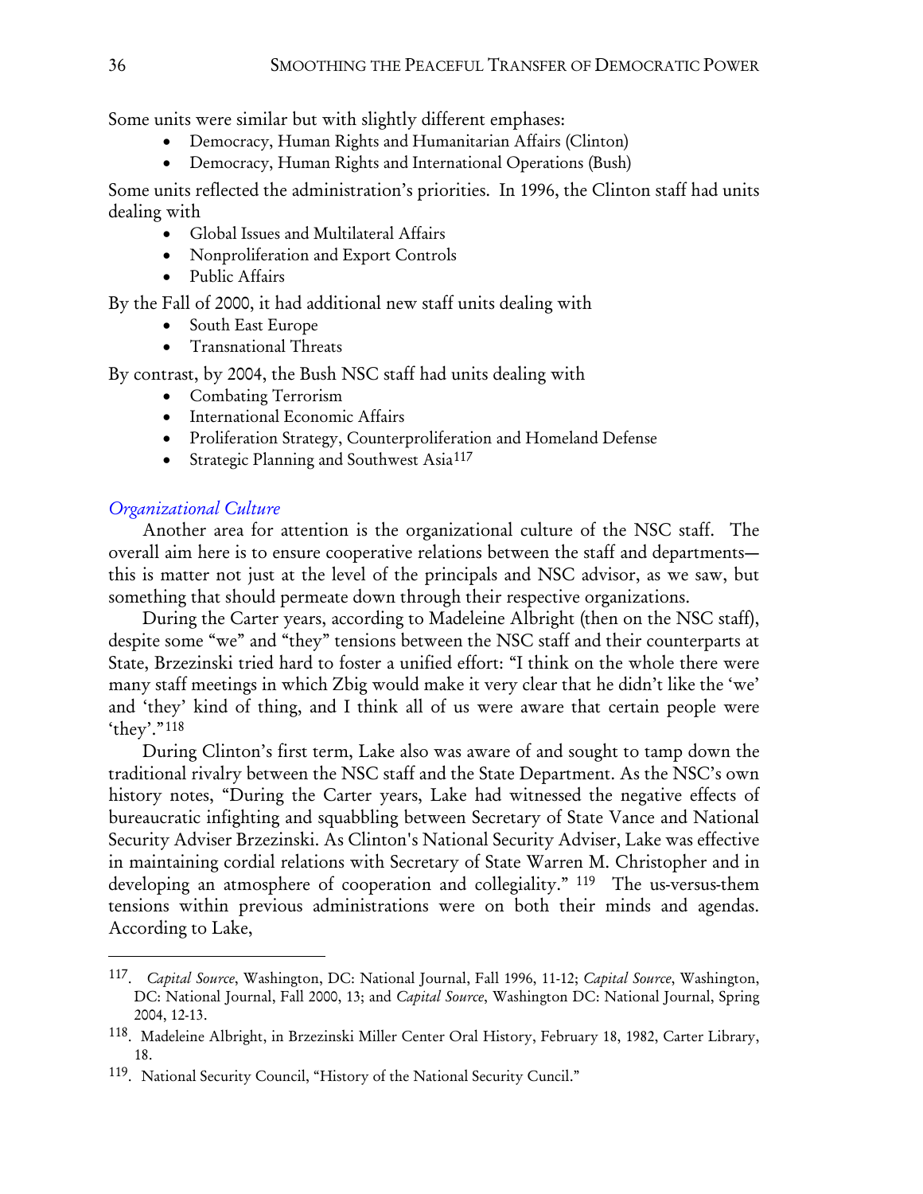Some units were similar but with slightly different emphases:

- Democracy, Human Rights and Humanitarian Affairs (Clinton)
- Democracy, Human Rights and International Operations (Bush)

Some units reflected the administration's priorities. In 1996, the Clinton staff had units dealing with

- Global Issues and Multilateral Affairs
- Nonproliferation and Export Controls
- Public Affairs

By the Fall of 2000, it had additional new staff units dealing with

- South East Europe
- Transnational Threats

By contrast, by 2004, the Bush NSC staff had units dealing with

- Combating Terrorism
- International Economic Affairs
- Proliferation Strategy, Counterproliferation and Homeland Defense
- Strategic Planning and Southwest Asia[117]

### *Organizational Culture*

Another area for attention is the organizational culture of the NSC staff. The overall aim here is to ensure cooperative relations between the staff and departments—this is matter not just at the level of the principals and NSC advisor, as we saw, but something that should permeate down through their respective organizations.

During the Carter years, according to Madeleine Albright (then on the NSC staff), despite some "we" and "they" tensions between the NSC staff and their counterparts at State, Brzezinski tried hard to foster a unified effort: "I think on the whole there were many staff meetings in which Zbig would make it very clear that he didn't like the 'we' and 'they' kind of thing, and I think all of us were aware that certain people were 'they'."[118]

During Clinton's first term, Lake also was aware of and sought to tamp down the traditional rivalry between the NSC staff and the State Department. As the NSC's own history notes, "During the Carter years, Lake had witnessed the negative effects of bureaucratic infighting and squabbling between Secretary of State Vance and National Security Adviser Brzezinski. As Clinton's National Security Adviser, Lake was effective in maintaining cordial relations with Secretary of State Warren M. Christopher and in developing an atmosphere of cooperation and collegiality." [119] The us-versus-them tensions within previous administrations were on both their minds and agendas. According to Lake,

---

117. *Capital Source*, Washington, DC: National Journal, Fall 1996, 11-12; *Capital Source*, Washington, DC: National Journal, Fall 2000, 13; and *Capital Source*, Washington DC: National Journal, Spring 2004, 12-13.

118. Madeleine Albright, in Brzezinski Miller Center Oral History, February 18, 1982, Carter Library, 18.

119. National Security Council, "History of the National Security Cuncil."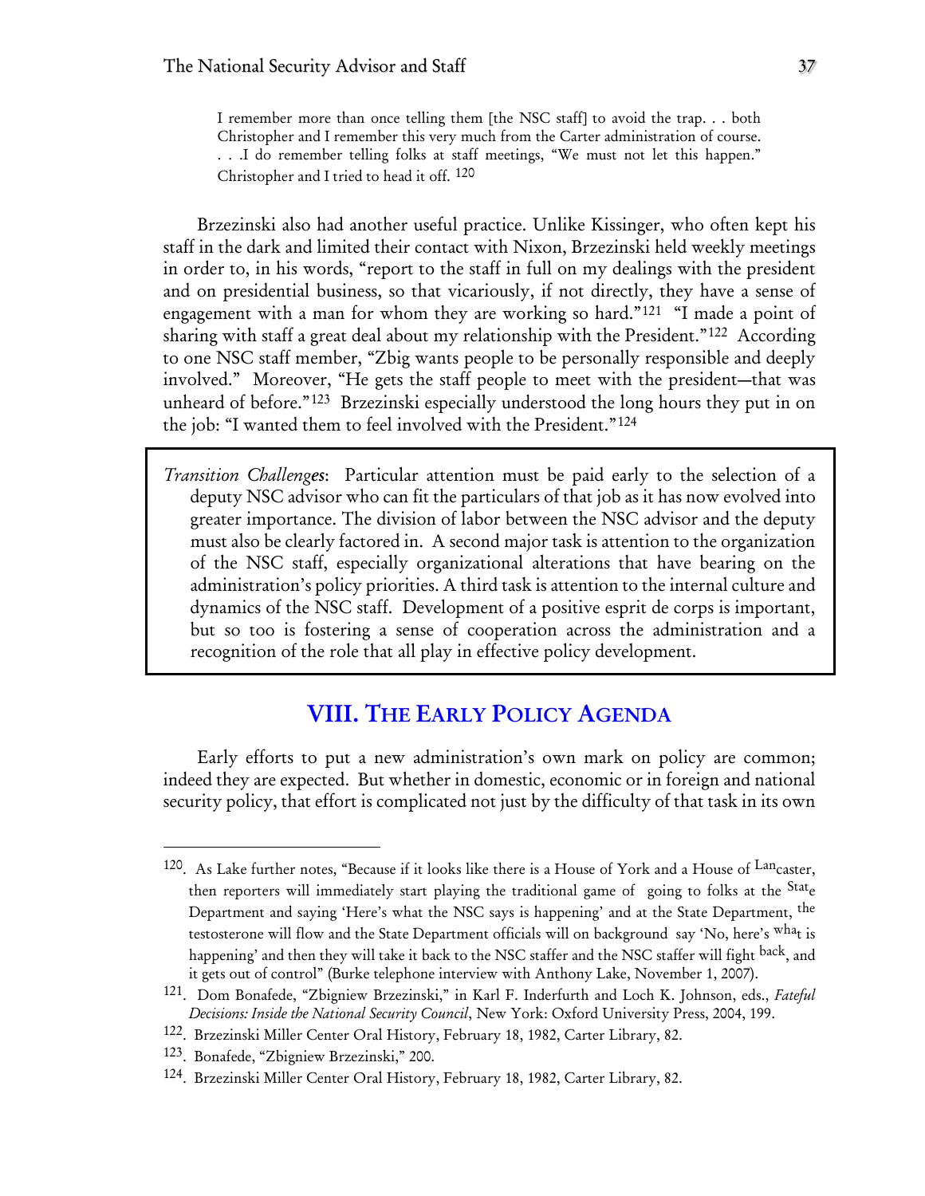> I remember more than once telling them [the NSC staff] to avoid the trap. . . both Christopher and I remember this very much from the Carter administration of course. . . .I do remember telling folks at staff meetings, "We must not let this happen." Christopher and I tried to head it off. [120]

Brzezinski also had another useful practice. Unlike Kissinger, who often kept his staff in the dark and limited their contact with Nixon, Brzezinski held weekly meetings in order to, in his words, "report to the staff in full on my dealings with the president and on presidential business, so that vicariously, if not directly, they have a sense of engagement with a man for whom they are working so hard."[121] "I made a point of sharing with staff a great deal about my relationship with the President."[122] According to one NSC staff member, "Zbig wants people to be personally responsible and deeply involved." Moreover, "He gets the staff people to meet with the president—that was unheard of before."[123] Brzezinski especially understood the long hours they put in on the job: "I wanted them to feel involved with the President."[124]

> *Transition Challenges*: Particular attention must be paid early to the selection of a deputy NSC advisor who can fit the particulars of that job as it has now evolved into greater importance. The division of labor between the NSC advisor and the deputy must also be clearly factored in. A second major task is attention to the organization of the NSC staff, especially organizational alterations that have bearing on the administration's policy priorities. A third task is attention to the internal culture and dynamics of the NSC staff. Development of a positive esprit de corps is important, but so too is fostering a sense of cooperation across the administration and a recognition of the role that all play in effective policy development.

## VIII. The Early Policy Agenda

Early efforts to put a new administration's own mark on policy are common; indeed they are expected. But whether in domestic, economic or in foreign and national security policy, that effort is complicated not just by the difficulty of that task in its own

---

[120]. As Lake further notes, "Because if it looks like there is a House of York and a House of Lancaster, then reporters will immediately start playing the traditional game of going to folks at the State Department and saying 'Here's what the NSC says is happening' and at the State Department, the testosterone will flow and the State Department officials will on background say 'No, here's what is happening' and then they will take it back to the NSC staffer and the NSC staffer will fight back, and it gets out of control" (Burke telephone interview with Anthony Lake, November 1, 2007).

[121]. Dom Bonafede, "Zbigniew Brzezinski," in Karl F. Inderfurth and Loch K. Johnson, eds., *Fateful Decisions: Inside the National Security Council*, New York: Oxford University Press, 2004, 199.

[122]. Brzezinski Miller Center Oral History, February 18, 1982, Carter Library, 82.

[123]. Bonafede, "Zbigniew Brzezinski," 200.

[124]. Brzezinski Miller Center Oral History, February 18, 1982, Carter Library, 82.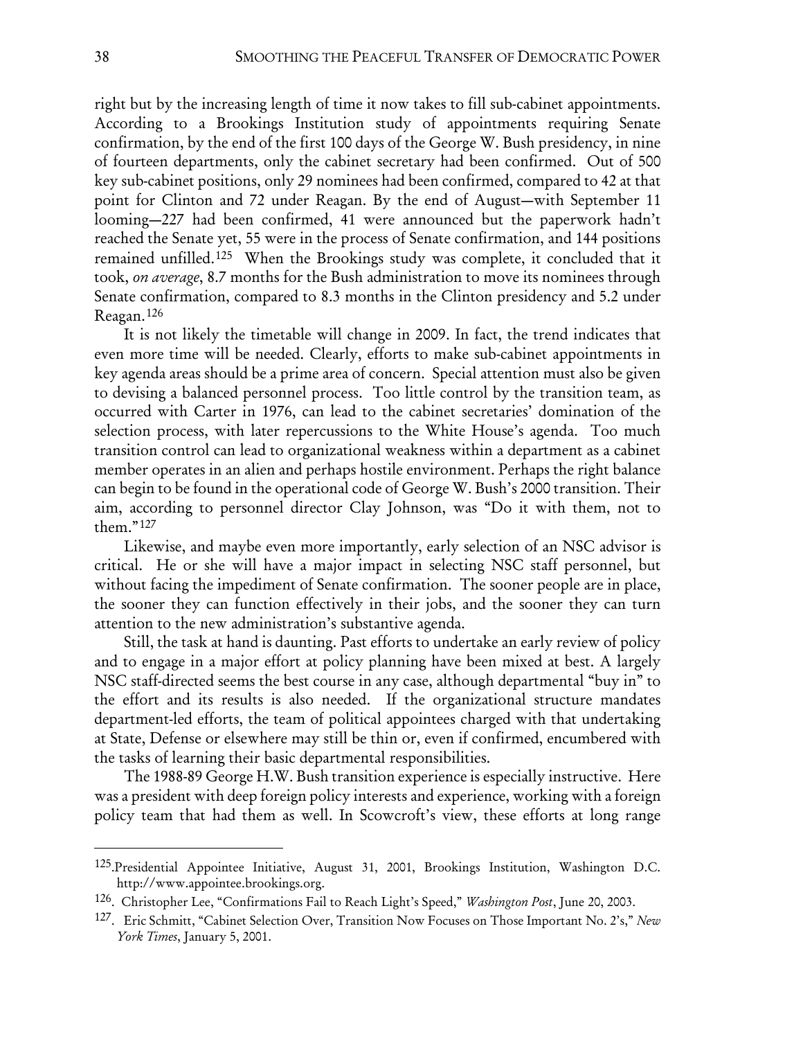right but by the increasing length of time it now takes to fill sub-cabinet appointments. According to a Brookings Institution study of appointments requiring Senate confirmation, by the end of the first 100 days of the George W. Bush presidency, in nine of fourteen departments, only the cabinet secretary had been confirmed. Out of 500 key sub-cabinet positions, only 29 nominees had been confirmed, compared to 42 at that point for Clinton and 72 under Reagan. By the end of August—with September 11 looming—227 had been confirmed, 41 were announced but the paperwork hadn't reached the Senate yet, 55 were in the process of Senate confirmation, and 144 positions remained unfilled.[125] When the Brookings study was complete, it concluded that it took, *on average*, 8.7 months for the Bush administration to move its nominees through Senate confirmation, compared to 8.3 months in the Clinton presidency and 5.2 under Reagan.[126]

It is not likely the timetable will change in 2009. In fact, the trend indicates that even more time will be needed. Clearly, efforts to make sub-cabinet appointments in key agenda areas should be a prime area of concern. Special attention must also be given to devising a balanced personnel process. Too little control by the transition team, as occurred with Carter in 1976, can lead to the cabinet secretaries' domination of the selection process, with later repercussions to the White House's agenda. Too much transition control can lead to organizational weakness within a department as a cabinet member operates in an alien and perhaps hostile environment. Perhaps the right balance can begin to be found in the operational code of George W. Bush's 2000 transition. Their aim, according to personnel director Clay Johnson, was "Do it with them, not to them."[127]

Likewise, and maybe even more importantly, early selection of an NSC advisor is critical. He or she will have a major impact in selecting NSC staff personnel, but without facing the impediment of Senate confirmation. The sooner people are in place, the sooner they can function effectively in their jobs, and the sooner they can turn attention to the new administration's substantive agenda.

Still, the task at hand is daunting. Past efforts to undertake an early review of policy and to engage in a major effort at policy planning have been mixed at best. A largely NSC staff-directed seems the best course in any case, although departmental "buy in" to the effort and its results is also needed. If the organizational structure mandates department-led efforts, the team of political appointees charged with that undertaking at State, Defense or elsewhere may still be thin or, even if confirmed, encumbered with the tasks of learning their basic departmental responsibilities.

The 1988-89 George H.W. Bush transition experience is especially instructive. Here was a president with deep foreign policy interests and experience, working with a foreign policy team that had them as well. In Scowcroft's view, these efforts at long range

---

[125] Presidential Appointee Initiative, August 31, 2001, Brookings Institution, Washington D.C. http://www.appointee.brookings.org.

[126]. Christopher Lee, "Confirmations Fail to Reach Light's Speed," *Washington Post*, June 20, 2003.

[127]. Eric Schmitt, "Cabinet Selection Over, Transition Now Focuses on Those Important No. 2's," *New York Times*, January 5, 2001.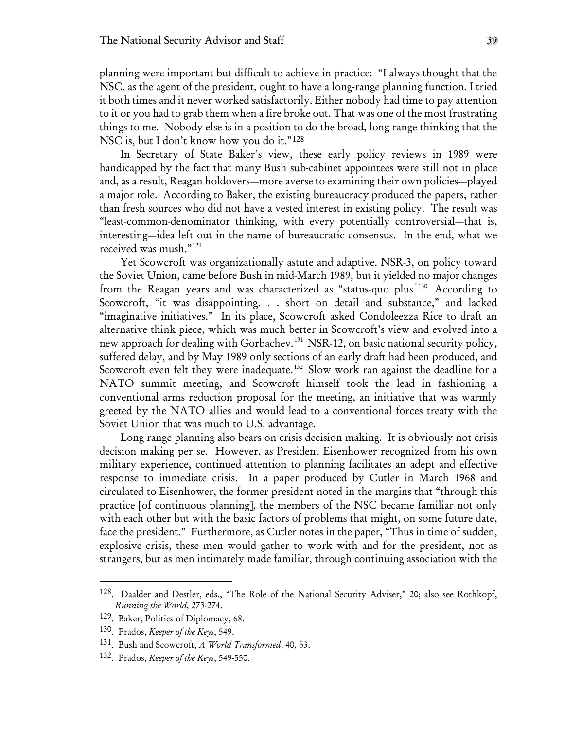planning were important but difficult to achieve in practice: "I always thought that the NSC, as the agent of the president, ought to have a long-range planning function. I tried it both times and it never worked satisfactorily. Either nobody had time to pay attention to it or you had to grab them when a fire broke out. That was one of the most frustrating things to me. Nobody else is in a position to do the broad, long-range thinking that the NSC is, but I don't know how you do it."[128]

In Secretary of State Baker's view, these early policy reviews in 1989 were handicapped by the fact that many Bush sub-cabinet appointees were still not in place and, as a result, Reagan holdovers—more averse to examining their own policies—played a major role. According to Baker, the existing bureaucracy produced the papers, rather than fresh sources who did not have a vested interest in existing policy. The result was "least-common-denominator thinking, with every potentially controversial—that is, interesting—idea left out in the name of bureaucratic consensus. In the end, what we received was mush."[129]

Yet Scowcroft was organizationally astute and adaptive. NSR-3, on policy toward the Soviet Union, came before Bush in mid-March 1989, but it yielded no major changes from the Reagan years and was characterized as "status-quo plus"[130] According to Scowcroft, "it was disappointing. . . short on detail and substance," and lacked "imaginative initiatives." In its place, Scowcroft asked Condoleezza Rice to draft an alternative think piece, which was much better in Scowcroft's view and evolved into a new approach for dealing with Gorbachev.[131] NSR-12, on basic national security policy, suffered delay, and by May 1989 only sections of an early draft had been produced, and Scowcroft even felt they were inadequate.[132] Slow work ran against the deadline for a NATO summit meeting, and Scowcroft himself took the lead in fashioning a conventional arms reduction proposal for the meeting, an initiative that was warmly greeted by the NATO allies and would lead to a conventional forces treaty with the Soviet Union that was much to U.S. advantage.

Long range planning also bears on crisis decision making. It is obviously not crisis decision making per se. However, as President Eisenhower recognized from his own military experience, continued attention to planning facilitates an adept and effective response to immediate crisis. In a paper produced by Cutler in March 1968 and circulated to Eisenhower, the former president noted in the margins that "through this practice [of continuous planning], the members of the NSC became familiar not only with each other but with the basic factors of problems that might, on some future date, face the president." Furthermore, as Cutler notes in the paper, "Thus in time of sudden, explosive crisis, these men would gather to work with and for the president, not as strangers, but as men intimately made familiar, through continuing association with the

---

128. Daalder and Destler, eds., "The Role of the National Security Adviser," 20; also see Rothkopf, *Running the World,* 273-274.

129. Baker, Politics of Diplomacy, 68.

130. Prados, *Keeper of the Keys*, 549.

131. Bush and Scowcroft, *A World Transformed*, 40, 53.

132. Prados, *Keeper of the Keys*, 549-550.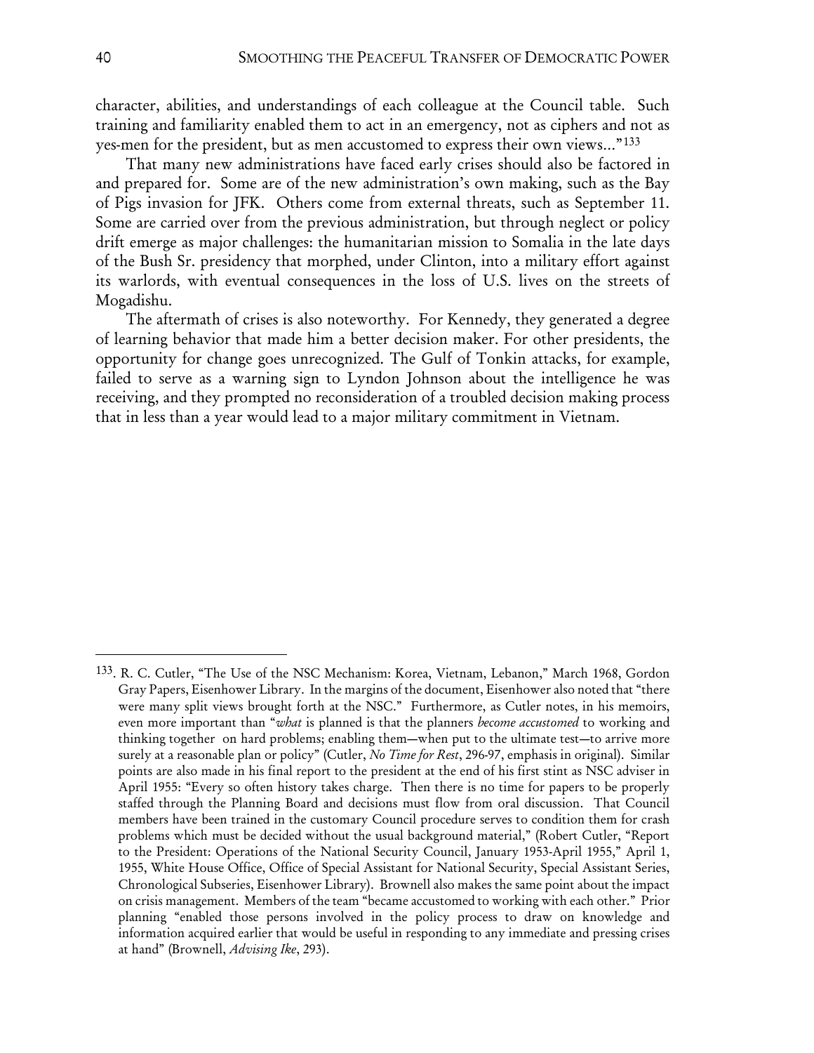character, abilities, and understandings of each colleague at the Council table. Such training and familiarity enabled them to act in an emergency, not as ciphers and not as yes-men for the president, but as men accustomed to express their own views…"[133]

That many new administrations have faced early crises should also be factored in and prepared for. Some are of the new administration's own making, such as the Bay of Pigs invasion for JFK. Others come from external threats, such as September 11. Some are carried over from the previous administration, but through neglect or policy drift emerge as major challenges: the humanitarian mission to Somalia in the late days of the Bush Sr. presidency that morphed, under Clinton, into a military effort against its warlords, with eventual consequences in the loss of U.S. lives on the streets of Mogadishu.

The aftermath of crises is also noteworthy. For Kennedy, they generated a degree of learning behavior that made him a better decision maker. For other presidents, the opportunity for change goes unrecognized. The Gulf of Tonkin attacks, for example, failed to serve as a warning sign to Lyndon Johnson about the intelligence he was receiving, and they prompted no reconsideration of a troubled decision making process that in less than a year would lead to a major military commitment in Vietnam.

---

[133]. R. C. Cutler, "The Use of the NSC Mechanism: Korea, Vietnam, Lebanon," March 1968, Gordon Gray Papers, Eisenhower Library. In the margins of the document, Eisenhower also noted that "there were many split views brought forth at the NSC." Furthermore, as Cutler notes, in his memoirs, even more important than "*what* is planned is that the planners *become accustomed* to working and thinking together on hard problems; enabling them—when put to the ultimate test—to arrive more surely at a reasonable plan or policy" (Cutler, *No Time for Rest*, 296-97, emphasis in original). Similar points are also made in his final report to the president at the end of his first stint as NSC adviser in April 1955: "Every so often history takes charge. Then there is no time for papers to be properly staffed through the Planning Board and decisions must flow from oral discussion. That Council members have been trained in the customary Council procedure serves to condition them for crash problems which must be decided without the usual background material," (Robert Cutler, "Report to the President: Operations of the National Security Council, January 1953-April 1955," April 1, 1955, White House Office, Office of Special Assistant for National Security, Special Assistant Series, Chronological Subseries, Eisenhower Library). Brownell also makes the same point about the impact on crisis management. Members of the team "became accustomed to working with each other." Prior planning "enabled those persons involved in the policy process to draw on knowledge and information acquired earlier that would be useful in responding to any immediate and pressing crises at hand" (Brownell, *Advising Ike*, 293).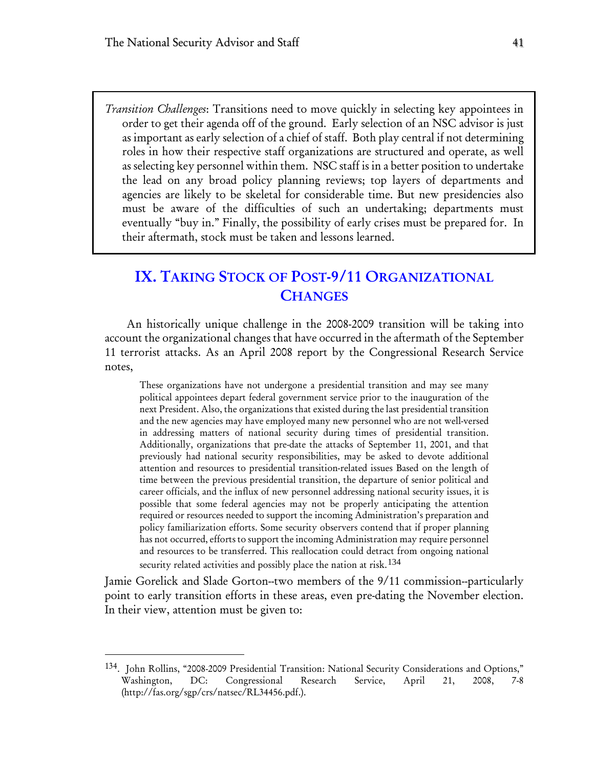*Transition Challenges*: Transitions need to move quickly in selecting key appointees in order to get their agenda off of the ground. Early selection of an NSC advisor is just as important as early selection of a chief of staff. Both play central if not determining roles in how their respective staff organizations are structured and operate, as well as selecting key personnel within them. NSC staff is in a better position to undertake the lead on any broad policy planning reviews; top layers of departments and agencies are likely to be skeletal for considerable time. But new presidencies also must be aware of the difficulties of such an undertaking; departments must eventually "buy in." Finally, the possibility of early crises must be prepared for. In their aftermath, stock must be taken and lessons learned.

## IX. Taking Stock of Post-9/11 Organizational Changes

An historically unique challenge in the 2008-2009 transition will be taking into account the organizational changes that have occurred in the aftermath of the September 11 terrorist attacks. As an April 2008 report by the Congressional Research Service notes,

> These organizations have not undergone a presidential transition and may see many political appointees depart federal government service prior to the inauguration of the next President. Also, the organizations that existed during the last presidential transition and the new agencies may have employed many new personnel who are not well-versed in addressing matters of national security during times of presidential transition. Additionally, organizations that pre-date the attacks of September 11, 2001, and that previously had national security responsibilities, may be asked to devote additional attention and resources to presidential transition-related issues Based on the length of time between the previous presidential transition, the departure of senior political and career officials, and the influx of new personnel addressing national security issues, it is possible that some federal agencies may not be properly anticipating the attention required or resources needed to support the incoming Administration's preparation and policy familiarization efforts. Some security observers contend that if proper planning has not occurred, efforts to support the incoming Administration may require personnel and resources to be transferred. This reallocation could detract from ongoing national security related activities and possibly place the nation at risk.[134]

Jamie Gorelick and Slade Gorton--two members of the 9/11 commission--particularly point to early transition efforts in these areas, even pre-dating the November election. In their view, attention must be given to:

---

[134]. John Rollins, "2008-2009 Presidential Transition: National Security Considerations and Options," Washington, DC: Congressional Research Service, April 21, 2008, 7-8 (http://fas.org/sgp/crs/natsec/RL34456.pdf.).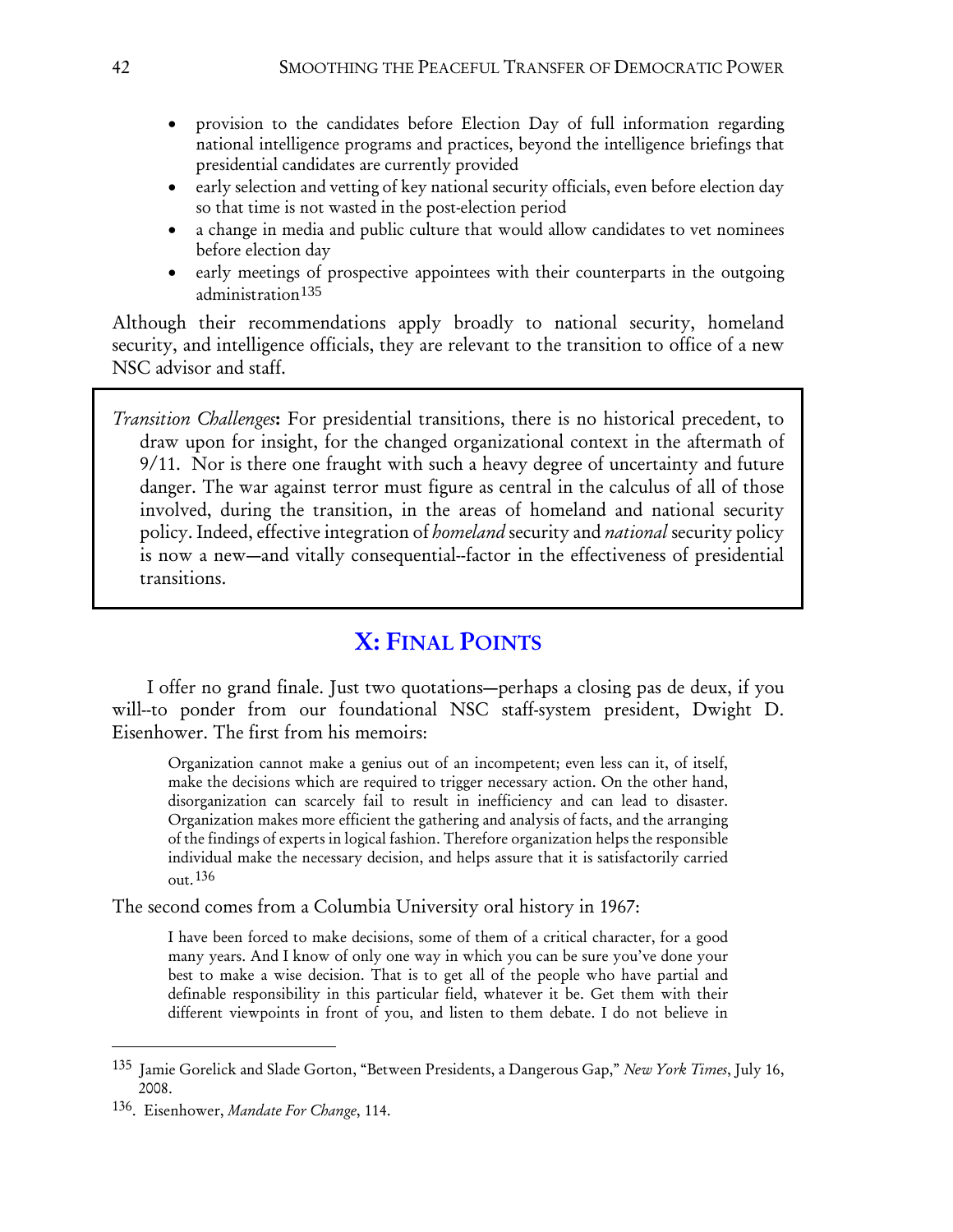- provision to the candidates before Election Day of full information regarding national intelligence programs and practices, beyond the intelligence briefings that presidential candidates are currently provided
- early selection and vetting of key national security officials, even before election day so that time is not wasted in the post-election period
- a change in media and public culture that would allow candidates to vet nominees before election day
- early meetings of prospective appointees with their counterparts in the outgoing administration[135]

Although their recommendations apply broadly to national security, homeland security, and intelligence officials, they are relevant to the transition to office of a new NSC advisor and staff.

> *Transition Challenges*: For presidential transitions, there is no historical precedent, to draw upon for insight, for the changed organizational context in the aftermath of 9/11. Nor is there one fraught with such a heavy degree of uncertainty and future danger. The war against terror must figure as central in the calculus of all of those involved, during the transition, in the areas of homeland and national security policy. Indeed, effective integration of *homeland* security and *national* security policy is now a new—and vitally consequential--factor in the effectiveness of presidential transitions.

## X: Final Points

I offer no grand finale. Just two quotations—perhaps a closing pas de deux, if you will--to ponder from our foundational NSC staff-system president, Dwight D. Eisenhower. The first from his memoirs:

> Organization cannot make a genius out of an incompetent; even less can it, of itself, make the decisions which are required to trigger necessary action. On the other hand, disorganization can scarcely fail to result in inefficiency and can lead to disaster. Organization makes more efficient the gathering and analysis of facts, and the arranging of the findings of experts in logical fashion. Therefore organization helps the responsible individual make the necessary decision, and helps assure that it is satisfactorily carried out.[136]

The second comes from a Columbia University oral history in 1967:

> I have been forced to make decisions, some of them of a critical character, for a good many years. And I know of only one way in which you can be sure you've done your best to make a wise decision. That is to get all of the people who have partial and definable responsibility in this particular field, whatever it be. Get them with their different viewpoints in front of you, and listen to them debate. I do not believe in

---

[135] Jamie Gorelick and Slade Gorton, "Between Presidents, a Dangerous Gap," *New York Times*, July 16, 2008.

[136]. Eisenhower, *Mandate For Change*, 114.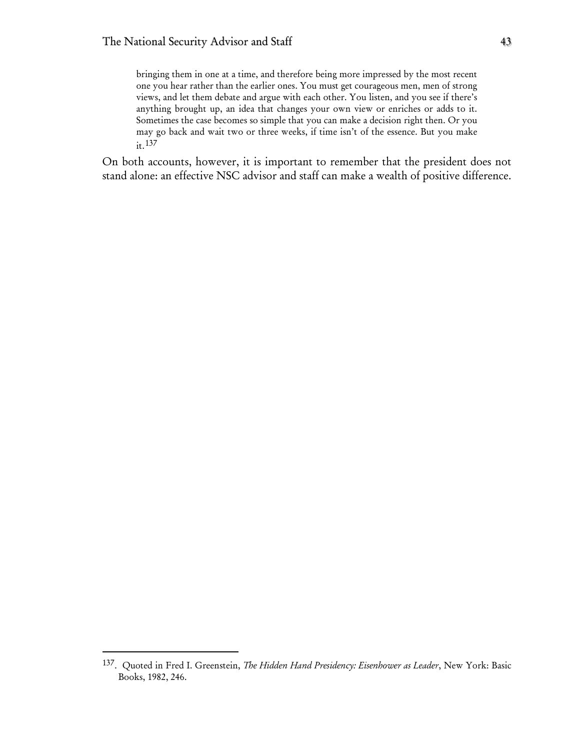> bringing them in one at a time, and therefore being more impressed by the most recent one you hear rather than the earlier ones. You must get courageous men, men of strong views, and let them debate and argue with each other. You listen, and you see if there's anything brought up, an idea that changes your own view or enriches or adds to it. Sometimes the case becomes so simple that you can make a decision right then. Or you may go back and wait two or three weeks, if time isn't of the essence. But you make it.[137]

On both accounts, however, it is important to remember that the president does not stand alone: an effective NSC advisor and staff can make a wealth of positive difference.

---

137. Quoted in Fred I. Greenstein, *The Hidden Hand Presidency: Eisenhower as Leader*, New York: Basic Books, 1982, 246.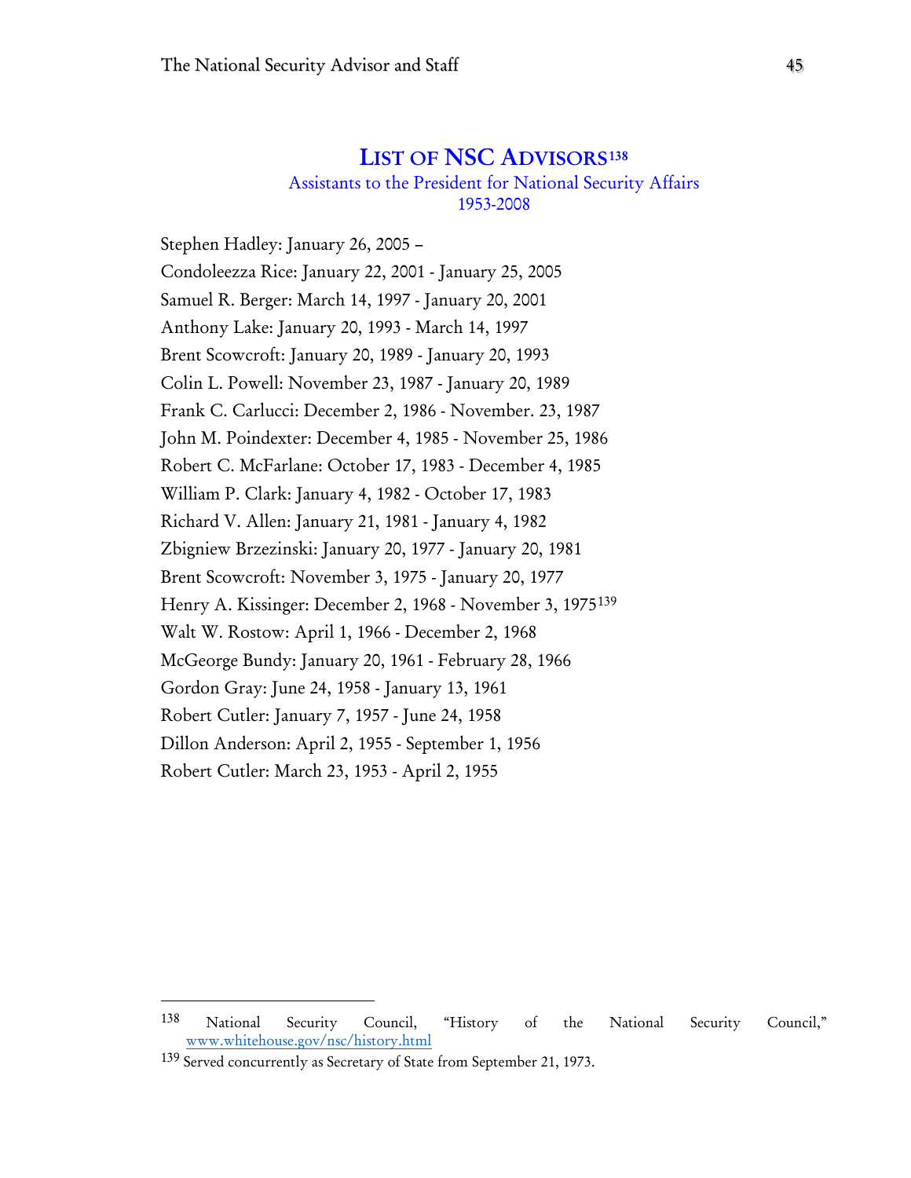## LIST OF NSC ADVISORS[138]

### Assistants to the President for National Security Affairs 1953-2008

Stephen Hadley: January 26, 2005 –

Condoleezza Rice: January 22, 2001 - January 25, 2005

Samuel R. Berger: March 14, 1997 - January 20, 2001

Anthony Lake: January 20, 1993 - March 14, 1997

Brent Scowcroft: January 20, 1989 - January 20, 1993

Colin L. Powell: November 23, 1987 - January 20, 1989

Frank C. Carlucci: December 2, 1986 - November. 23, 1987

John M. Poindexter: December 4, 1985 - November 25, 1986

Robert C. McFarlane: October 17, 1983 - December 4, 1985

William P. Clark: January 4, 1982 - October 17, 1983

Richard V. Allen: January 21, 1981 - January 4, 1982

Zbigniew Brzezinski: January 20, 1977 - January 20, 1981

Brent Scowcroft: November 3, 1975 - January 20, 1977

Henry A. Kissinger: December 2, 1968 - November 3, 1975[139]

Walt W. Rostow: April 1, 1966 - December 2, 1968

McGeorge Bundy: January 20, 1961 - February 28, 1966

Gordon Gray: June 24, 1958 - January 13, 1961

Robert Cutler: January 7, 1957 - June 24, 1958

Dillon Anderson: April 2, 1955 - September 1, 1956

Robert Cutler: March 23, 1953 - April 2, 1955

---

[138] National Security Council, "History of the National Security Council," www.whitehouse.gov/nsc/history.html

[139] Served concurrently as Secretary of State from September 21, 1973.